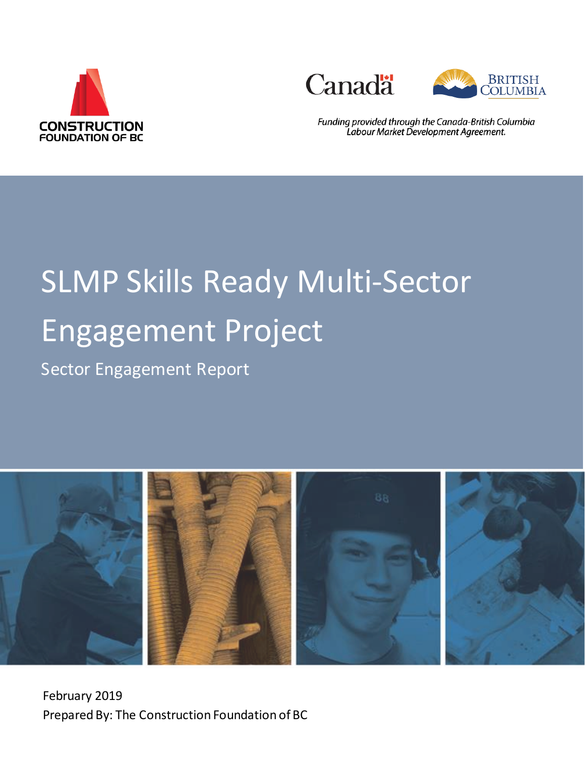CONSTRUCTION FOUNDATION OF BC

*Funding provided through the Canada-British Columbia Labour Market Development Agreement.*

# SLMP Skills Ready Multi-Sector Engagement Project

## Sector Engagement Report

February 2019

Prepared By: The Construction Foundation of BC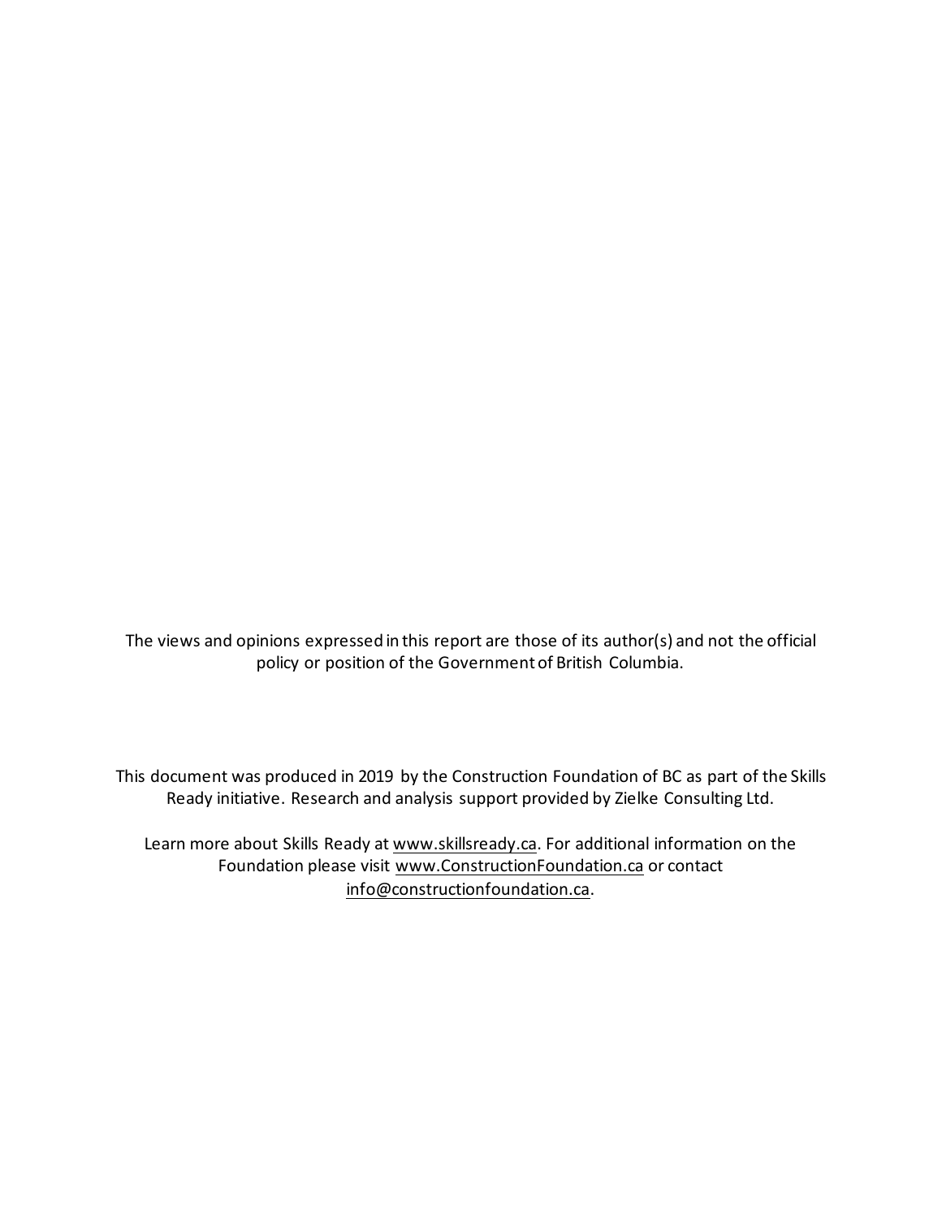The views and opinions expressed in this report are those of its author(s) and not the official policy or position of the Government of British Columbia.

This document was produced in 2019 by the Construction Foundation of BC as part of the Skills Ready initiative. Research and analysis support provided by Zielke Consulting Ltd.

Learn more about Skills Ready at www.skillsready.ca. For additional information on the Foundation please visit www.ConstructionFoundation.ca or contact info@constructionfoundation.ca.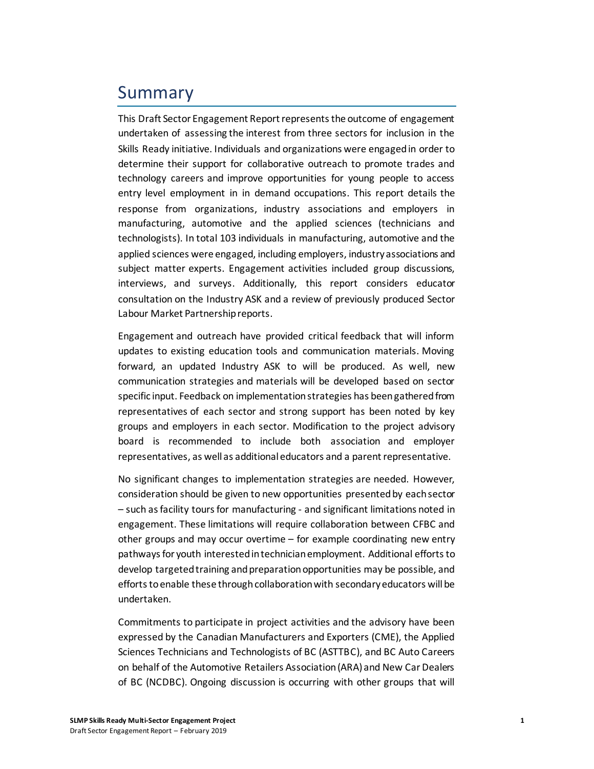# Summary

This Draft Sector Engagement Report represents the outcome of engagement undertaken of assessing the interest from three sectors for inclusion in the Skills Ready initiative. Individuals and organizations were engaged in order to determine their support for collaborative outreach to promote trades and technology careers and improve opportunities for young people to access entry level employment in in demand occupations. This report details the response from organizations, industry associations and employers in manufacturing, automotive and the applied sciences (technicians and technologists). In total 103 individuals in manufacturing, automotive and the applied sciences were engaged, including employers, industry associations and subject matter experts. Engagement activities included group discussions, interviews, and surveys. Additionally, this report considers educator consultation on the Industry ASK and a review of previously produced Sector Labour Market Partnership reports.

Engagement and outreach have provided critical feedback that will inform updates to existing education tools and communication materials. Moving forward, an updated Industry ASK to will be produced. As well, new communication strategies and materials will be developed based on sector specific input. Feedback on implementation strategies has been gathered from representatives of each sector and strong support has been noted by key groups and employers in each sector. Modification to the project advisory board is recommended to include both association and employer representatives, as well as additional educators and a parent representative.

No significant changes to implementation strategies are needed. However, consideration should be given to new opportunities presented by each sector – such as facility tours for manufacturing - and significant limitations noted in engagement. These limitations will require collaboration between CFBC and other groups and may occur overtime – for example coordinating new entry pathways for youth interested in technician employment. Additional efforts to develop targeted training and preparation opportunities may be possible, and efforts to enable these through collaboration with secondary educators will be undertaken.

Commitments to participate in project activities and the advisory have been expressed by the Canadian Manufacturers and Exporters (CME), the Applied Sciences Technicians and Technologists of BC (ASTTBC), and BC Auto Careers on behalf of the Automotive Retailers Association (ARA) and New Car Dealers of BC (NCDBC). Ongoing discussion is occurring with other groups that will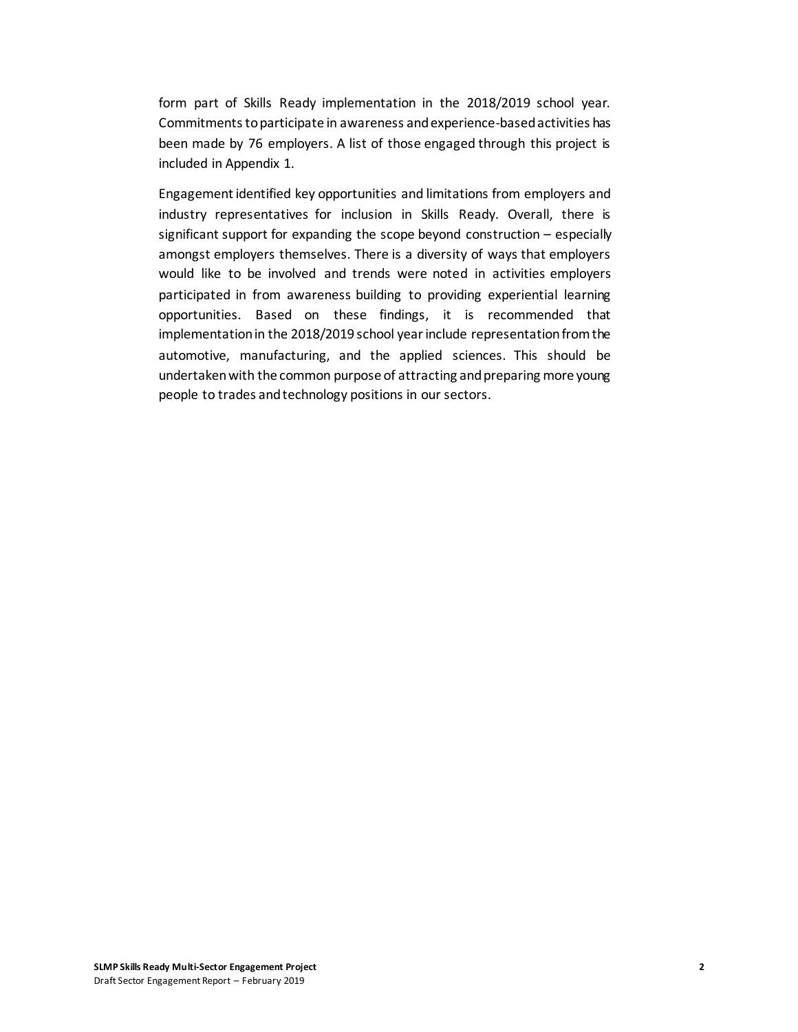form part of Skills Ready implementation in the 2018/2019 school year. Commitments to participate in awareness and experience-based activities has been made by 76 employers. A list of those engaged through this project is included in Appendix 1.

Engagement identified key opportunities and limitations from employers and industry representatives for inclusion in Skills Ready. Overall, there is significant support for expanding the scope beyond construction – especially amongst employers themselves. There is a diversity of ways that employers would like to be involved and trends were noted in activities employers participated in from awareness building to providing experiential learning opportunities. Based on these findings, it is recommended that implementation in the 2018/2019 school year include representation from the automotive, manufacturing, and the applied sciences. This should be undertaken with the common purpose of attracting and preparing more young people to trades and technology positions in our sectors.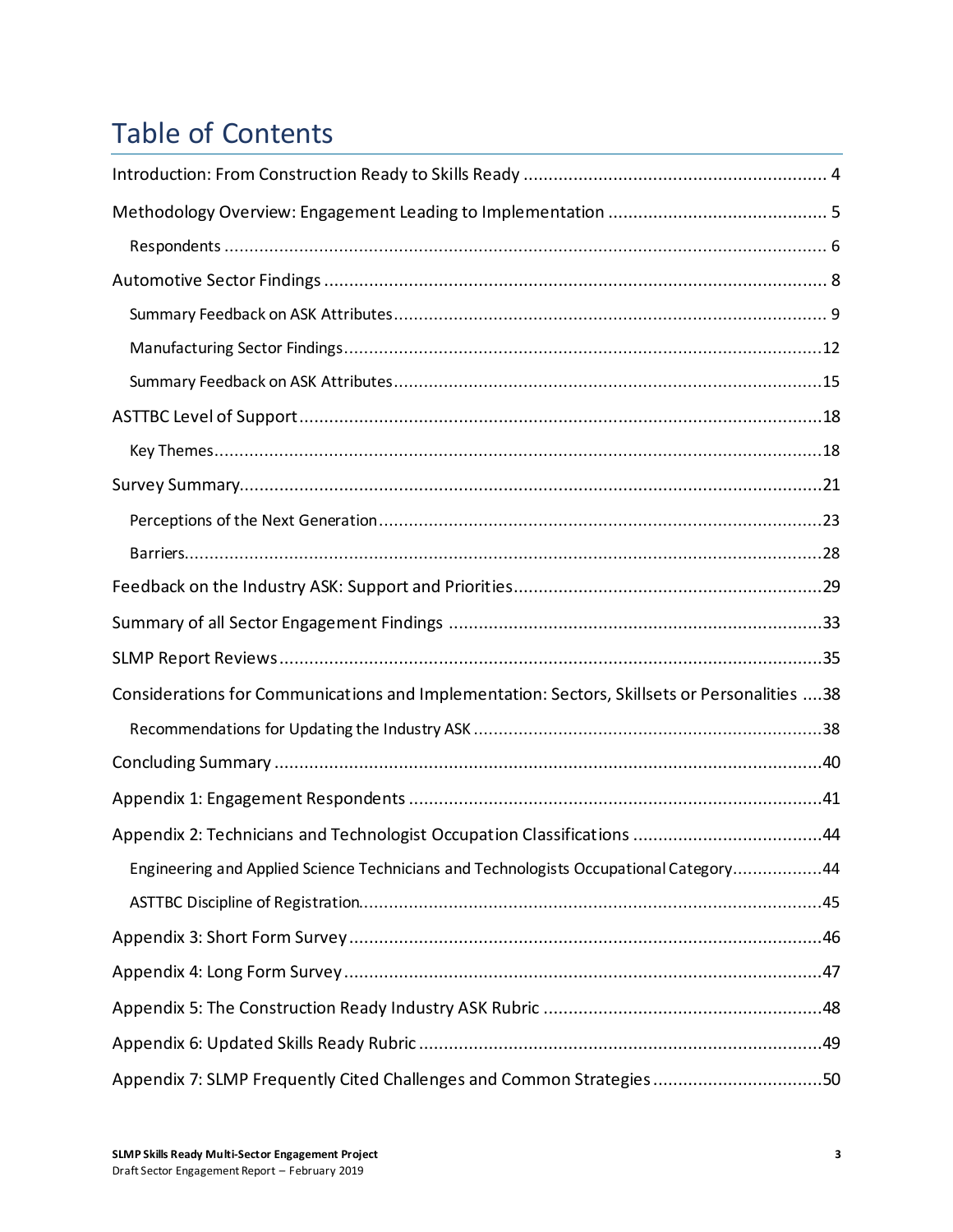# Table of Contents

Introduction: From Construction Ready to Skills Ready ............................................................ 4

Methodology Overview: Engagement Leading to Implementation ........................................... 5

- Respondents ........................................................................................................................ 6

Automotive Sector Findings ..................................................................................................... 8

- Summary Feedback on ASK Attributes ..................................................................................... 9
- Manufacturing Sector Findings ............................................................................................... 12
- Summary Feedback on ASK Attributes ..................................................................................... 15

ASTTBC Level of Support ......................................................................................................... 18

- Key Themes ......................................................................................................................... 18

Survey Summary ...................................................................................................................... 21

- Perceptions of the Next Generation ......................................................................................... 23
- Barriers ................................................................................................................................ 28

Feedback on the Industry ASK: Support and Priorities ............................................................. 29

Summary of all Sector Engagement Findings ........................................................................... 33

SLMP Report Reviews ............................................................................................................... 35

Considerations for Communications and Implementation: Sectors, Skillsets or Personalities .... 38

- Recommendations for Updating the Industry ASK ..................................................................... 38

Concluding Summary ............................................................................................................... 40

Appendix 1: Engagement Respondents ................................................................................... 41

Appendix 2: Technicians and Technologist Occupation Classifications ..................................... 44

- Engineering and Applied Science Technicians and Technologists Occupational Category ................. 44
- ASTTBC Discipline of Registration ............................................................................................ 45

Appendix 3: Short Form Survey ............................................................................................... 46

Appendix 4: Long Form Survey ................................................................................................ 47

Appendix 5: The Construction Ready Industry ASK Rubric ........................................................ 48

Appendix 6: Updated Skills Ready Rubric ................................................................................. 49

Appendix 7: SLMP Frequently Cited Challenges and Common Strategies .................................. 50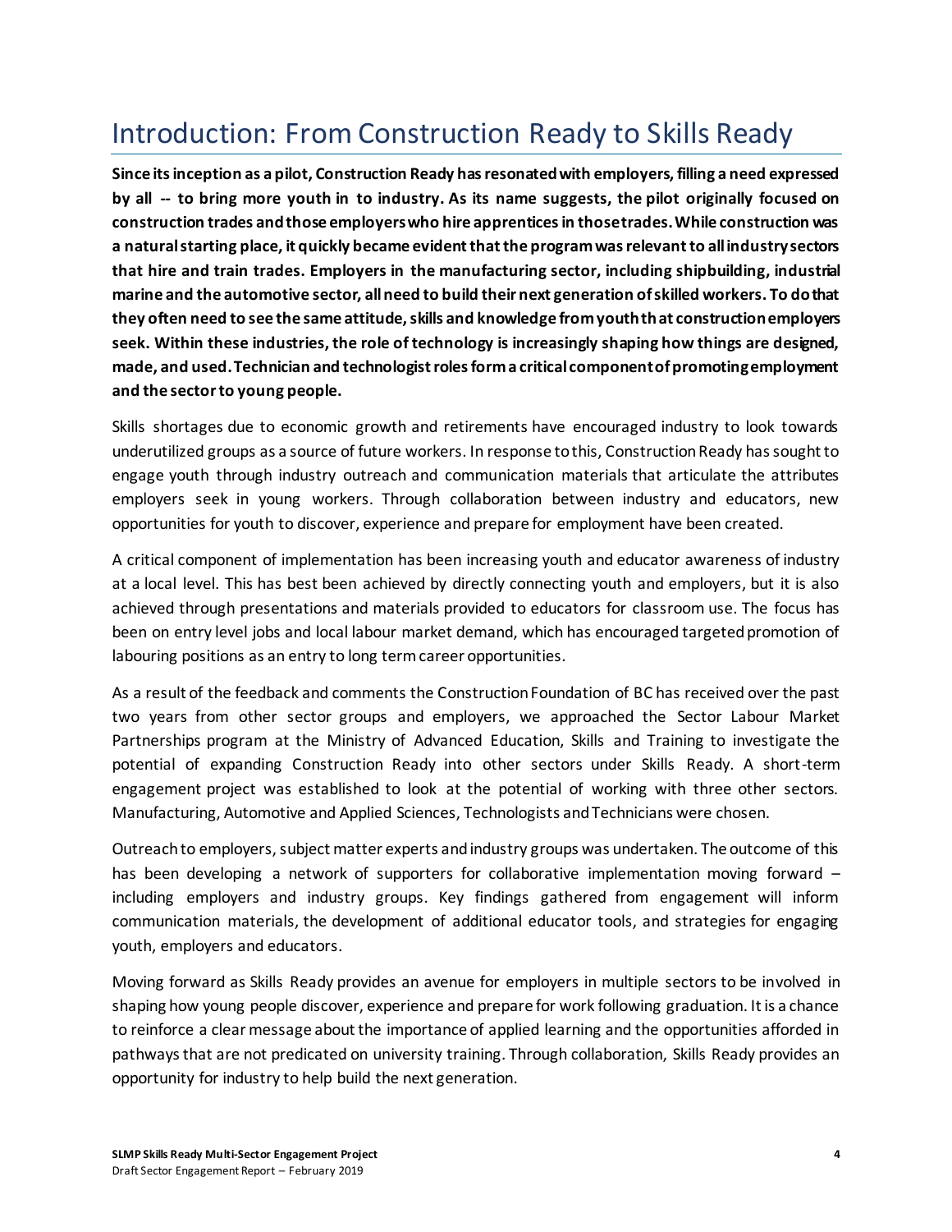# Introduction: From Construction Ready to Skills Ready

**Since its inception as a pilot, Construction Ready has resonated with employers, filling a need expressed by all -- to bring more youth in to industry. As its name suggests, the pilot originally focused on construction trades and those employers who hire apprentices in those trades. While construction was a natural starting place, it quickly became evident that the program was relevant to all industry sectors that hire and train trades. Employers in the manufacturing sector, including shipbuilding, industrial marine and the automotive sector, all need to build their next generation of skilled workers. To do that they often need to see the same attitude, skills and knowledge from youth that construction employers seek. Within these industries, the role of technology is increasingly shaping how things are designed, made, and used. Technician and technologist roles form a critical component of promoting employment and the sector to young people.**

Skills shortages due to economic growth and retirements have encouraged industry to look towards underutilized groups as a source of future workers. In response to this, Construction Ready has sought to engage youth through industry outreach and communication materials that articulate the attributes employers seek in young workers. Through collaboration between industry and educators, new opportunities for youth to discover, experience and prepare for employment have been created.

A critical component of implementation has been increasing youth and educator awareness of industry at a local level. This has best been achieved by directly connecting youth and employers, but it is also achieved through presentations and materials provided to educators for classroom use. The focus has been on entry level jobs and local labour market demand, which has encouraged targeted promotion of labouring positions as an entry to long term career opportunities.

As a result of the feedback and comments the Construction Foundation of BC has received over the past two years from other sector groups and employers, we approached the Sector Labour Market Partnerships program at the Ministry of Advanced Education, Skills and Training to investigate the potential of expanding Construction Ready into other sectors under Skills Ready. A short-term engagement project was established to look at the potential of working with three other sectors. Manufacturing, Automotive and Applied Sciences, Technologists and Technicians were chosen.

Outreach to employers, subject matter experts and industry groups was undertaken. The outcome of this has been developing a network of supporters for collaborative implementation moving forward – including employers and industry groups. Key findings gathered from engagement will inform communication materials, the development of additional educator tools, and strategies for engaging youth, employers and educators.

Moving forward as Skills Ready provides an avenue for employers in multiple sectors to be involved in shaping how young people discover, experience and prepare for work following graduation. It is a chance to reinforce a clear message about the importance of applied learning and the opportunities afforded in pathways that are not predicated on university training. Through collaboration, Skills Ready provides an opportunity for industry to help build the next generation.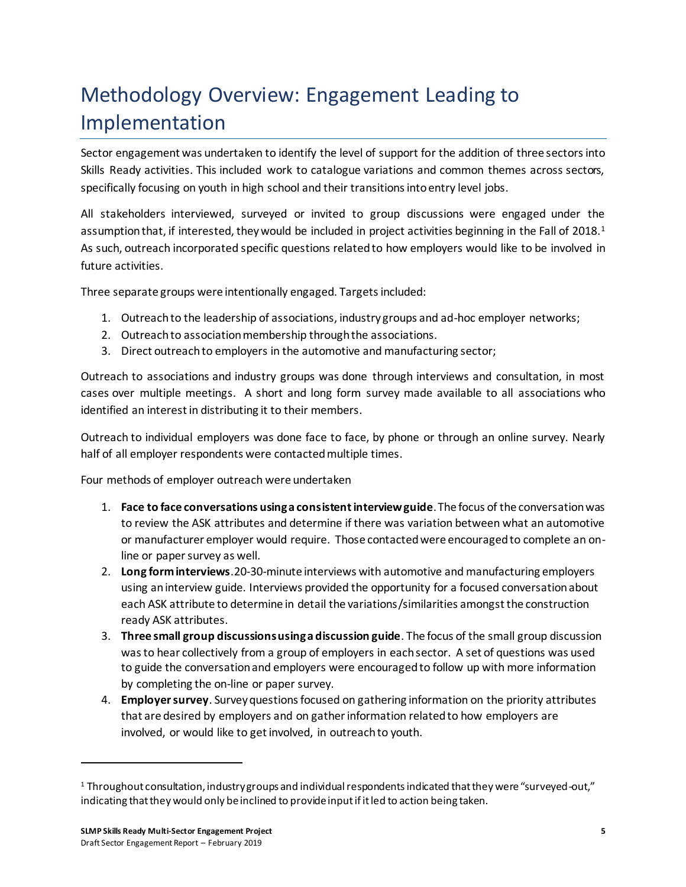# Methodology Overview: Engagement Leading to Implementation

Sector engagement was undertaken to identify the level of support for the addition of three sectors into Skills Ready activities. This included work to catalogue variations and common themes across sectors, specifically focusing on youth in high school and their transitions into entry level jobs.

All stakeholders interviewed, surveyed or invited to group discussions were engaged under the assumption that, if interested, they would be included in project activities beginning in the Fall of 2018.[1] As such, outreach incorporated specific questions related to how employers would like to be involved in future activities.

Three separate groups were intentionally engaged. Targets included:

1. Outreach to the leadership of associations, industry groups and ad-hoc employer networks;
2. Outreach to association membership through the associations.
3. Direct outreach to employers in the automotive and manufacturing sector;

Outreach to associations and industry groups was done through interviews and consultation, in most cases over multiple meetings. A short and long form survey made available to all associations who identified an interest in distributing it to their members.

Outreach to individual employers was done face to face, by phone or through an online survey. Nearly half of all employer respondents were contacted multiple times.

Four methods of employer outreach were undertaken

1. **Face to face conversations using a consistent interview guide**. The focus of the conversation was to review the ASK attributes and determine if there was variation between what an automotive or manufacturer employer would require. Those contacted were encouraged to complete an on-line or paper survey as well.
2. **Long form interviews**. 20-30-minute interviews with automotive and manufacturing employers using an interview guide. Interviews provided the opportunity for a focused conversation about each ASK attribute to determine in detail the variations/similarities amongst the construction ready ASK attributes.
3. **Three small group discussions using a discussion guide**. The focus of the small group discussion was to hear collectively from a group of employers in each sector. A set of questions was used to guide the conversation and employers were encouraged to follow up with more information by completing the on-line or paper survey.
4. **Employer survey**. Survey questions focused on gathering information on the priority attributes that are desired by employers and on gather information related to how employers are involved, or would like to get involved, in outreach to youth.

[1] Throughout consultation, industry groups and individual respondents indicated that they were "surveyed-out," indicating that they would only be inclined to provide input if it led to action being taken.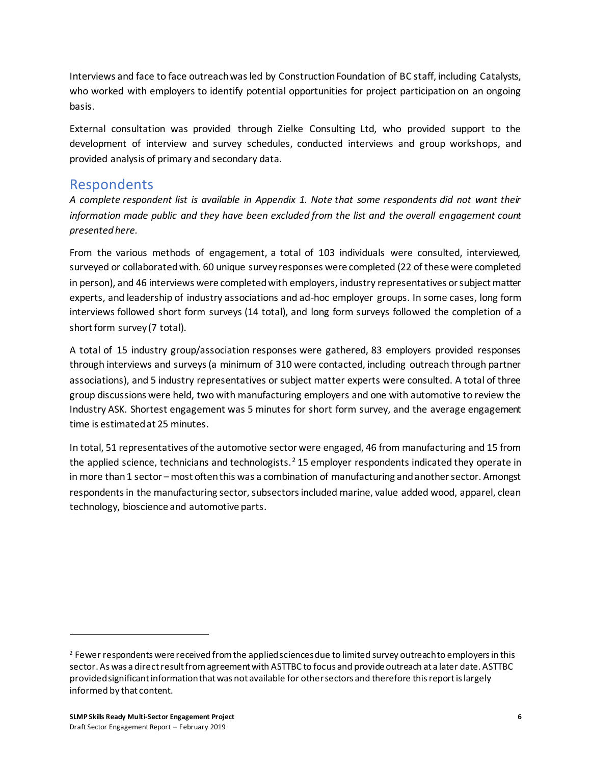Interviews and face to face outreach was led by Construction Foundation of BC staff, including Catalysts, who worked with employers to identify potential opportunities for project participation on an ongoing basis.

External consultation was provided through Zielke Consulting Ltd, who provided support to the development of interview and survey schedules, conducted interviews and group workshops, and provided analysis of primary and secondary data.

## Respondents

*A complete respondent list is available in Appendix 1. Note that some respondents did not want their information made public and they have been excluded from the list and the overall engagement count presented here.*

From the various methods of engagement, a total of 103 individuals were consulted, interviewed, surveyed or collaborated with. 60 unique survey responses were completed (22 of these were completed in person), and 46 interviews were completed with employers, industry representatives or subject matter experts, and leadership of industry associations and ad-hoc employer groups. In some cases, long form interviews followed short form surveys (14 total), and long form surveys followed the completion of a short form survey (7 total).

A total of 15 industry group/association responses were gathered, 83 employers provided responses through interviews and surveys (a minimum of 310 were contacted, including outreach through partner associations), and 5 industry representatives or subject matter experts were consulted. A total of three group discussions were held, two with manufacturing employers and one with automotive to review the Industry ASK. Shortest engagement was 5 minutes for short form survey, and the average engagement time is estimated at 25 minutes.

In total, 51 representatives of the automotive sector were engaged, 46 from manufacturing and 15 from the applied science, technicians and technologists.[2] 15 employer respondents indicated they operate in in more than 1 sector – most often this was a combination of manufacturing and another sector. Amongst respondents in the manufacturing sector, subsectors included marine, value added wood, apparel, clean technology, bioscience and automotive parts.

---

[2] Fewer respondents were received from the applied sciences due to limited survey outreach to employers in this sector. As was a direct result from agreement with ASTTBC to focus and provide outreach at a later date. ASTTBC provided significant information that was not available for other sectors and therefore this report is largely informed by that content.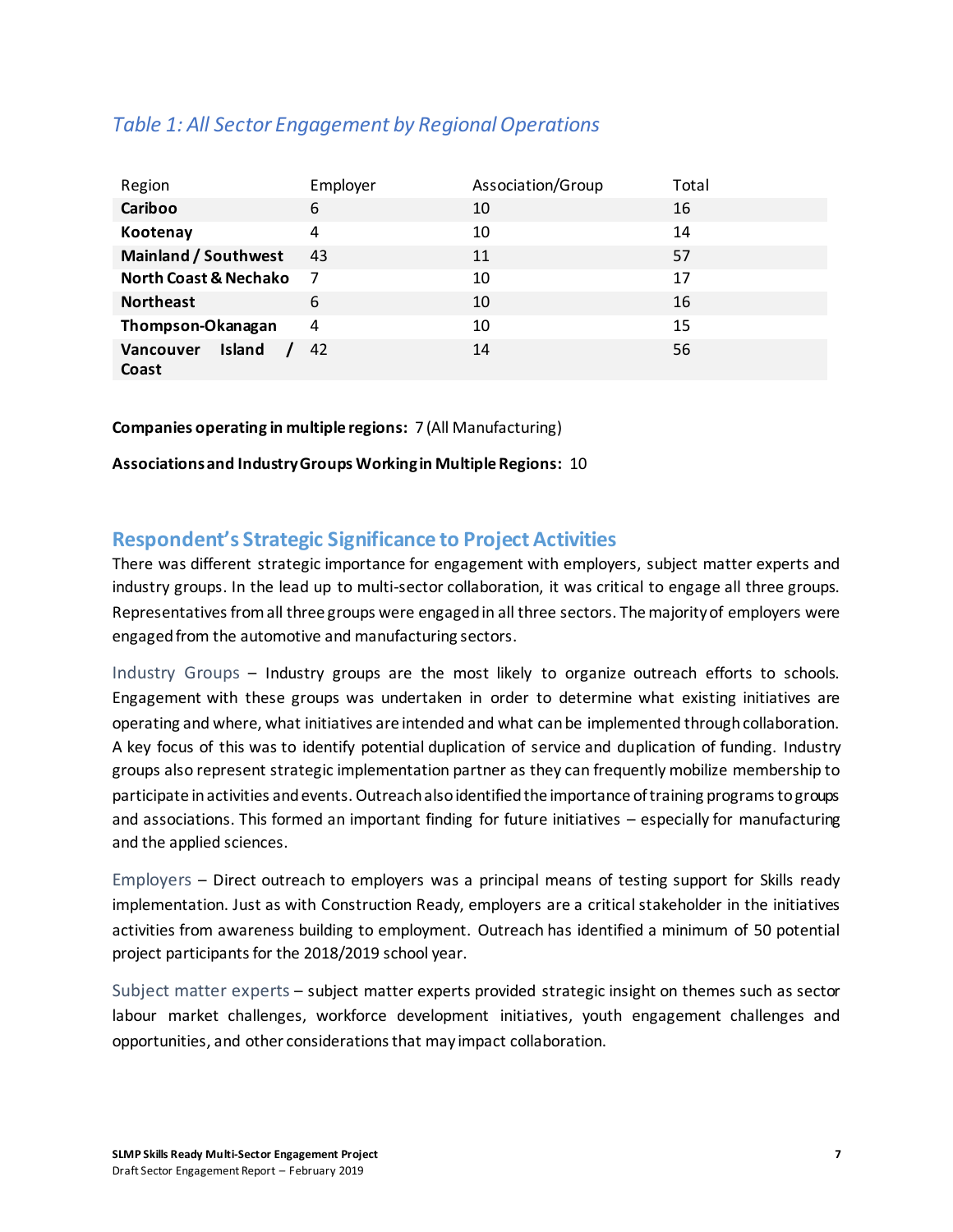### *Table 1: All Sector Engagement by Regional Operations*

| Region | Employer | Association/Group | Total |
|---|---|---|---|
| **Cariboo** | 6 | 10 | 16 |
| **Kootenay** | 4 | 10 | 14 |
| **Mainland / Southwest** | 43 | 11 | 57 |
| **North Coast & Nechako** | 7 | 10 | 17 |
| **Northeast** | 6 | 10 | 16 |
| **Thompson-Okanagan** | 4 | 10 | 15 |
| **Vancouver Island / Coast** | 42 | 14 | 56 |

**Companies operating in multiple regions:** 7 (All Manufacturing)

**Associations and Industry Groups Working in Multiple Regions:** 10

## Respondent's Strategic Significance to Project Activities

There was different strategic importance for engagement with employers, subject matter experts and industry groups. In the lead up to multi-sector collaboration, it was critical to engage all three groups. Representatives from all three groups were engaged in all three sectors. The majority of employers were engaged from the automotive and manufacturing sectors.

Industry Groups – Industry groups are the most likely to organize outreach efforts to schools. Engagement with these groups was undertaken in order to determine what existing initiatives are operating and where, what initiatives are intended and what can be implemented through collaboration. A key focus of this was to identify potential duplication of service and duplication of funding. Industry groups also represent strategic implementation partner as they can frequently mobilize membership to participate in activities and events. Outreach also identified the importance of training programs to groups and associations. This formed an important finding for future initiatives – especially for manufacturing and the applied sciences.

Employers – Direct outreach to employers was a principal means of testing support for Skills ready implementation. Just as with Construction Ready, employers are a critical stakeholder in the initiatives activities from awareness building to employment. Outreach has identified a minimum of 50 potential project participants for the 2018/2019 school year.

Subject matter experts – subject matter experts provided strategic insight on themes such as sector labour market challenges, workforce development initiatives, youth engagement challenges and opportunities, and other considerations that may impact collaboration.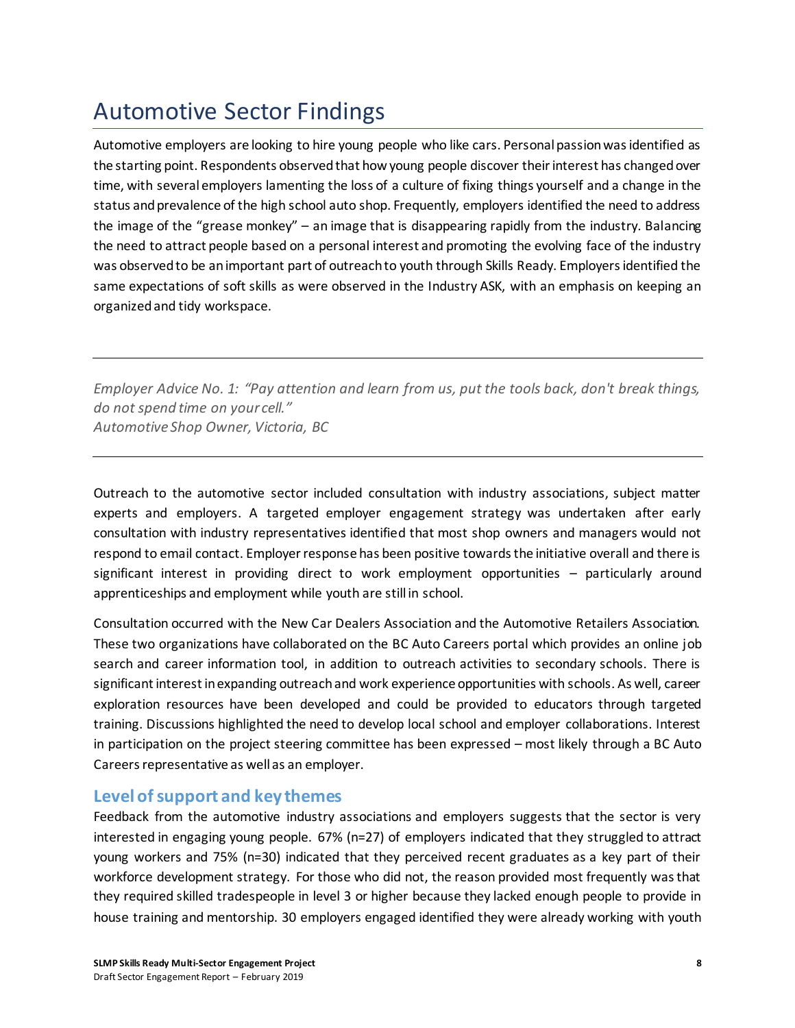# Automotive Sector Findings

Automotive employers are looking to hire young people who like cars. Personal passion was identified as the starting point. Respondents observed that how young people discover their interest has changed over time, with several employers lamenting the loss of a culture of fixing things yourself and a change in the status and prevalence of the high school auto shop. Frequently, employers identified the need to address the image of the "grease monkey" – an image that is disappearing rapidly from the industry. Balancing the need to attract people based on a personal interest and promoting the evolving face of the industry was observed to be an important part of outreach to youth through Skills Ready. Employers identified the same expectations of soft skills as were observed in the Industry ASK, with an emphasis on keeping an organized and tidy workspace.

---

*Employer Advice No. 1: "Pay attention and learn from us, put the tools back, don't break things, do not spend time on your cell."*
*Automotive Shop Owner, Victoria, BC*

---

Outreach to the automotive sector included consultation with industry associations, subject matter experts and employers. A targeted employer engagement strategy was undertaken after early consultation with industry representatives identified that most shop owners and managers would not respond to email contact. Employer response has been positive towards the initiative overall and there is significant interest in providing direct to work employment opportunities – particularly around apprenticeships and employment while youth are still in school.

Consultation occurred with the New Car Dealers Association and the Automotive Retailers Association. These two organizations have collaborated on the BC Auto Careers portal which provides an online job search and career information tool, in addition to outreach activities to secondary schools. There is significant interest in expanding outreach and work experience opportunities with schools. As well, career exploration resources have been developed and could be provided to educators through targeted training. Discussions highlighted the need to develop local school and employer collaborations. Interest in participation on the project steering committee has been expressed – most likely through a BC Auto Careers representative as well as an employer.

## Level of support and key themes

Feedback from the automotive industry associations and employers suggests that the sector is very interested in engaging young people. 67% (n=27) of employers indicated that they struggled to attract young workers and 75% (n=30) indicated that they perceived recent graduates as a key part of their workforce development strategy. For those who did not, the reason provided most frequently was that they required skilled tradespeople in level 3 or higher because they lacked enough people to provide in house training and mentorship. 30 employers engaged identified they were already working with youth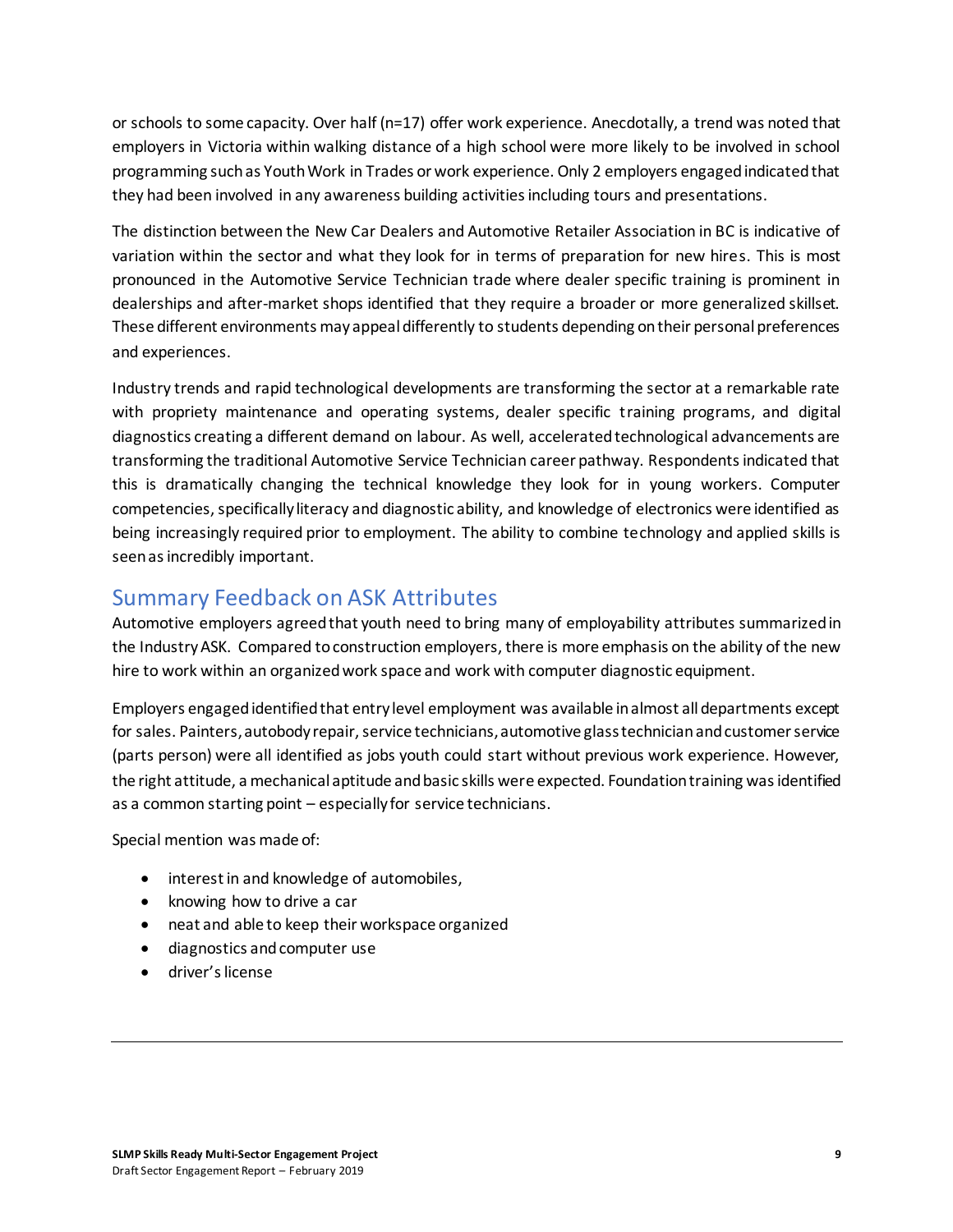or schools to some capacity. Over half (n=17) offer work experience. Anecdotally, a trend was noted that employers in Victoria within walking distance of a high school were more likely to be involved in school programming such as Youth Work in Trades or work experience. Only 2 employers engaged indicated that they had been involved in any awareness building activities including tours and presentations.

The distinction between the New Car Dealers and Automotive Retailer Association in BC is indicative of variation within the sector and what they look for in terms of preparation for new hires. This is most pronounced in the Automotive Service Technician trade where dealer specific training is prominent in dealerships and after-market shops identified that they require a broader or more generalized skillset. These different environments may appeal differently to students depending on their personal preferences and experiences.

Industry trends and rapid technological developments are transforming the sector at a remarkable rate with propriety maintenance and operating systems, dealer specific training programs, and digital diagnostics creating a different demand on labour. As well, accelerated technological advancements are transforming the traditional Automotive Service Technician career pathway. Respondents indicated that this is dramatically changing the technical knowledge they look for in young workers. Computer competencies, specifically literacy and diagnostic ability, and knowledge of electronics were identified as being increasingly required prior to employment. The ability to combine technology and applied skills is seen as incredibly important.

## Summary Feedback on ASK Attributes

Automotive employers agreed that youth need to bring many of employability attributes summarized in the Industry ASK. Compared to construction employers, there is more emphasis on the ability of the new hire to work within an organized work space and work with computer diagnostic equipment.

Employers engaged identified that entry level employment was available in almost all departments except for sales. Painters, autobody repair, service technicians, automotive glass technician and customer service (parts person) were all identified as jobs youth could start without previous work experience. However, the right attitude, a mechanical aptitude and basic skills were expected. Foundation training was identified as a common starting point – especially for service technicians.

Special mention was made of:

- interest in and knowledge of automobiles,
- knowing how to drive a car
- neat and able to keep their workspace organized
- diagnostics and computer use
- driver's license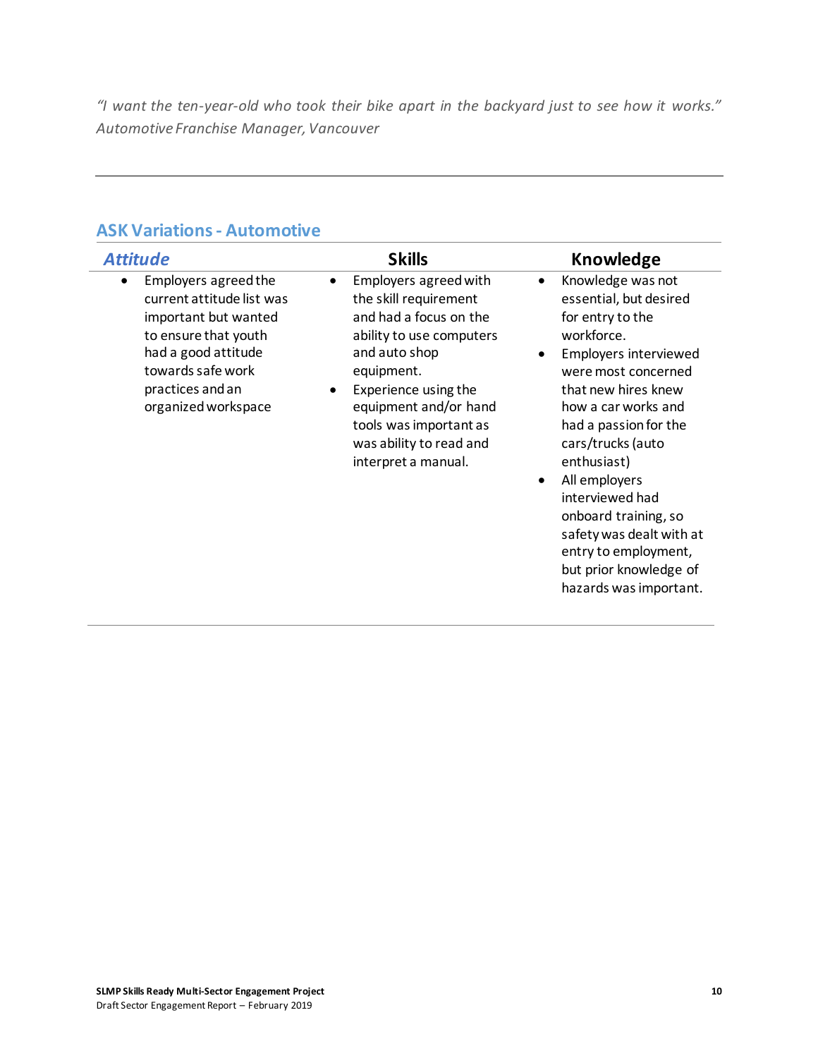*"I want the ten-year-old who took their bike apart in the backyard just to see how it works."*
*Automotive Franchise Manager, Vancouver*

---

## ASK Variations - Automotive

| ***Attitude*** | **Skills** | **Knowledge** |
|---|---|---|
| • Employers agreed the current attitude list was important but wanted to ensure that youth had a good attitude towards safe work practices and an organized workspace | • Employers agreed with the skill requirement and had a focus on the ability to use computers and auto shop equipment.<br>• Experience using the equipment and/or hand tools was important as was ability to read and interpret a manual. | • Knowledge was not essential, but desired for entry to the workforce.<br>• Employers interviewed were most concerned that new hires knew how a car works and had a passion for the cars/trucks (auto enthusiast)<br>• All employers interviewed had onboard training, so safety was dealt with at entry to employment, but prior knowledge of hazards was important. |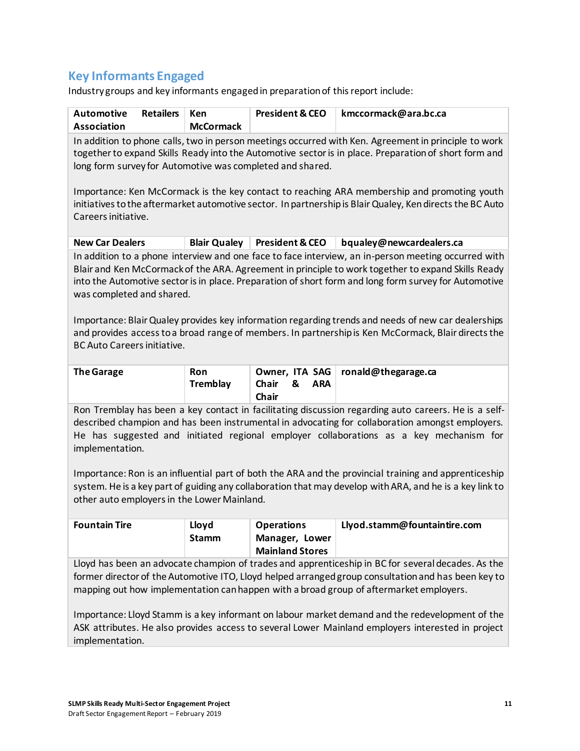## Key Informants Engaged

Industry groups and key informants engaged in preparation of this report include:

| **Automotive Retailers Association** | **Ken McCormack** | **President & CEO** | **kmccormack@ara.bc.ca** |
|---|---|---|---|
| In addition to phone calls, two in person meetings occurred with Ken. Agreement in principle to work together to expand Skills Ready into the Automotive sector is in place. Preparation of short form and long form survey for Automotive was completed and shared.<br><br>Importance: Ken McCormack is the key contact to reaching ARA membership and promoting youth initiatives to the aftermarket automotive sector. In partnership is Blair Qualey, Ken directs the BC Auto Careers initiative. | | | |
| **New Car Dealers** | **Blair Qualey** | **President & CEO** | **bqualey@newcardealers.ca** |
| In addition to a phone interview and one face to face interview, an in-person meeting occurred with Blair and Ken McCormack of the ARA. Agreement in principle to work together to expand Skills Ready into the Automotive sector is in place. Preparation of short form and long form survey for Automotive was completed and shared.<br><br>Importance: Blair Qualey provides key information regarding trends and needs of new car dealerships and provides access to a broad range of members. In partnership is Ken McCormack, Blair directs the BC Auto Careers initiative. | | | |
| **The Garage** | **Ron Tremblay** | **Owner, ITA SAG Chair & ARA Chair** | **ronald@thegarage.ca** |
| Ron Tremblay has been a key contact in facilitating discussion regarding auto careers. He is a self-described champion and has been instrumental in advocating for collaboration amongst employers. He has suggested and initiated regional employer collaborations as a key mechanism for implementation.<br><br>Importance: Ron is an influential part of both the ARA and the provincial training and apprenticeship system. He is a key part of guiding any collaboration that may develop with ARA, and he is a key link to other auto employers in the Lower Mainland. | | | |
| **Fountain Tire** | **Lloyd Stamm** | **Operations Manager, Lower Mainland Stores** | **Llyod.stamm@fountaintire.com** |
| Lloyd has been an advocate champion of trades and apprenticeship in BC for several decades. As the former director of the Automotive ITO, Lloyd helped arranged group consultation and has been key to mapping out how implementation can happen with a broad group of aftermarket employers.<br><br>Importance: Lloyd Stamm is a key informant on labour market demand and the redevelopment of the ASK attributes. He also provides access to several Lower Mainland employers interested in project implementation. | | | |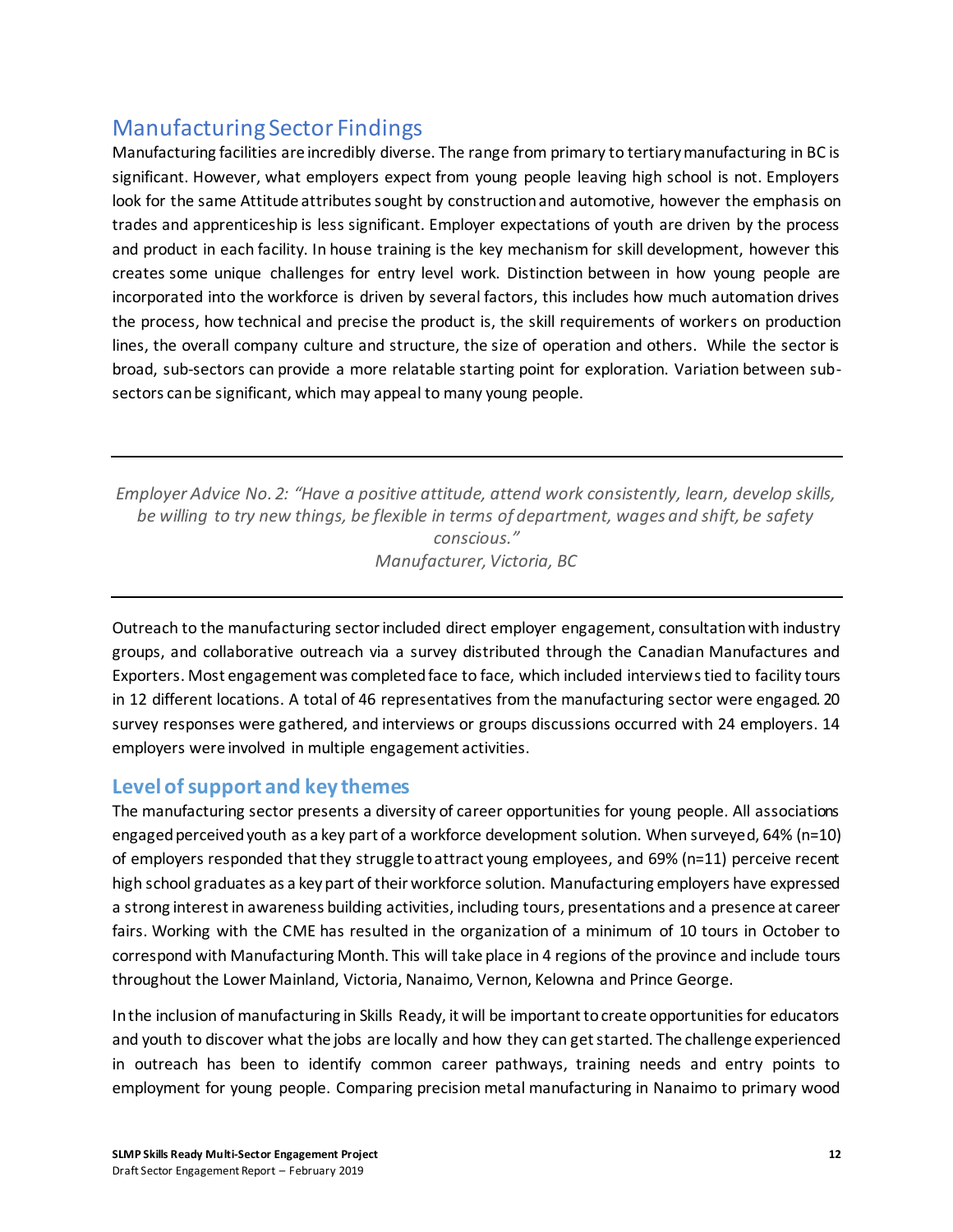## Manufacturing Sector Findings

Manufacturing facilities are incredibly diverse. The range from primary to tertiary manufacturing in BC is significant. However, what employers expect from young people leaving high school is not. Employers look for the same Attitude attributes sought by construction and automotive, however the emphasis on trades and apprenticeship is less significant. Employer expectations of youth are driven by the process and product in each facility. In house training is the key mechanism for skill development, however this creates some unique challenges for entry level work. Distinction between in how young people are incorporated into the workforce is driven by several factors, this includes how much automation drives the process, how technical and precise the product is, the skill requirements of workers on production lines, the overall company culture and structure, the size of operation and others. While the sector is broad, sub-sectors can provide a more relatable starting point for exploration. Variation between sub-sectors can be significant, which may appeal to many young people.

---

*Employer Advice No. 2: "Have a positive attitude, attend work consistently, learn, develop skills, be willing to try new things, be flexible in terms of department, wages and shift, be safety conscious."*
*Manufacturer, Victoria, BC*

---

Outreach to the manufacturing sector included direct employer engagement, consultation with industry groups, and collaborative outreach via a survey distributed through the Canadian Manufactures and Exporters. Most engagement was completed face to face, which included interviews tied to facility tours in 12 different locations. A total of 46 representatives from the manufacturing sector were engaged. 20 survey responses were gathered, and interviews or groups discussions occurred with 24 employers. 14 employers were involved in multiple engagement activities.

### Level of support and key themes

The manufacturing sector presents a diversity of career opportunities for young people. All associations engaged perceived youth as a key part of a workforce development solution. When surveyed, 64% (n=10) of employers responded that they struggle to attract young employees, and 69% (n=11) perceive recent high school graduates as a key part of their workforce solution. Manufacturing employers have expressed a strong interest in awareness building activities, including tours, presentations and a presence at career fairs. Working with the CME has resulted in the organization of a minimum of 10 tours in October to correspond with Manufacturing Month. This will take place in 4 regions of the province and include tours throughout the Lower Mainland, Victoria, Nanaimo, Vernon, Kelowna and Prince George.

In the inclusion of manufacturing in Skills Ready, it will be important to create opportunities for educators and youth to discover what the jobs are locally and how they can get started. The challenge experienced in outreach has been to identify common career pathways, training needs and entry points to employment for young people. Comparing precision metal manufacturing in Nanaimo to primary wood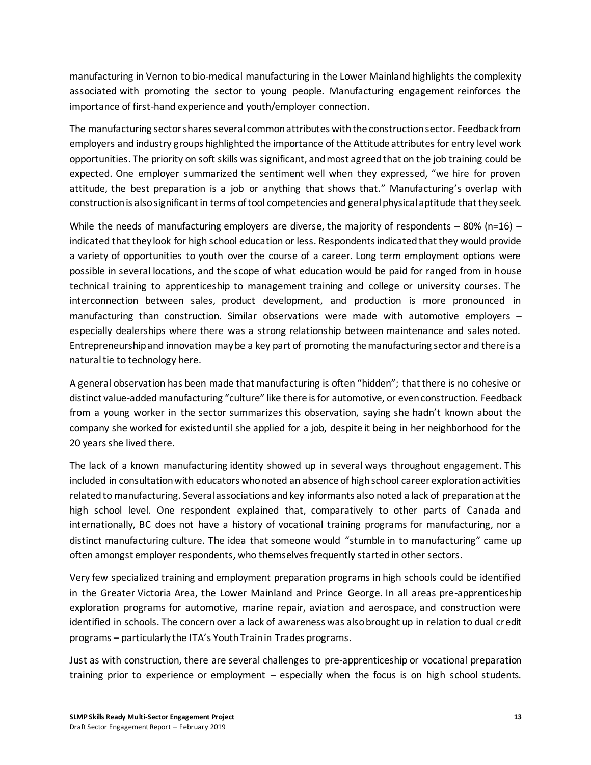manufacturing in Vernon to bio-medical manufacturing in the Lower Mainland highlights the complexity associated with promoting the sector to young people. Manufacturing engagement reinforces the importance of first-hand experience and youth/employer connection.

The manufacturing sector shares several common attributes with the construction sector. Feedback from employers and industry groups highlighted the importance of the Attitude attributes for entry level work opportunities. The priority on soft skills was significant, and most agreed that on the job training could be expected. One employer summarized the sentiment well when they expressed, "we hire for proven attitude, the best preparation is a job or anything that shows that." Manufacturing's overlap with construction is also significant in terms of tool competencies and general physical aptitude that they seek.

While the needs of manufacturing employers are diverse, the majority of respondents – 80% (n=16) – indicated that they look for high school education or less. Respondents indicated that they would provide a variety of opportunities to youth over the course of a career. Long term employment options were possible in several locations, and the scope of what education would be paid for ranged from in house technical training to apprenticeship to management training and college or university courses. The interconnection between sales, product development, and production is more pronounced in manufacturing than construction. Similar observations were made with automotive employers – especially dealerships where there was a strong relationship between maintenance and sales noted. Entrepreneurship and innovation may be a key part of promoting the manufacturing sector and there is a natural tie to technology here.

A general observation has been made that manufacturing is often "hidden"; that there is no cohesive or distinct value-added manufacturing "culture" like there is for automotive, or even construction. Feedback from a young worker in the sector summarizes this observation, saying she hadn't known about the company she worked for existed until she applied for a job, despite it being in her neighborhood for the 20 years she lived there.

The lack of a known manufacturing identity showed up in several ways throughout engagement. This included in consultation with educators who noted an absence of high school career exploration activities related to manufacturing. Several associations and key informants also noted a lack of preparation at the high school level. One respondent explained that, comparatively to other parts of Canada and internationally, BC does not have a history of vocational training programs for manufacturing, nor a distinct manufacturing culture. The idea that someone would "stumble in to manufacturing" came up often amongst employer respondents, who themselves frequently started in other sectors.

Very few specialized training and employment preparation programs in high schools could be identified in the Greater Victoria Area, the Lower Mainland and Prince George. In all areas pre-apprenticeship exploration programs for automotive, marine repair, aviation and aerospace, and construction were identified in schools. The concern over a lack of awareness was also brought up in relation to dual credit programs – particularly the ITA's Youth Train in Trades programs.

Just as with construction, there are several challenges to pre-apprenticeship or vocational preparation training prior to experience or employment – especially when the focus is on high school students.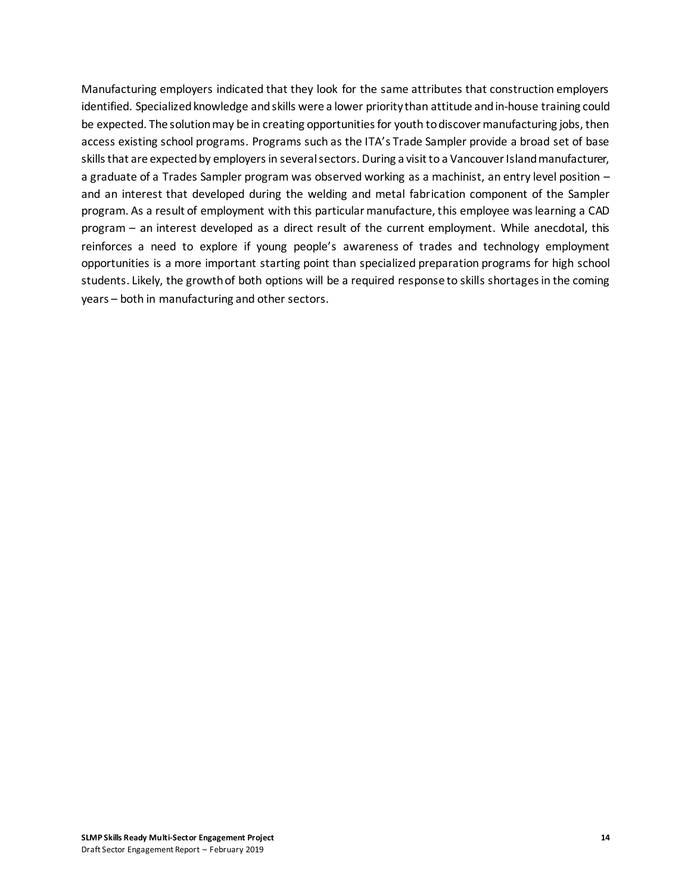Manufacturing employers indicated that they look for the same attributes that construction employers identified. Specialized knowledge and skills were a lower priority than attitude and in-house training could be expected. The solution may be in creating opportunities for youth to discover manufacturing jobs, then access existing school programs. Programs such as the ITA's Trade Sampler provide a broad set of base skills that are expected by employers in several sectors. During a visit to a Vancouver Island manufacturer, a graduate of a Trades Sampler program was observed working as a machinist, an entry level position – and an interest that developed during the welding and metal fabrication component of the Sampler program. As a result of employment with this particular manufacture, this employee was learning a CAD program – an interest developed as a direct result of the current employment. While anecdotal, this reinforces a need to explore if young people's awareness of trades and technology employment opportunities is a more important starting point than specialized preparation programs for high school students. Likely, the growth of both options will be a required response to skills shortages in the coming years – both in manufacturing and other sectors.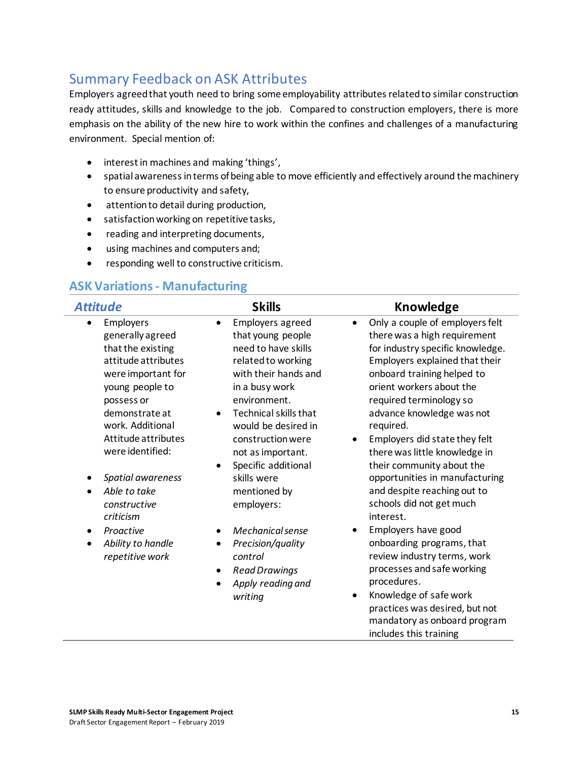## Summary Feedback on ASK Attributes

Employers agreed that youth need to bring some employability attributes related to similar construction ready attitudes, skills and knowledge to the job. Compared to construction employers, there is more emphasis on the ability of the new hire to work within the confines and challenges of a manufacturing environment. Special mention of:

- interest in machines and making 'things',
- spatial awareness in terms of being able to move efficiently and effectively around the machinery to ensure productivity and safety,
- attention to detail during production,
- satisfaction working on repetitive tasks,
- reading and interpreting documents,
- using machines and computers and;
- responding well to constructive criticism.

### ASK Variations - Manufacturing

| ***Attitude*** | **Skills** | **Knowledge** |
|---|---|---|
| • Employers generally agreed that the existing attitude attributes were important for young people to possess or demonstrate at work. Additional Attitude attributes were identified:<br><br>• *Spatial awareness*<br>• *Able to take constructive criticism*<br>• *Proactive*<br>• *Ability to handle repetitive work* | • Employers agreed that young people need to have skills related to working with their hands and in a busy work environment.<br>• Technical skills that would be desired in construction were not as important.<br>• Specific additional skills were mentioned by employers:<br><br>• *Mechanical sense*<br>• *Precision/quality control*<br>• *Read Drawings*<br>• *Apply reading and writing* | • Only a couple of employers felt there was a high requirement for industry specific knowledge. Employers explained that their onboard training helped to orient workers about the required terminology so advance knowledge was not required.<br>• Employers did state they felt there was little knowledge in their community about the opportunities in manufacturing and despite reaching out to schools did not get much interest.<br>• Employers have good onboarding programs, that review industry terms, work processes and safe working procedures.<br>• Knowledge of safe work practices was desired, but not mandatory as onboard program includes this training |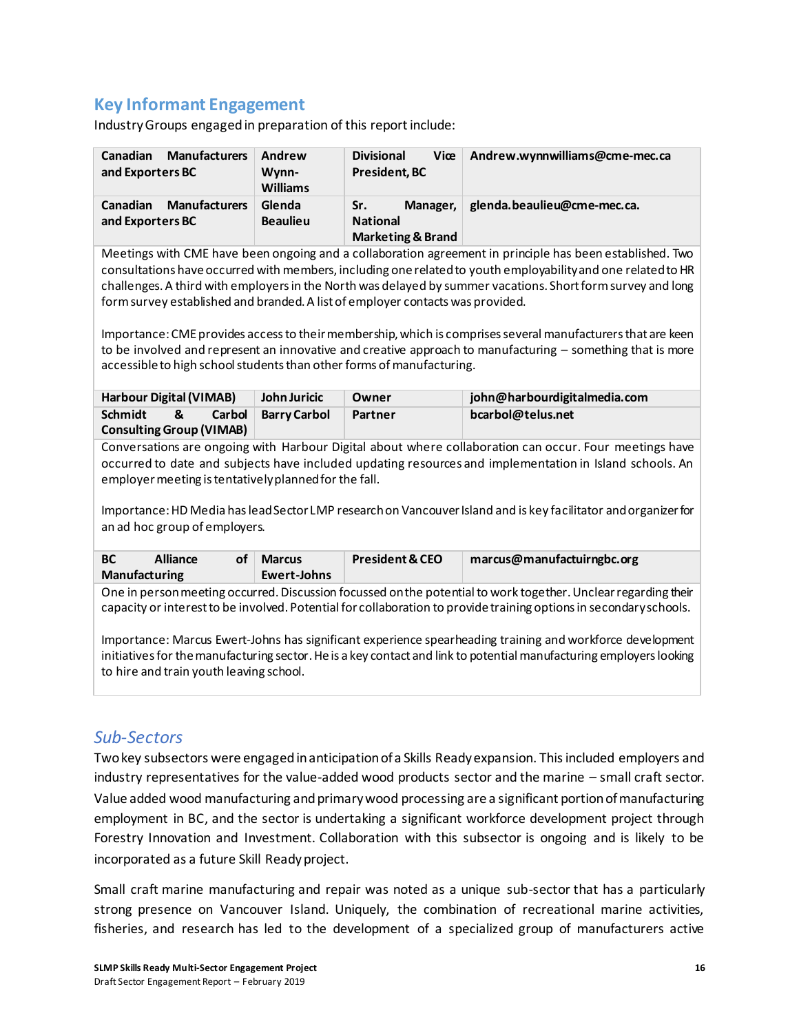## Key Informant Engagement

Industry Groups engaged in preparation of this report include:

| Canadian Manufacturers and Exporters BC | Andrew Wynn-Williams | Divisional Vice President, BC | Andrew.wynnwilliams@cme-mec.ca |
|---|---|---|---|
| Canadian Manufacturers and Exporters BC | Glenda Beaulieu | Sr. Manager, National Marketing & Brand | glenda.beaulieu@cme-mec.ca. |

Meetings with CME have been ongoing and a collaboration agreement in principle has been established. Two consultations have occurred with members, including one related to youth employability and one related to HR challenges. A third with employers in the North was delayed by summer vacations. Short form survey and long form survey established and branded. A list of employer contacts was provided.

Importance: CME provides access to their membership, which is comprises several manufacturers that are keen to be involved and represent an innovative and creative approach to manufacturing – something that is more accessible to high school students than other forms of manufacturing.

| Harbour Digital (VIMAB) | John Juricic | Owner | john@harbourdigitalmedia.com |
|---|---|---|---|
| Schmidt & Carbol Consulting Group (VIMAB) | Barry Carbol | Partner | bcarbol@telus.net |

Conversations are ongoing with Harbour Digital about where collaboration can occur. Four meetings have occurred to date and subjects have included updating resources and implementation in Island schools. An employer meeting is tentatively planned for the fall.

Importance: HD Media has lead Sector LMP research on Vancouver Island and is key facilitator and organizer for an ad hoc group of employers.

| BC Alliance of Manufacturing | Marcus Ewert-Johns | President & CEO | marcus@manufactuirngbc.org |
|---|---|---|---|

One in person meeting occurred. Discussion focussed on the potential to work together. Unclear regarding their capacity or interest to be involved. Potential for collaboration to provide training options in secondary schools.

Importance: Marcus Ewert-Johns has significant experience spearheading training and workforce development initiatives for the manufacturing sector. He is a key contact and link to potential manufacturing employers looking to hire and train youth leaving school.

### *Sub-Sectors*

Two key subsectors were engaged in anticipation of a Skills Ready expansion. This included employers and industry representatives for the value-added wood products sector and the marine – small craft sector. Value added wood manufacturing and primary wood processing are a significant portion of manufacturing employment in BC, and the sector is undertaking a significant workforce development project through Forestry Innovation and Investment. Collaboration with this subsector is ongoing and is likely to be incorporated as a future Skill Ready project.

Small craft marine manufacturing and repair was noted as a unique sub-sector that has a particularly strong presence on Vancouver Island. Uniquely, the combination of recreational marine activities, fisheries, and research has led to the development of a specialized group of manufacturers active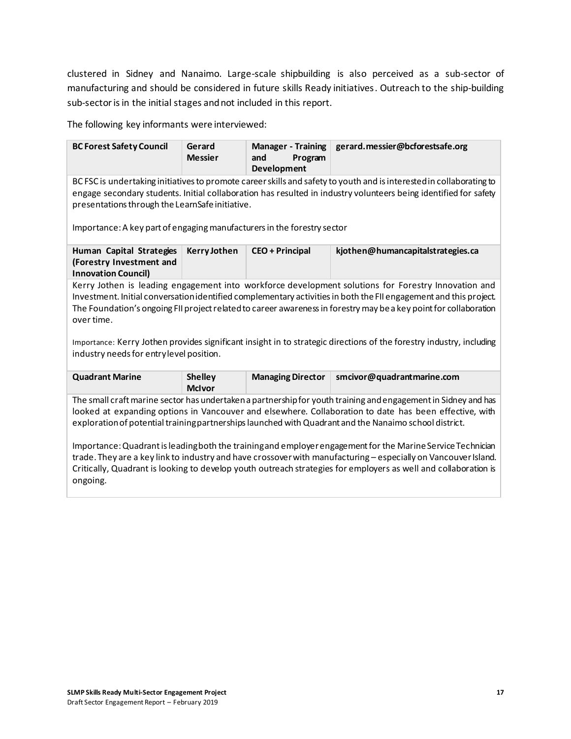clustered in Sidney and Nanaimo. Large-scale shipbuilding is also perceived as a sub-sector of manufacturing and should be considered in future skills Ready initiatives. Outreach to the ship-building sub-sector is in the initial stages and not included in this report.

The following key informants were interviewed:

| **BC Forest Safety Council** | **Gerard Messier** | **Manager - Training and Program Development** | **gerard.messier@bcforestsafe.org** |
|---|---|---|---|

BC FSC is undertaking initiatives to promote career skills and safety to youth and is interested in collaborating to engage secondary students. Initial collaboration has resulted in industry volunteers being identified for safety presentations through the LearnSafe initiative.

Importance: A key part of engaging manufacturers in the forestry sector

| **Human Capital Strategies (Forestry Investment and Innovation Council)** | **Kerry Jothen** | **CEO + Principal** | **kjothen@humancapitalstrategies.ca** |
|---|---|---|---|

Kerry Jothen is leading engagement into workforce development solutions for Forestry Innovation and Investment. Initial conversation identified complementary activities in both the FII engagement and this project. The Foundation's ongoing FII project related to career awareness in forestry may be a key point for collaboration over time.

Importance: Kerry Jothen provides significant insight in to strategic directions of the forestry industry, including industry needs for entry level position.

| **Quadrant Marine** | **Shelley McIvor** | **Managing Director** | **smcivor@quadrantmarine.com** |
|---|---|---|---|

The small craft marine sector has undertaken a partnership for youth training and engagement in Sidney and has looked at expanding options in Vancouver and elsewhere. Collaboration to date has been effective, with exploration of potential training partnerships launched with Quadrant and the Nanaimo school district.

Importance: Quadrant is leading both the training and employer engagement for the Marine Service Technician trade. They are a key link to industry and have crossover with manufacturing – especially on Vancouver Island. Critically, Quadrant is looking to develop youth outreach strategies for employers as well and collaboration is ongoing.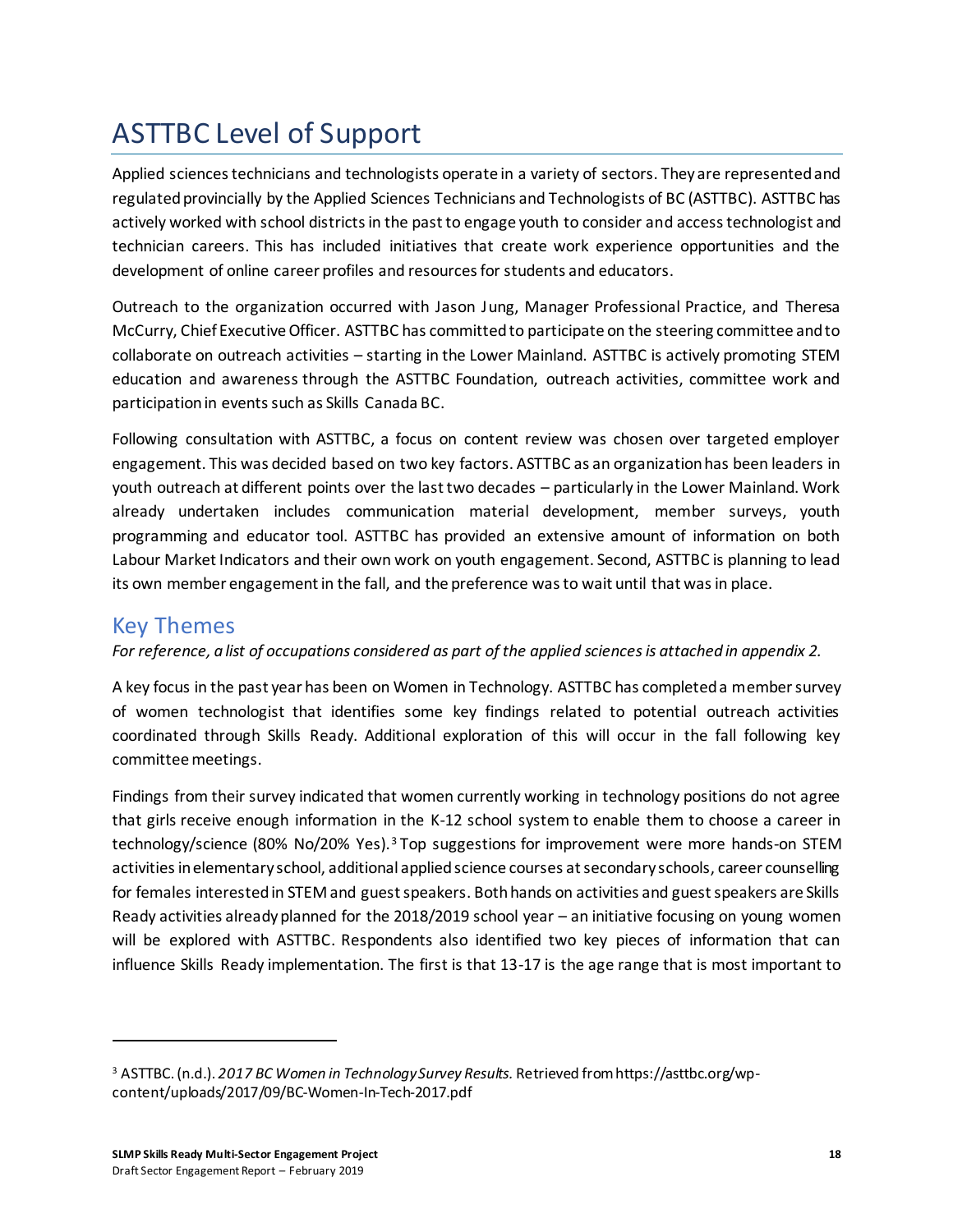# ASTTBC Level of Support

Applied sciences technicians and technologists operate in a variety of sectors. They are represented and regulated provincially by the Applied Sciences Technicians and Technologists of BC (ASTTBC). ASTTBC has actively worked with school districts in the past to engage youth to consider and access technologist and technician careers. This has included initiatives that create work experience opportunities and the development of online career profiles and resources for students and educators.

Outreach to the organization occurred with Jason Jung, Manager Professional Practice, and Theresa McCurry, Chief Executive Officer. ASTTBC has committed to participate on the steering committee and to collaborate on outreach activities – starting in the Lower Mainland. ASTTBC is actively promoting STEM education and awareness through the ASTTBC Foundation, outreach activities, committee work and participation in events such as Skills Canada BC.

Following consultation with ASTTBC, a focus on content review was chosen over targeted employer engagement. This was decided based on two key factors. ASTTBC as an organization has been leaders in youth outreach at different points over the last two decades – particularly in the Lower Mainland. Work already undertaken includes communication material development, member surveys, youth programming and educator tool. ASTTBC has provided an extensive amount of information on both Labour Market Indicators and their own work on youth engagement. Second, ASTTBC is planning to lead its own member engagement in the fall, and the preference was to wait until that was in place.

## Key Themes

*For reference, a list of occupations considered as part of the applied sciences is attached in appendix 2.*

A key focus in the past year has been on Women in Technology. ASTTBC has completed a member survey of women technologist that identifies some key findings related to potential outreach activities coordinated through Skills Ready. Additional exploration of this will occur in the fall following key committee meetings.

Findings from their survey indicated that women currently working in technology positions do not agree that girls receive enough information in the K-12 school system to enable them to choose a career in technology/science (80% No/20% Yes).[3] Top suggestions for improvement were more hands-on STEM activities in elementary school, additional applied science courses at secondary schools, career counselling for females interested in STEM and guest speakers. Both hands on activities and guest speakers are Skills Ready activities already planned for the 2018/2019 school year – an initiative focusing on young women will be explored with ASTTBC. Respondents also identified two key pieces of information that can influence Skills Ready implementation. The first is that 13-17 is the age range that is most important to

---

[3] ASTTBC. (n.d.). *2017 BC Women in Technology Survey Results.* Retrieved from https://asttbc.org/wp-content/uploads/2017/09/BC-Women-In-Tech-2017.pdf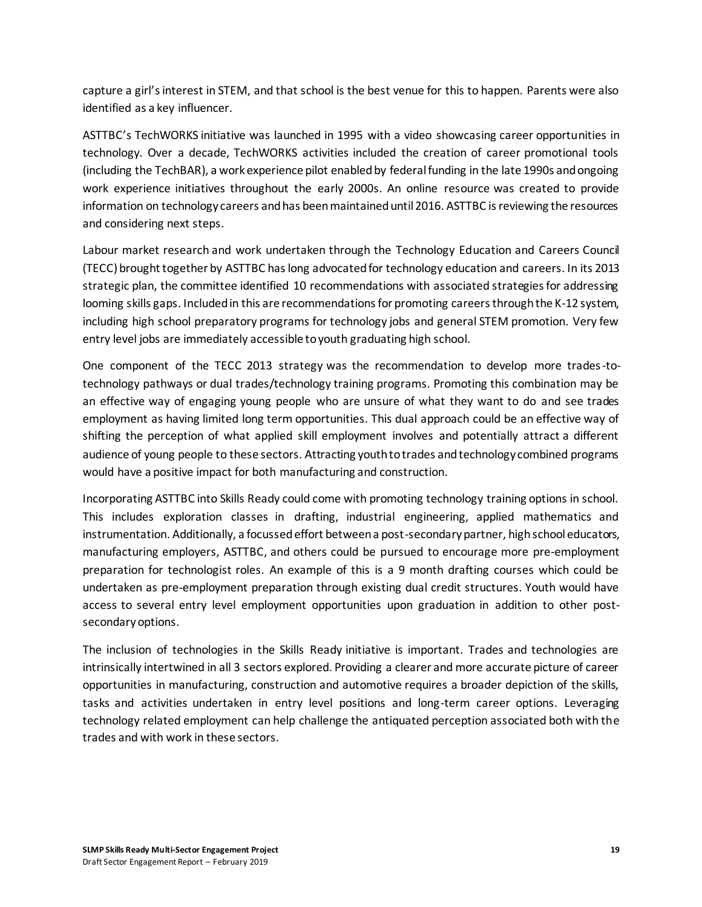capture a girl's interest in STEM, and that school is the best venue for this to happen. Parents were also identified as a key influencer.

ASTTBC's TechWORKS initiative was launched in 1995 with a video showcasing career opportunities in technology. Over a decade, TechWORKS activities included the creation of career promotional tools (including the TechBAR), a work experience pilot enabled by federal funding in the late 1990s and ongoing work experience initiatives throughout the early 2000s. An online resource was created to provide information on technology careers and has been maintained until 2016. ASTTBC is reviewing the resources and considering next steps.

Labour market research and work undertaken through the Technology Education and Careers Council (TECC) brought together by ASTTBC has long advocated for technology education and careers. In its 2013 strategic plan, the committee identified 10 recommendations with associated strategies for addressing looming skills gaps. Included in this are recommendations for promoting careers through the K-12 system, including high school preparatory programs for technology jobs and general STEM promotion. Very few entry level jobs are immediately accessible to youth graduating high school.

One component of the TECC 2013 strategy was the recommendation to develop more trades-to-technology pathways or dual trades/technology training programs. Promoting this combination may be an effective way of engaging young people who are unsure of what they want to do and see trades employment as having limited long term opportunities. This dual approach could be an effective way of shifting the perception of what applied skill employment involves and potentially attract a different audience of young people to these sectors. Attracting youth to trades and technology combined programs would have a positive impact for both manufacturing and construction.

Incorporating ASTTBC into Skills Ready could come with promoting technology training options in school. This includes exploration classes in drafting, industrial engineering, applied mathematics and instrumentation. Additionally, a focussed effort between a post-secondary partner, high school educators, manufacturing employers, ASTTBC, and others could be pursued to encourage more pre-employment preparation for technologist roles. An example of this is a 9 month drafting courses which could be undertaken as pre-employment preparation through existing dual credit structures. Youth would have access to several entry level employment opportunities upon graduation in addition to other post-secondary options.

The inclusion of technologies in the Skills Ready initiative is important. Trades and technologies are intrinsically intertwined in all 3 sectors explored. Providing a clearer and more accurate picture of career opportunities in manufacturing, construction and automotive requires a broader depiction of the skills, tasks and activities undertaken in entry level positions and long-term career options. Leveraging technology related employment can help challenge the antiquated perception associated both with the trades and with work in these sectors.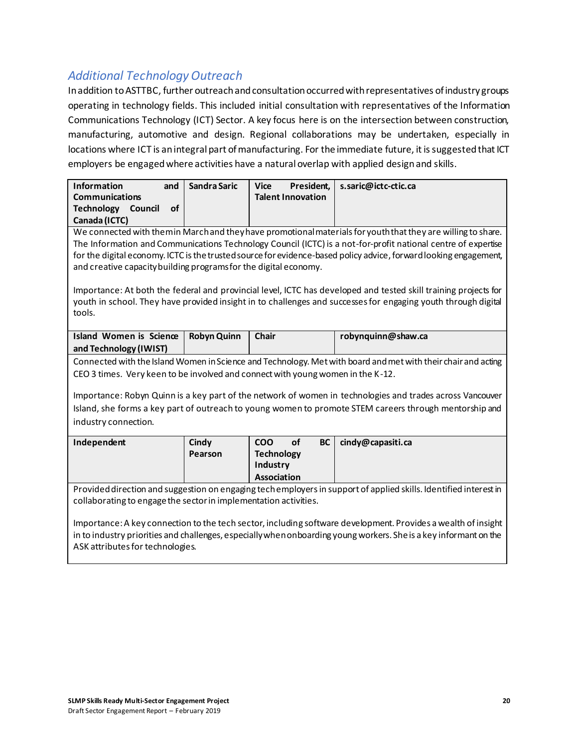## *Additional Technology Outreach*

In addition to ASTTBC, further outreach and consultation occurred with representatives of industry groups operating in technology fields. This included initial consultation with representatives of the Information Communications Technology (ICT) Sector. A key focus here is on the intersection between construction, manufacturing, automotive and design. Regional collaborations may be undertaken, especially in locations where ICT is an integral part of manufacturing. For the immediate future, it is suggested that ICT employers be engaged where activities have a natural overlap with applied design and skills.

| **Information and Communications Technology Council of Canada (ICTC)** | **Sandra Saric** | **Vice President, Talent Innovation** | **s.saric@ictc-ctic.ca** |
|---|---|---|---|
| We connected with them in March and they have promotional materials for youth that they are willing to share. The Information and Communications Technology Council (ICTC) is a not-for-profit national centre of expertise for the digital economy. ICTC is the trusted source for evidence-based policy advice, forward looking engagement, and creative capacity building programs for the digital economy.<br><br>Importance: At both the federal and provincial level, ICTC has developed and tested skill training projects for youth in school. They have provided insight in to challenges and successes for engaging youth through digital tools. | | | |
| **Island Women is Science and Technology (IWIST)** | **Robyn Quinn** | **Chair** | **robynquinn@shaw.ca** |
| Connected with the Island Women in Science and Technology. Met with board and met with their chair and acting CEO 3 times. Very keen to be involved and connect with young women in the K-12.<br><br>Importance: Robyn Quinn is a key part of the network of women in technologies and trades across Vancouver Island, she forms a key part of outreach to young women to promote STEM careers through mentorship and industry connection. | | | |
| **Independent** | **Cindy Pearson** | **COO of BC Technology Industry Association** | **cindy@capasiti.ca** |
| Provided direction and suggestion on engaging tech employers in support of applied skills. Identified interest in collaborating to engage the sector in implementation activities.<br><br>Importance: A key connection to the tech sector, including software development. Provides a wealth of insight in to industry priorities and challenges, especially when onboarding young workers. She is a key informant on the ASK attributes for technologies. | | | |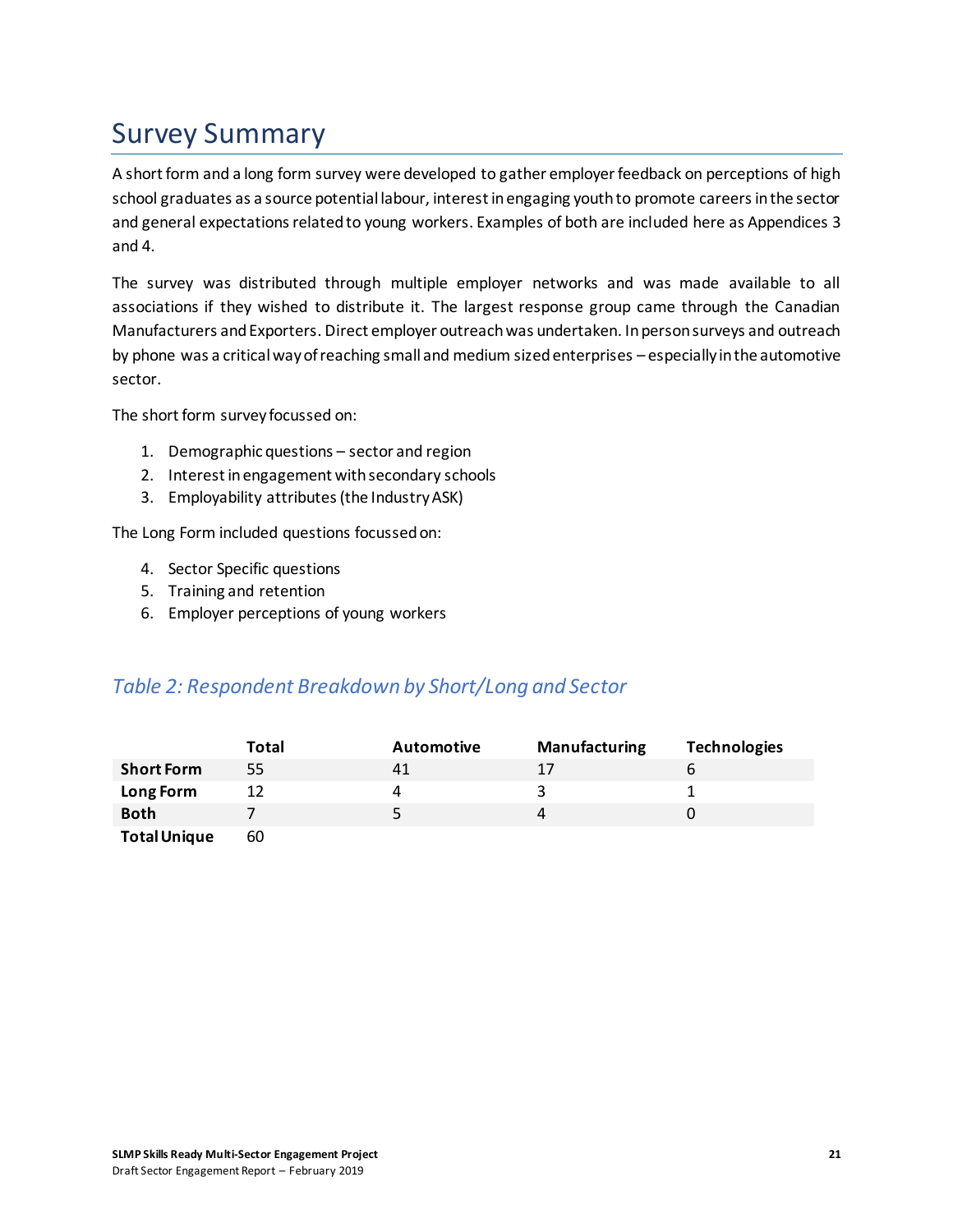# Survey Summary

A short form and a long form survey were developed to gather employer feedback on perceptions of high school graduates as a source potential labour, interest in engaging youth to promote careers in the sector and general expectations related to young workers. Examples of both are included here as Appendices 3 and 4.

The survey was distributed through multiple employer networks and was made available to all associations if they wished to distribute it. The largest response group came through the Canadian Manufacturers and Exporters. Direct employer outreach was undertaken. In person surveys and outreach by phone was a critical way of reaching small and medium sized enterprises – especially in the automotive sector.

The short form survey focussed on:

1. Demographic questions – sector and region
2. Interest in engagement with secondary schools
3. Employability attributes (the Industry ASK)

The Long Form included questions focussed on:

4. Sector Specific questions
5. Training and retention
6. Employer perceptions of young workers

*Table 2: Respondent Breakdown by Short/Long and Sector*

| | Total | Automotive | Manufacturing | Technologies |
|---|---|---|---|---|
| **Short Form** | 55 | 41 | 17 | 6 |
| **Long Form** | 12 | 4 | 3 | 1 |
| **Both** | 7 | 5 | 4 | 0 |
| **Total Unique** | 60 | | | |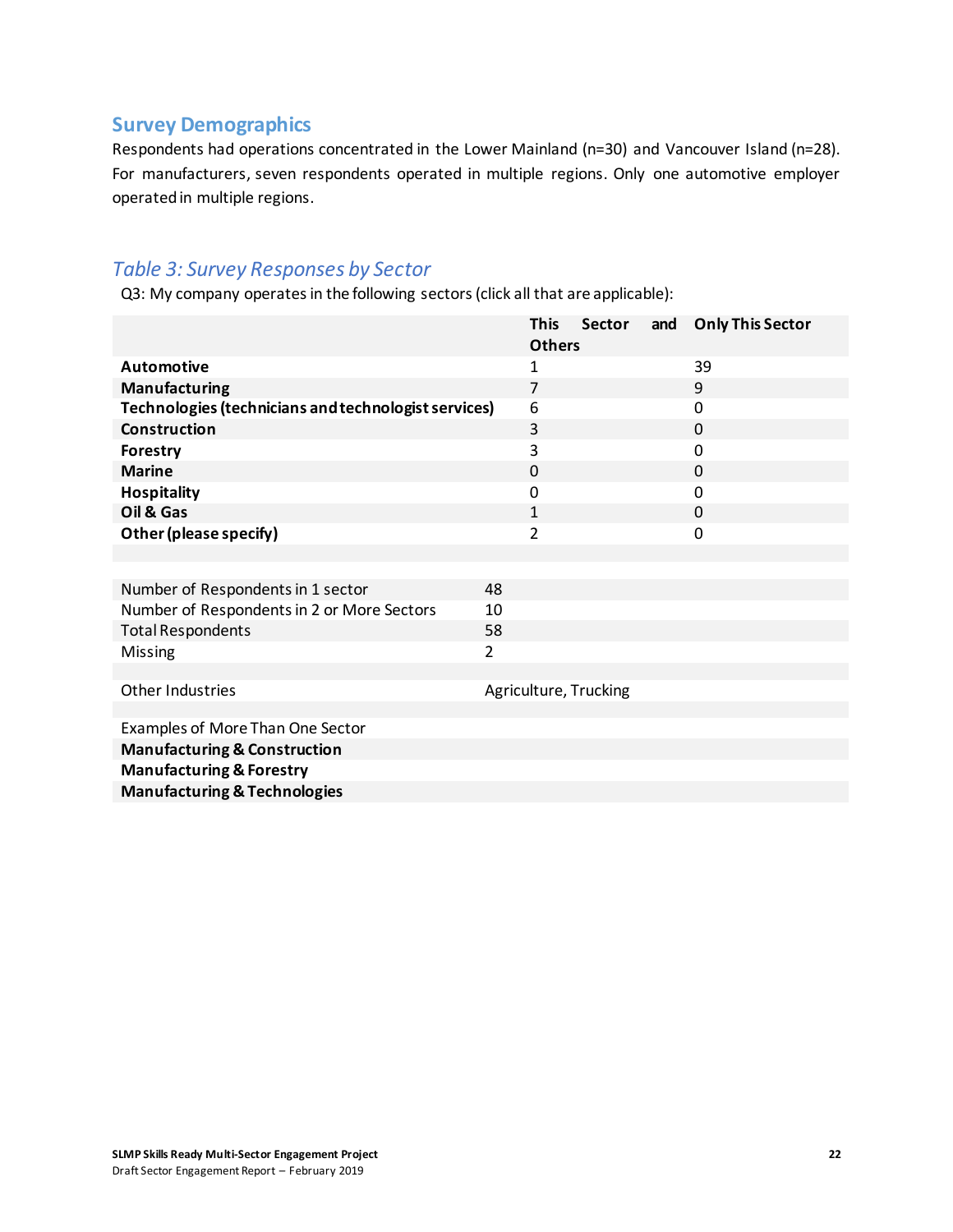## Survey Demographics

Respondents had operations concentrated in the Lower Mainland (n=30) and Vancouver Island (n=28). For manufacturers, seven respondents operated in multiple regions. Only one automotive employer operated in multiple regions.

### *Table 3: Survey Responses by Sector*

Q3: My company operates in the following sectors (click all that are applicable):

| | This Sector and Others | Only This Sector |
|---|---|---|
| **Automotive** | 1 | 39 |
| **Manufacturing** | 7 | 9 |
| **Technologies (technicians and technologist services)** | 6 | 0 |
| **Construction** | 3 | 0 |
| **Forestry** | 3 | 0 |
| **Marine** | 0 | 0 |
| **Hospitality** | 0 | 0 |
| **Oil & Gas** | 1 | 0 |
| **Other (please specify)** | 2 | 0 |

| | |
|---|---|
| Number of Respondents in 1 sector | 48 |
| Number of Respondents in 2 or More Sectors | 10 |
| Total Respondents | 58 |
| Missing | 2 |
| | |
| Other Industries | Agriculture, Trucking |
| | |
| Examples of More Than One Sector | |
| **Manufacturing & Construction** | |
| **Manufacturing & Forestry** | |
| **Manufacturing & Technologies** | |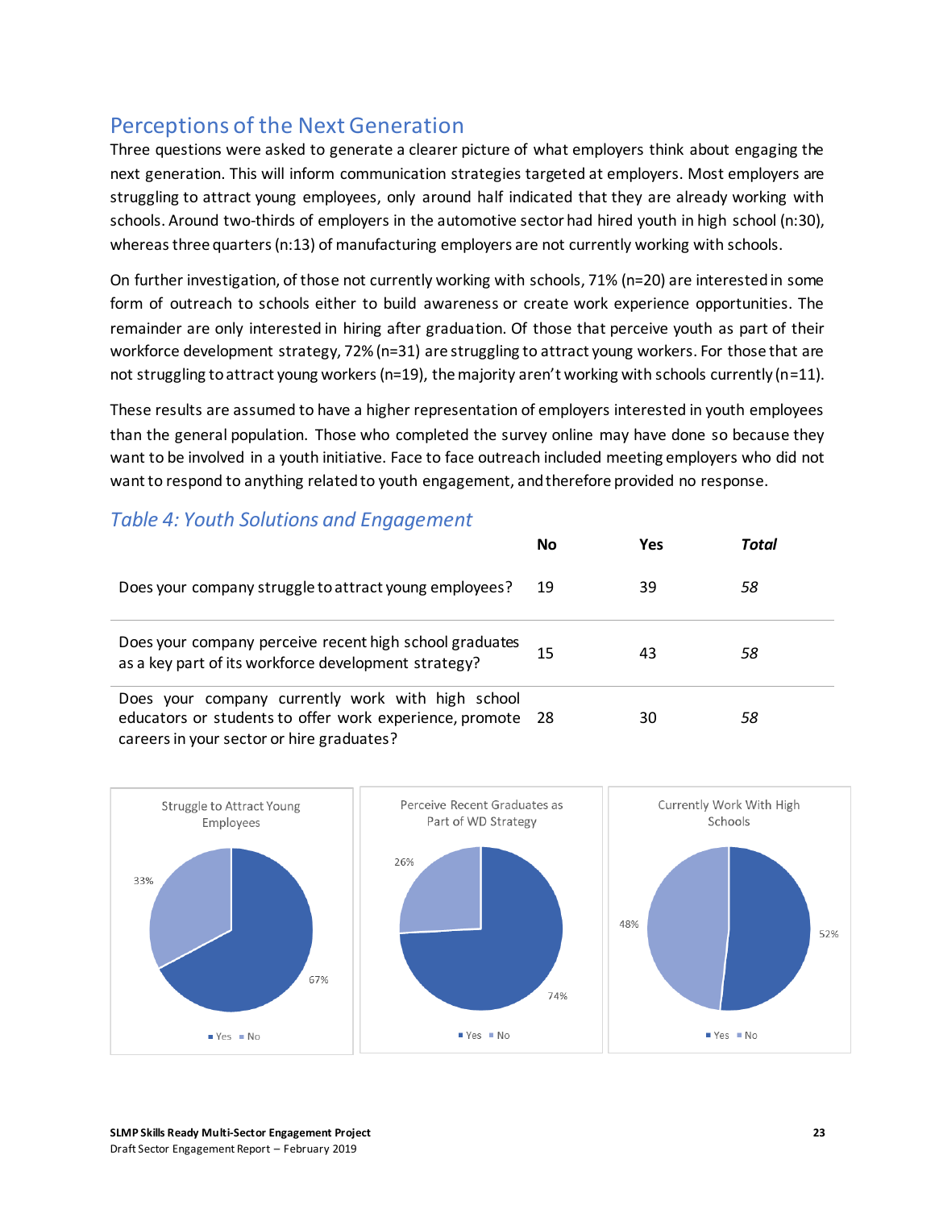## Perceptions of the Next Generation

Three questions were asked to generate a clearer picture of what employers think about engaging the next generation. This will inform communication strategies targeted at employers. Most employers are struggling to attract young employees, only around half indicated that they are already working with schools. Around two-thirds of employers in the automotive sector had hired youth in high school (n:30), whereas three quarters (n:13) of manufacturing employers are not currently working with schools.

On further investigation, of those not currently working with schools, 71% (n=20) are interested in some form of outreach to schools either to build awareness or create work experience opportunities. The remainder are only interested in hiring after graduation. Of those that perceive youth as part of their workforce development strategy, 72% (n=31) are struggling to attract young workers. For those that are not struggling to attract young workers (n=19), the majority aren't working with schools currently (n=11).

These results are assumed to have a higher representation of employers interested in youth employees than the general population. Those who completed the survey online may have done so because they want to be involved in a youth initiative. Face to face outreach included meeting employers who did not want to respond to anything related to youth engagement, and therefore provided no response.

### *Table 4: Youth Solutions and Engagement*

| | No | Yes | *Total* |
|---|---|---|---|
| Does your company struggle to attract young employees? | 19 | 39 | *58* |
| Does your company perceive recent high school graduates as a key part of its workforce development strategy? | 15 | 43 | *58* |
| Does your company currently work with high school educators or students to offer work experience, promote careers in your sector or hire graduates? | 28 | 30 | *58* |

Struggle to Attract Young Employees: Yes 67%, No 33%

Perceive Recent Graduates as Part of WD Strategy: Yes 74%, No 26%

Currently Work With High Schools: Yes 52%, No 48%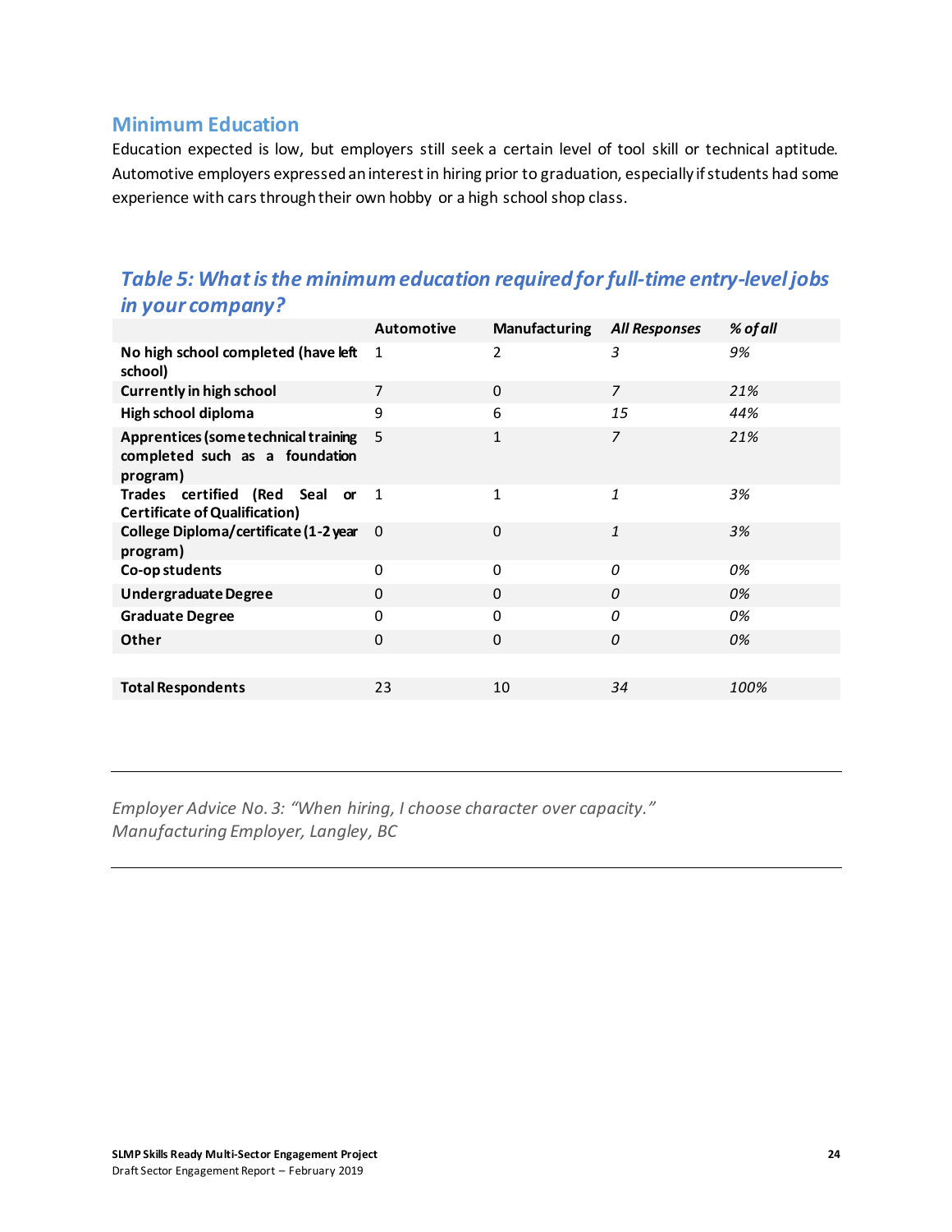## Minimum Education

Education expected is low, but employers still seek a certain level of tool skill or technical aptitude. Automotive employers expressed an interest in hiring prior to graduation, especially if students had some experience with cars through their own hobby or a high school shop class.

### *Table 5: What is the minimum education required for full-time entry-level jobs in your company?*

| | Automotive | Manufacturing | *All Responses* | *% of all* |
|---|---|---|---|---|
| **No high school completed (have left school)** | 1 | 2 | *3* | *9%* |
| **Currently in high school** | 7 | 0 | *7* | *21%* |
| **High school diploma** | 9 | 6 | *15* | *44%* |
| **Apprentices (some technical training completed such as a foundation program)** | 5 | 1 | *7* | *21%* |
| **Trades certified (Red Seal or Certificate of Qualification)** | 1 | 1 | *1* | *3%* |
| **College Diploma/certificate (1-2 year program)** | 0 | 0 | *1* | *3%* |
| **Co-op students** | 0 | 0 | *0* | *0%* |
| **Undergraduate Degree** | 0 | 0 | *0* | *0%* |
| **Graduate Degree** | 0 | 0 | *0* | *0%* |
| **Other** | 0 | 0 | *0* | *0%* |
| | | | | |
| **Total Respondents** | 23 | 10 | *34* | *100%* |

---

*Employer Advice No. 3: "When hiring, I choose character over capacity."*
*Manufacturing Employer, Langley, BC*

---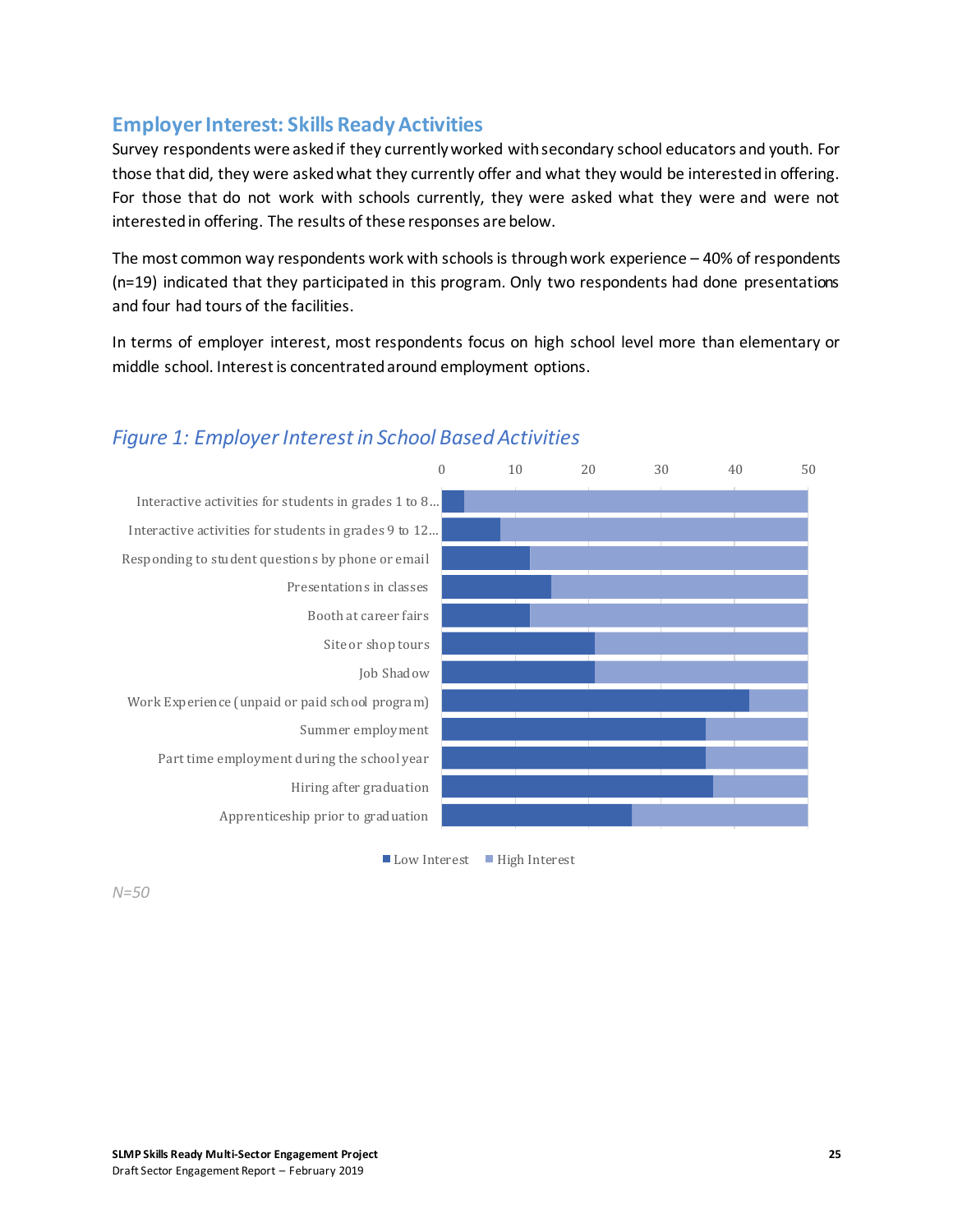## Employer Interest: Skills Ready Activities

Survey respondents were asked if they currently worked with secondary school educators and youth. For those that did, they were asked what they currently offer and what they would be interested in offering. For those that do not work with schools currently, they were asked what they were and were not interested in offering. The results of these responses are below.

The most common way respondents work with schools is through work experience – 40% of respondents (n=19) indicated that they participated in this program. Only two respondents had done presentations and four had tours of the facilities.

In terms of employer interest, most respondents focus on high school level more than elementary or middle school. Interest is concentrated around employment options.

### *Figure 1: Employer Interest in School Based Activities*

| Activity | Low Interest | High Interest |
|---|---|---|
| Interactive activities for students in grades 1 to 8… | 3 | 47 |
| Interactive activities for students in grades 9 to 12… | 8 | 42 |
| Responding to student questions by phone or email | 12 | 38 |
| Presentations in classes | 15 | 35 |
| Booth at career fairs | 12 | 38 |
| Site or shop tours | 21 | 29 |
| Job Shadow | 21 | 29 |
| Work Experience (unpaid or paid school program) | 42 | 8 |
| Summer employment | 36 | 14 |
| Part time employment during the school year | 36 | 14 |
| Hiring after graduation | 37 | 13 |
| Apprenticeship prior to graduation | 26 | 24 |

*N=50*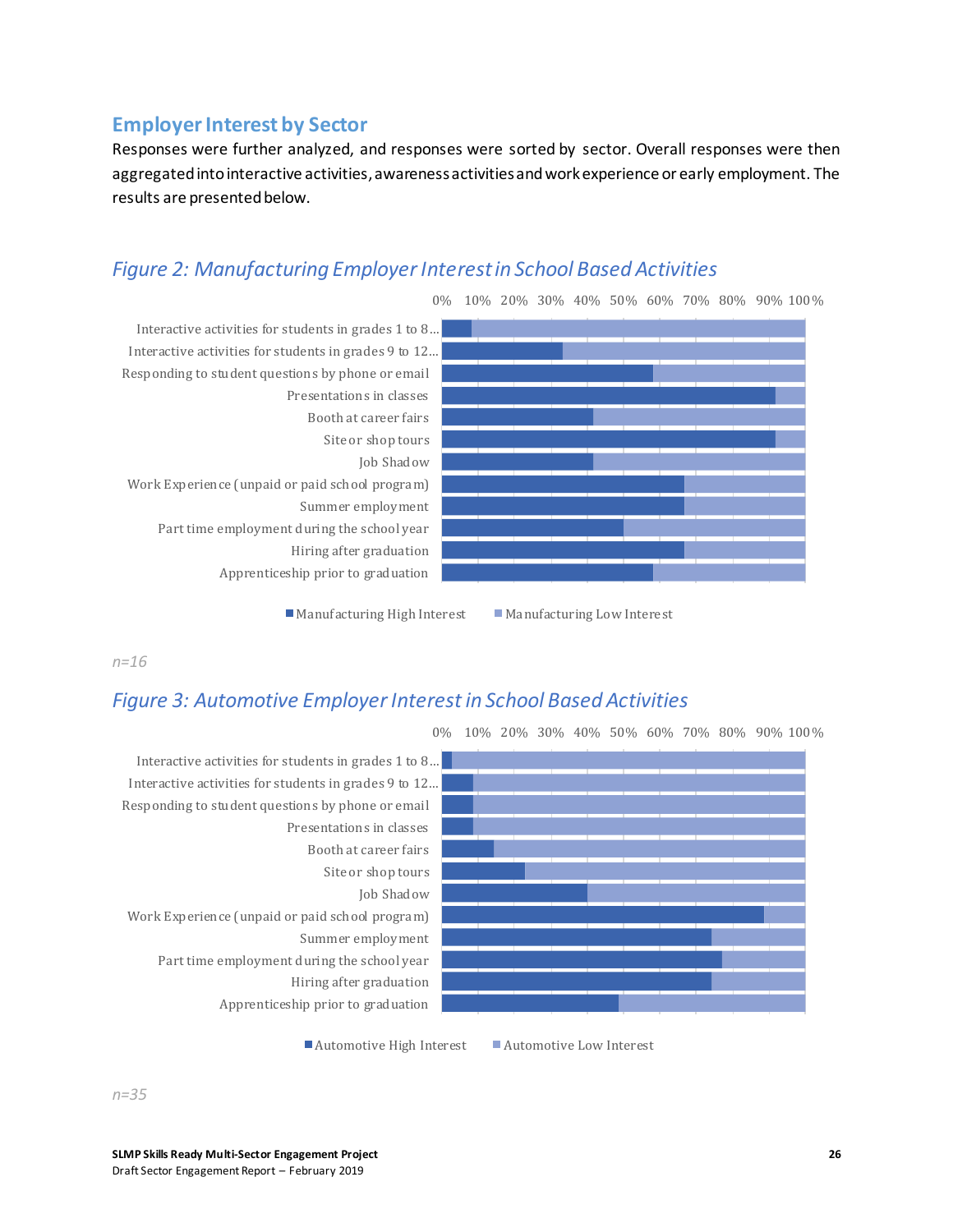## Employer Interest by Sector

Responses were further analyzed, and responses were sorted by sector. Overall responses were then aggregated into interactive activities, awareness activities and work experience or early employment. The results are presented below.

### *Figure 2: Manufacturing Employer Interest in School Based Activities*

0% 10% 20% 30% 40% 50% 60% 70% 80% 90% 100%

Interactive activities for students in grades 1 to 8...
Interactive activities for students in grades 9 to 12...
Responding to student questions by phone or email
Presentations in classes
Booth at career fairs
Site or shop tours
Job Shadow
Work Experience (unpaid or paid school program)
Summer employment
Part time employment during the school year
Hiring after graduation
Apprenticeship prior to graduation

■ Manufacturing High Interest ■ Manufacturing Low Interest

*n=16*

### *Figure 3: Automotive Employer Interest in School Based Activities*

0% 10% 20% 30% 40% 50% 60% 70% 80% 90% 100%

Interactive activities for students in grades 1 to 8...
Interactive activities for students in grades 9 to 12...
Responding to student questions by phone or email
Presentations in classes
Booth at career fairs
Site or shop tours
Job Shadow
Work Experience (unpaid or paid school program)
Summer employment
Part time employment during the school year
Hiring after graduation
Apprenticeship prior to graduation

■ Automotive High Interest ■ Automotive Low Interest

*n=35*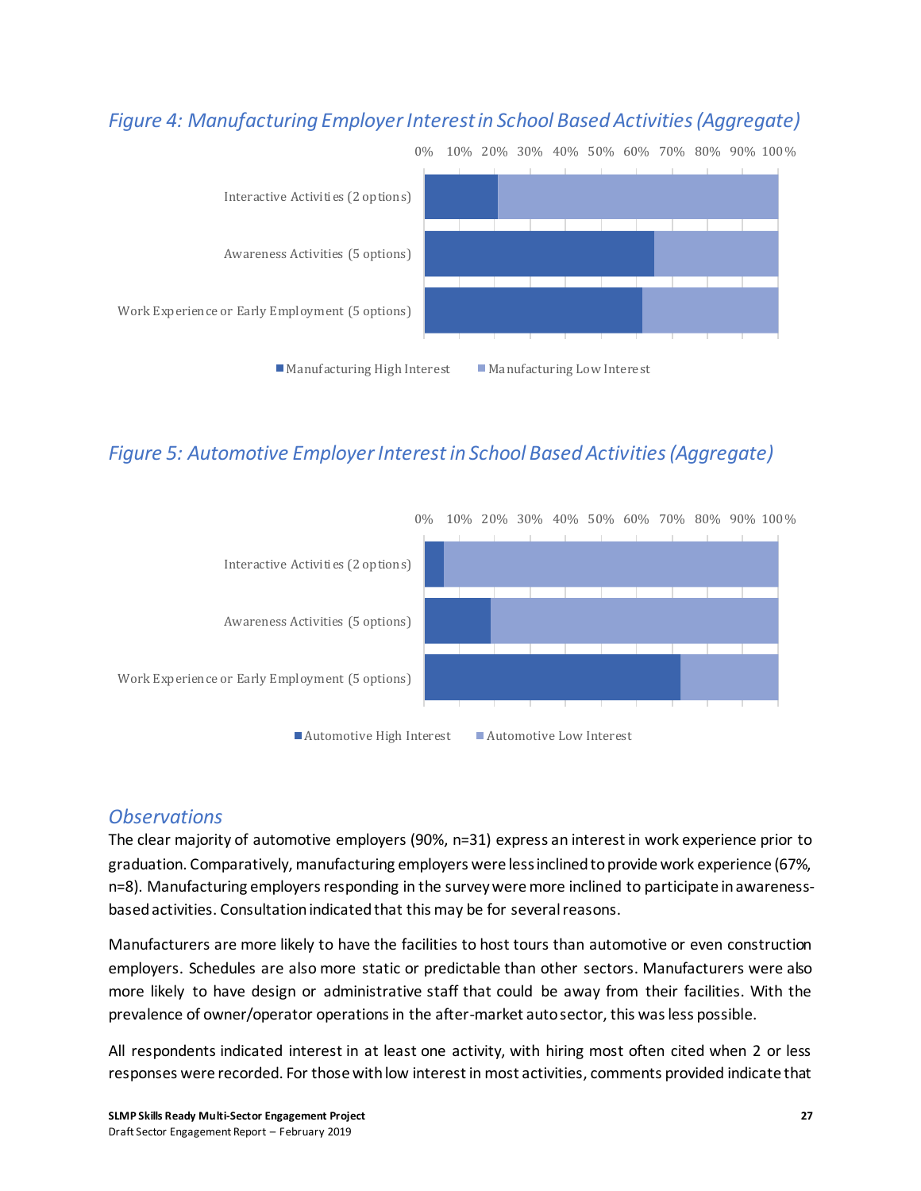*Figure 4: Manufacturing Employer Interest in School Based Activities (Aggregate)*

*Figure 5: Automotive Employer Interest in School Based Activities (Aggregate)*

### *Observations*

The clear majority of automotive employers (90%, n=31) express an interest in work experience prior to graduation. Comparatively, manufacturing employers were less inclined to provide work experience (67%, n=8). Manufacturing employers responding in the survey were more inclined to participate in awareness-based activities. Consultation indicated that this may be for several reasons.

Manufacturers are more likely to have the facilities to host tours than automotive or even construction employers. Schedules are also more static or predictable than other sectors. Manufacturers were also more likely to have design or administrative staff that could be away from their facilities. With the prevalence of owner/operator operations in the after-market auto sector, this was less possible.

All respondents indicated interest in at least one activity, with hiring most often cited when 2 or less responses were recorded. For those with low interest in most activities, comments provided indicate that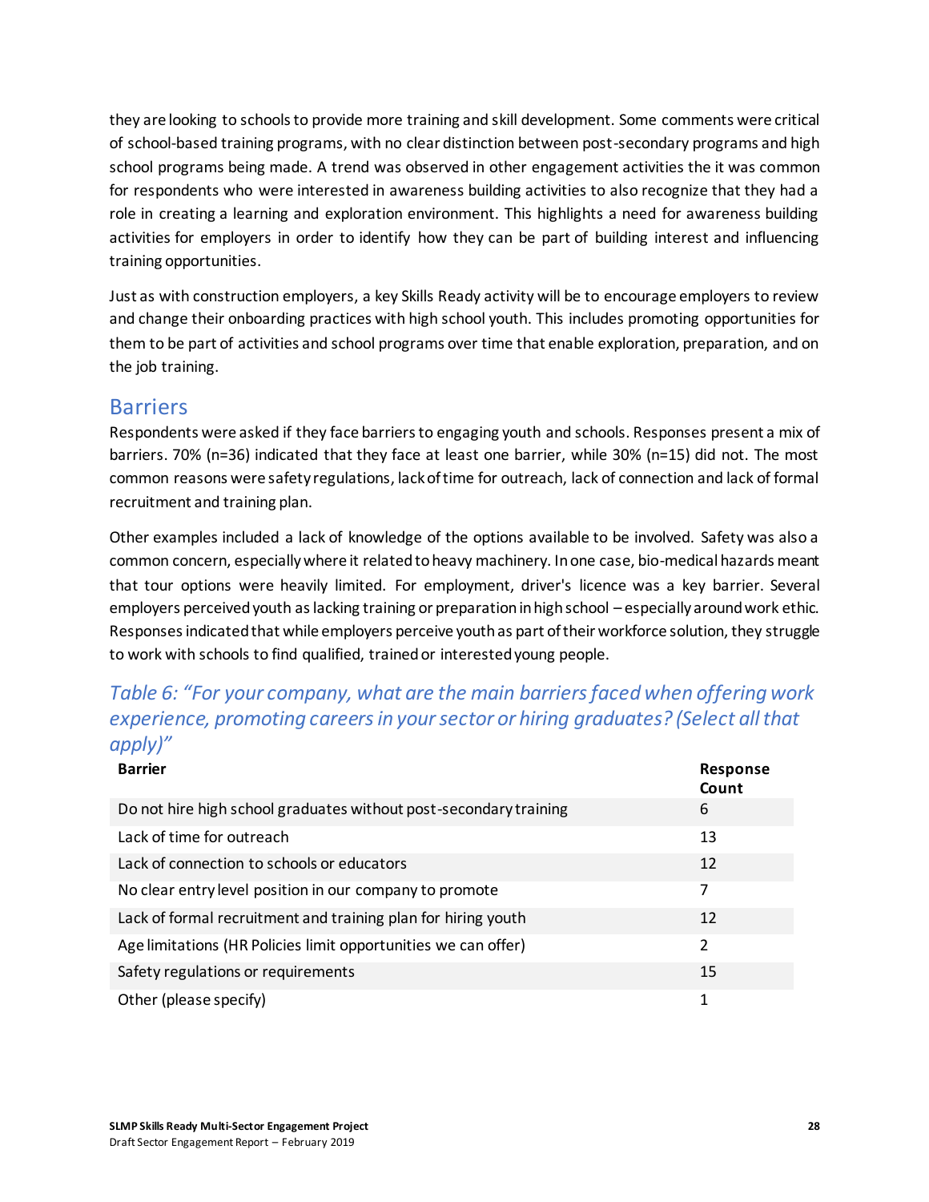they are looking to schools to provide more training and skill development. Some comments were critical of school-based training programs, with no clear distinction between post-secondary programs and high school programs being made. A trend was observed in other engagement activities the it was common for respondents who were interested in awareness building activities to also recognize that they had a role in creating a learning and exploration environment. This highlights a need for awareness building activities for employers in order to identify how they can be part of building interest and influencing training opportunities.

Just as with construction employers, a key Skills Ready activity will be to encourage employers to review and change their onboarding practices with high school youth. This includes promoting opportunities for them to be part of activities and school programs over time that enable exploration, preparation, and on the job training.

## Barriers

Respondents were asked if they face barriers to engaging youth and schools. Responses present a mix of barriers. 70% (n=36) indicated that they face at least one barrier, while 30% (n=15) did not. The most common reasons were safety regulations, lack of time for outreach, lack of connection and lack of formal recruitment and training plan.

Other examples included a lack of knowledge of the options available to be involved. Safety was also a common concern, especially where it related to heavy machinery. In one case, bio-medical hazards meant that tour options were heavily limited. For employment, driver's licence was a key barrier. Several employers perceived youth as lacking training or preparation in high school – especially around work ethic. Responses indicated that while employers perceive youth as part of their workforce solution, they struggle to work with schools to find qualified, trained or interested young people.

### *Table 6: "For your company, what are the main barriers faced when offering work experience, promoting careers in your sector or hiring graduates? (Select all that apply)"*

| Barrier | Response Count |
|---|---|
| Do not hire high school graduates without post-secondary training | 6 |
| Lack of time for outreach | 13 |
| Lack of connection to schools or educators | 12 |
| No clear entry level position in our company to promote | 7 |
| Lack of formal recruitment and training plan for hiring youth | 12 |
| Age limitations (HR Policies limit opportunities we can offer) | 2 |
| Safety regulations or requirements | 15 |
| Other (please specify) | 1 |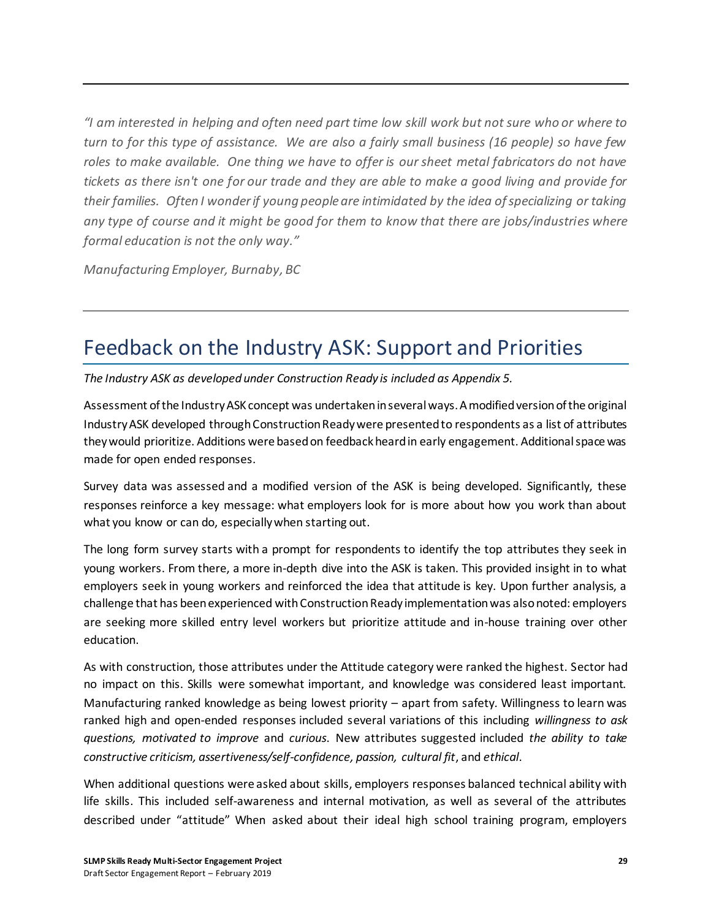---

*"I am interested in helping and often need part time low skill work but not sure who or where to turn to for this type of assistance. We are also a fairly small business (16 people) so have few roles to make available. One thing we have to offer is our sheet metal fabricators do not have tickets as there isn't one for our trade and they are able to make a good living and provide for their families. Often I wonder if young people are intimidated by the idea of specializing or taking any type of course and it might be good for them to know that there are jobs/industries where formal education is not the only way."*

*Manufacturing Employer, Burnaby, BC*

---

## Feedback on the Industry ASK: Support and Priorities

*The Industry ASK as developed under Construction Ready is included as Appendix 5.*

Assessment of the Industry ASK concept was undertaken in several ways. A modified version of the original Industry ASK developed through Construction Ready were presented to respondents as a list of attributes they would prioritize. Additions were based on feedback heard in early engagement. Additional space was made for open ended responses.

Survey data was assessed and a modified version of the ASK is being developed. Significantly, these responses reinforce a key message: what employers look for is more about how you work than about what you know or can do, especially when starting out.

The long form survey starts with a prompt for respondents to identify the top attributes they seek in young workers. From there, a more in-depth dive into the ASK is taken. This provided insight in to what employers seek in young workers and reinforced the idea that attitude is key. Upon further analysis, a challenge that has been experienced with Construction Ready implementation was also noted: employers are seeking more skilled entry level workers but prioritize attitude and in-house training over other education.

As with construction, those attributes under the Attitude category were ranked the highest. Sector had no impact on this. Skills were somewhat important, and knowledge was considered least important. Manufacturing ranked knowledge as being lowest priority – apart from safety. Willingness to learn was ranked high and open-ended responses included several variations of this including *willingness to ask questions, motivated to improve* and *curious*. New attributes suggested included *the ability to take constructive criticism, assertiveness/self-confidence, passion, cultural fit*, and *ethical*.

When additional questions were asked about skills, employers responses balanced technical ability with life skills. This included self-awareness and internal motivation, as well as several of the attributes described under "attitude" When asked about their ideal high school training program, employers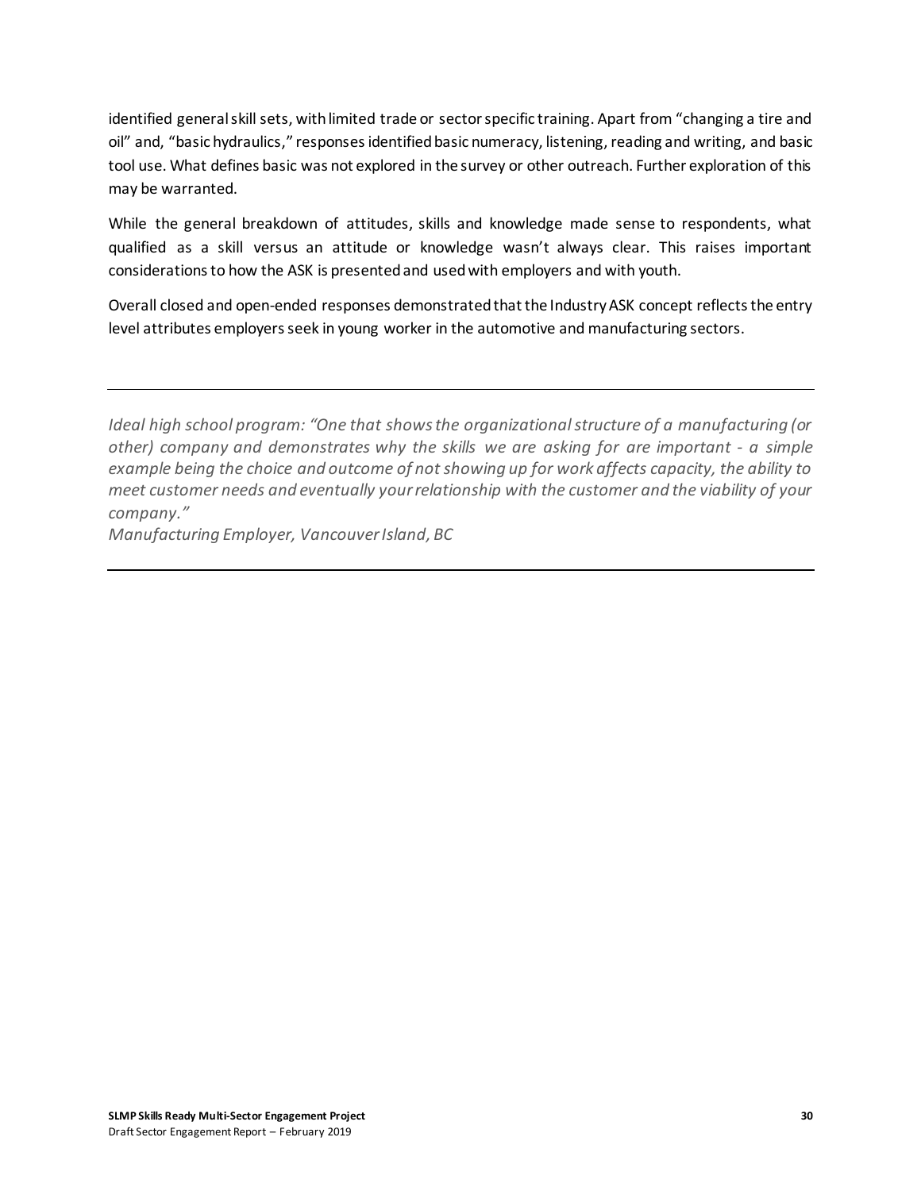identified general skill sets, with limited trade or sector specific training. Apart from “changing a tire and oil” and, “basic hydraulics,” responses identified basic numeracy, listening, reading and writing, and basic tool use. What defines basic was not explored in the survey or other outreach. Further exploration of this may be warranted.

While the general breakdown of attitudes, skills and knowledge made sense to respondents, what qualified as a skill versus an attitude or knowledge wasn’t always clear. This raises important considerations to how the ASK is presented and used with employers and with youth.

Overall closed and open-ended responses demonstrated that the Industry ASK concept reflects the entry level attributes employers seek in young worker in the automotive and manufacturing sectors.

---

*Ideal high school program: “One that shows the organizational structure of a manufacturing (or other) company and demonstrates why the skills we are asking for are important - a simple example being the choice and outcome of not showing up for work affects capacity, the ability to meet customer needs and eventually your relationship with the customer and the viability of your company.”*
*Manufacturing Employer, Vancouver Island, BC*

---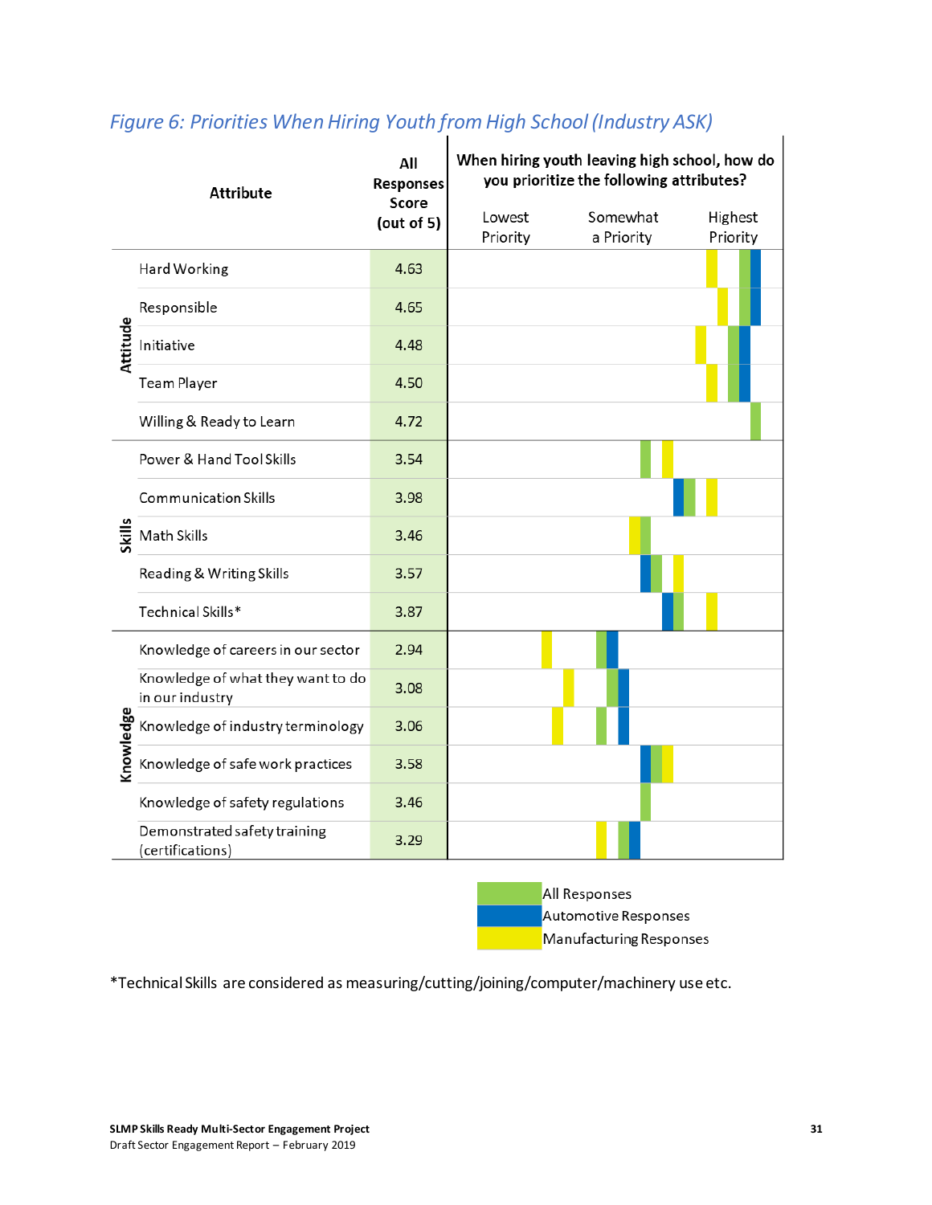*Figure 6: Priorities When Hiring Youth from High School (Industry ASK)*

| | Attribute | All Responses Score (out of 5) |
|---|---|---|
| Attitude | Hard Working | 4.63 |
| | Responsible | 4.65 |
| | Initiative | 4.48 |
| | Team Player | 4.50 |
| | Willing & Ready to Learn | 4.72 |
| Skills | Power & Hand Tool Skills | 3.54 |
| | Communication Skills | 3.98 |
| | Math Skills | 3.46 |
| | Reading & Writing Skills | 3.57 |
| | Technical Skills* | 3.87 |
| Knowledge | Knowledge of careers in our sector | 2.94 |
| | Knowledge of what they want to do in our industry | 3.08 |
| | Knowledge of industry terminology | 3.06 |
| | Knowledge of safe work practices | 3.58 |
| | Knowledge of safety regulations | 3.46 |
| | Demonstrated safety training (certifications) | 3.29 |

When hiring youth leaving high school, how do you prioritize the following attributes?

Lowest Priority — Somewhat a Priority — Highest Priority

All Responses
Automotive Responses
Manufacturing Responses

*Technical Skills are considered as measuring/cutting/joining/computer/machinery use etc.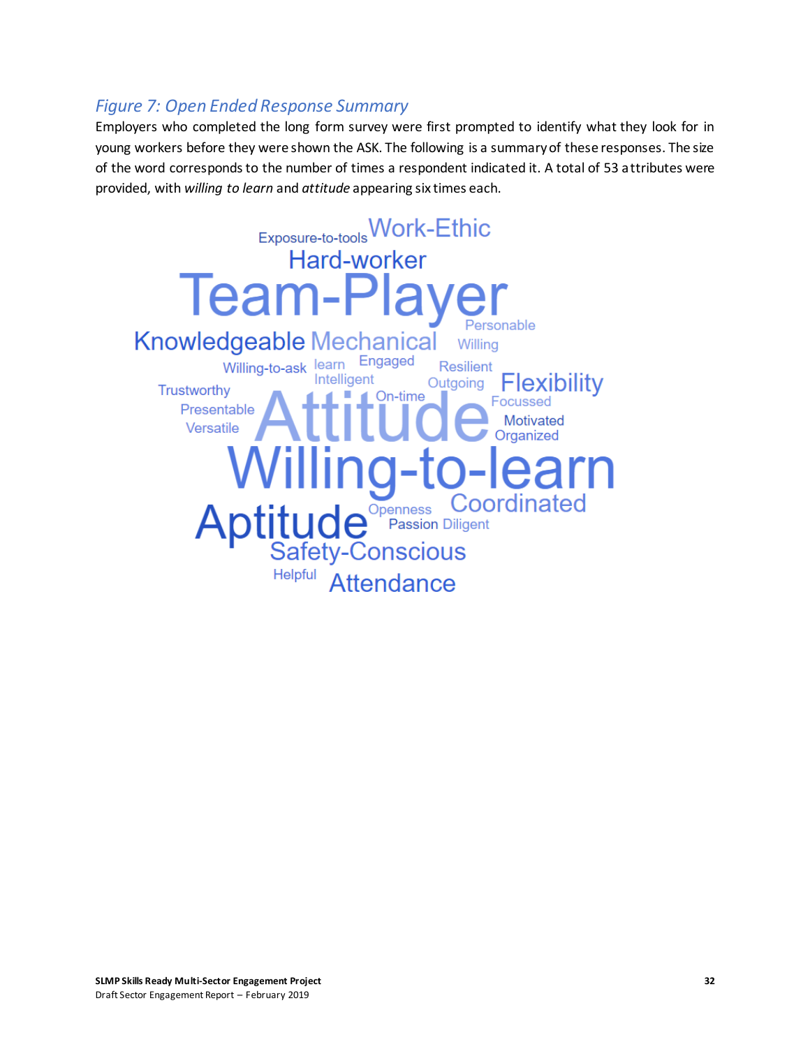*Figure 7: Open Ended Response Summary*

Employers who completed the long form survey were first prompted to identify what they look for in young workers before they were shown the ASK. The following is a summary of these responses. The size of the word corresponds to the number of times a respondent indicated it. A total of 53 attributes were provided, with *willing to learn* and *attitude* appearing six times each.

Exposure-to-tools Work-Ethic
Hard-worker
Team-Player
Personable
Knowledgeable Mechanical Willing
Willing-to-ask learn Engaged Resilient
Intelligent Outgoing Flexibility
Trustworthy On-time Focussed
Presentable Attitude Motivated
Versatile Organized
Willing-to-learn
Aptitude Openness Coordinated
Passion Diligent
Safety-Conscious
Helpful Attendance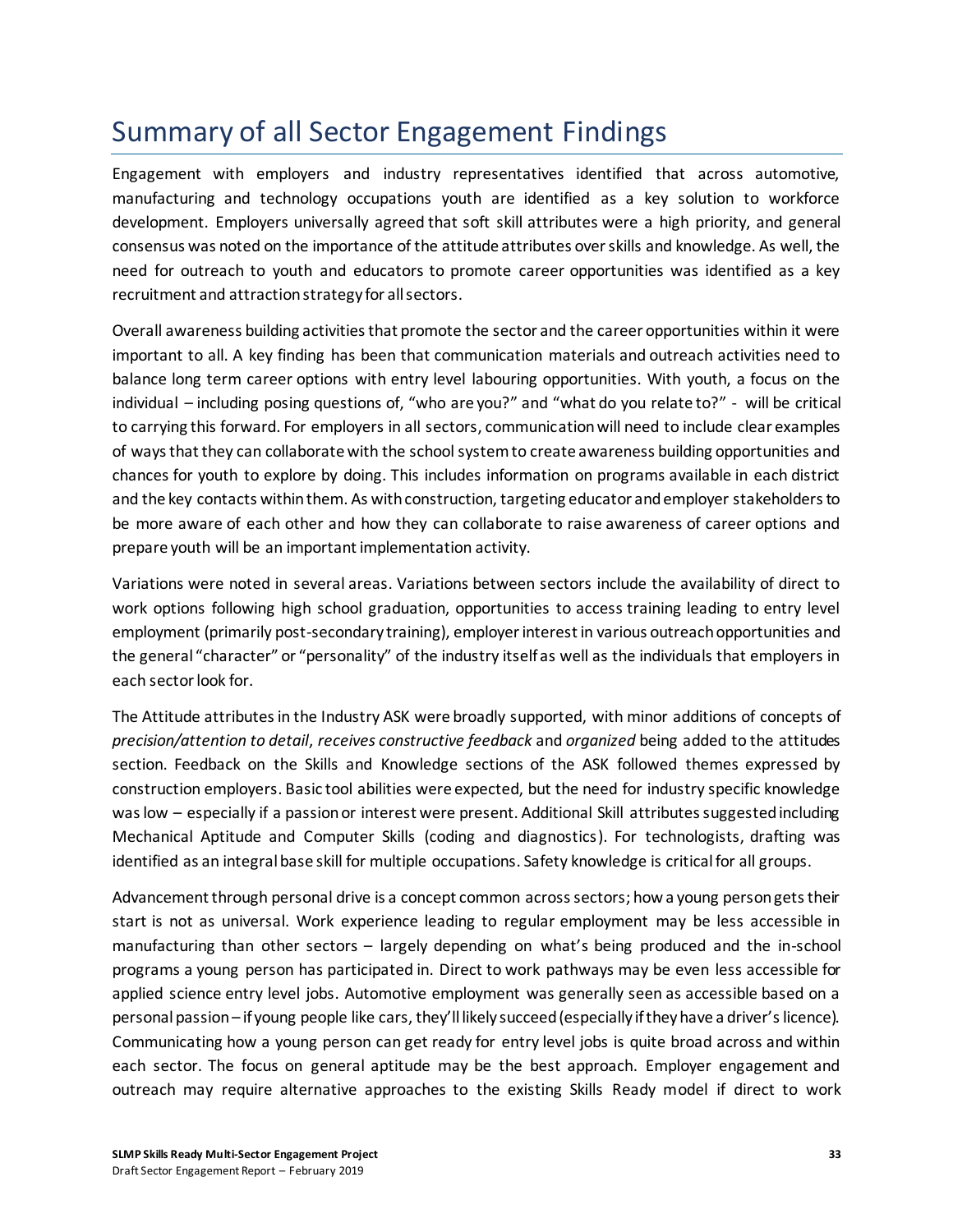# Summary of all Sector Engagement Findings

Engagement with employers and industry representatives identified that across automotive, manufacturing and technology occupations youth are identified as a key solution to workforce development. Employers universally agreed that soft skill attributes were a high priority, and general consensus was noted on the importance of the attitude attributes over skills and knowledge. As well, the need for outreach to youth and educators to promote career opportunities was identified as a key recruitment and attraction strategy for all sectors.

Overall awareness building activities that promote the sector and the career opportunities within it were important to all. A key finding has been that communication materials and outreach activities need to balance long term career options with entry level labouring opportunities. With youth, a focus on the individual – including posing questions of, "who are you?" and "what do you relate to?" - will be critical to carrying this forward. For employers in all sectors, communication will need to include clear examples of ways that they can collaborate with the school system to create awareness building opportunities and chances for youth to explore by doing. This includes information on programs available in each district and the key contacts within them. As with construction, targeting educator and employer stakeholders to be more aware of each other and how they can collaborate to raise awareness of career options and prepare youth will be an important implementation activity.

Variations were noted in several areas. Variations between sectors include the availability of direct to work options following high school graduation, opportunities to access training leading to entry level employment (primarily post-secondary training), employer interest in various outreach opportunities and the general "character" or "personality" of the industry itself as well as the individuals that employers in each sector look for.

The Attitude attributes in the Industry ASK were broadly supported, with minor additions of concepts of *precision/attention to detail*, *receives constructive feedback* and *organized* being added to the attitudes section. Feedback on the Skills and Knowledge sections of the ASK followed themes expressed by construction employers. Basic tool abilities were expected, but the need for industry specific knowledge was low – especially if a passion or interest were present. Additional Skill attributes suggested including Mechanical Aptitude and Computer Skills (coding and diagnostics). For technologists, drafting was identified as an integral base skill for multiple occupations. Safety knowledge is critical for all groups.

Advancement through personal drive is a concept common across sectors; how a young person gets their start is not as universal. Work experience leading to regular employment may be less accessible in manufacturing than other sectors – largely depending on what's being produced and the in-school programs a young person has participated in. Direct to work pathways may be even less accessible for applied science entry level jobs. Automotive employment was generally seen as accessible based on a personal passion – if young people like cars, they'll likely succeed (especially if they have a driver's licence). Communicating how a young person can get ready for entry level jobs is quite broad across and within each sector. The focus on general aptitude may be the best approach. Employer engagement and outreach may require alternative approaches to the existing Skills Ready model if direct to work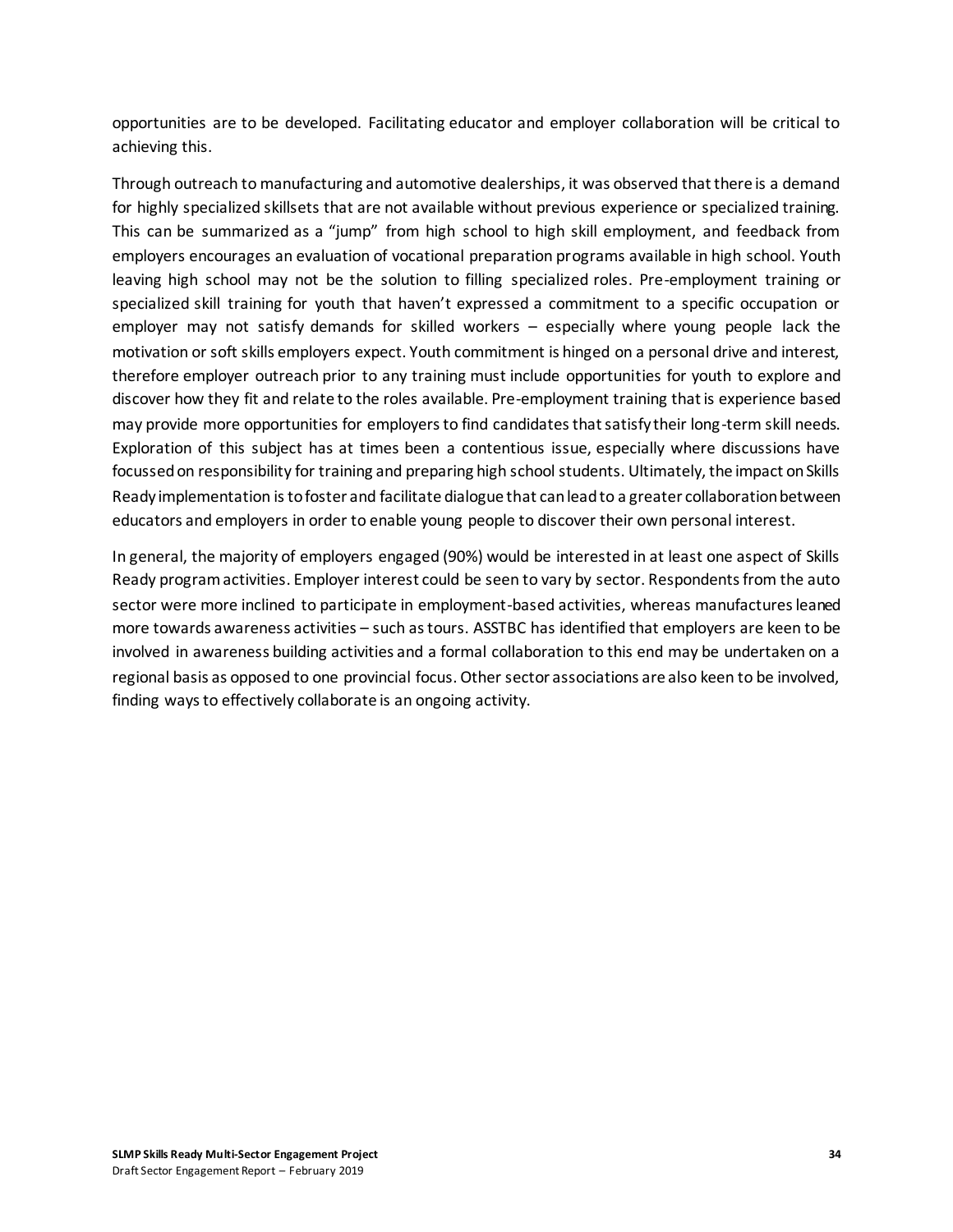opportunities are to be developed. Facilitating educator and employer collaboration will be critical to achieving this.

Through outreach to manufacturing and automotive dealerships, it was observed that there is a demand for highly specialized skillsets that are not available without previous experience or specialized training. This can be summarized as a "jump" from high school to high skill employment, and feedback from employers encourages an evaluation of vocational preparation programs available in high school. Youth leaving high school may not be the solution to filling specialized roles. Pre-employment training or specialized skill training for youth that haven't expressed a commitment to a specific occupation or employer may not satisfy demands for skilled workers – especially where young people lack the motivation or soft skills employers expect. Youth commitment is hinged on a personal drive and interest, therefore employer outreach prior to any training must include opportunities for youth to explore and discover how they fit and relate to the roles available. Pre-employment training that is experience based may provide more opportunities for employers to find candidates that satisfy their long-term skill needs. Exploration of this subject has at times been a contentious issue, especially where discussions have focussed on responsibility for training and preparing high school students. Ultimately, the impact on Skills Ready implementation is to foster and facilitate dialogue that can lead to a greater collaboration between educators and employers in order to enable young people to discover their own personal interest.

In general, the majority of employers engaged (90%) would be interested in at least one aspect of Skills Ready program activities. Employer interest could be seen to vary by sector. Respondents from the auto sector were more inclined to participate in employment-based activities, whereas manufactures leaned more towards awareness activities – such as tours. ASSTBC has identified that employers are keen to be involved in awareness building activities and a formal collaboration to this end may be undertaken on a regional basis as opposed to one provincial focus. Other sector associations are also keen to be involved, finding ways to effectively collaborate is an ongoing activity.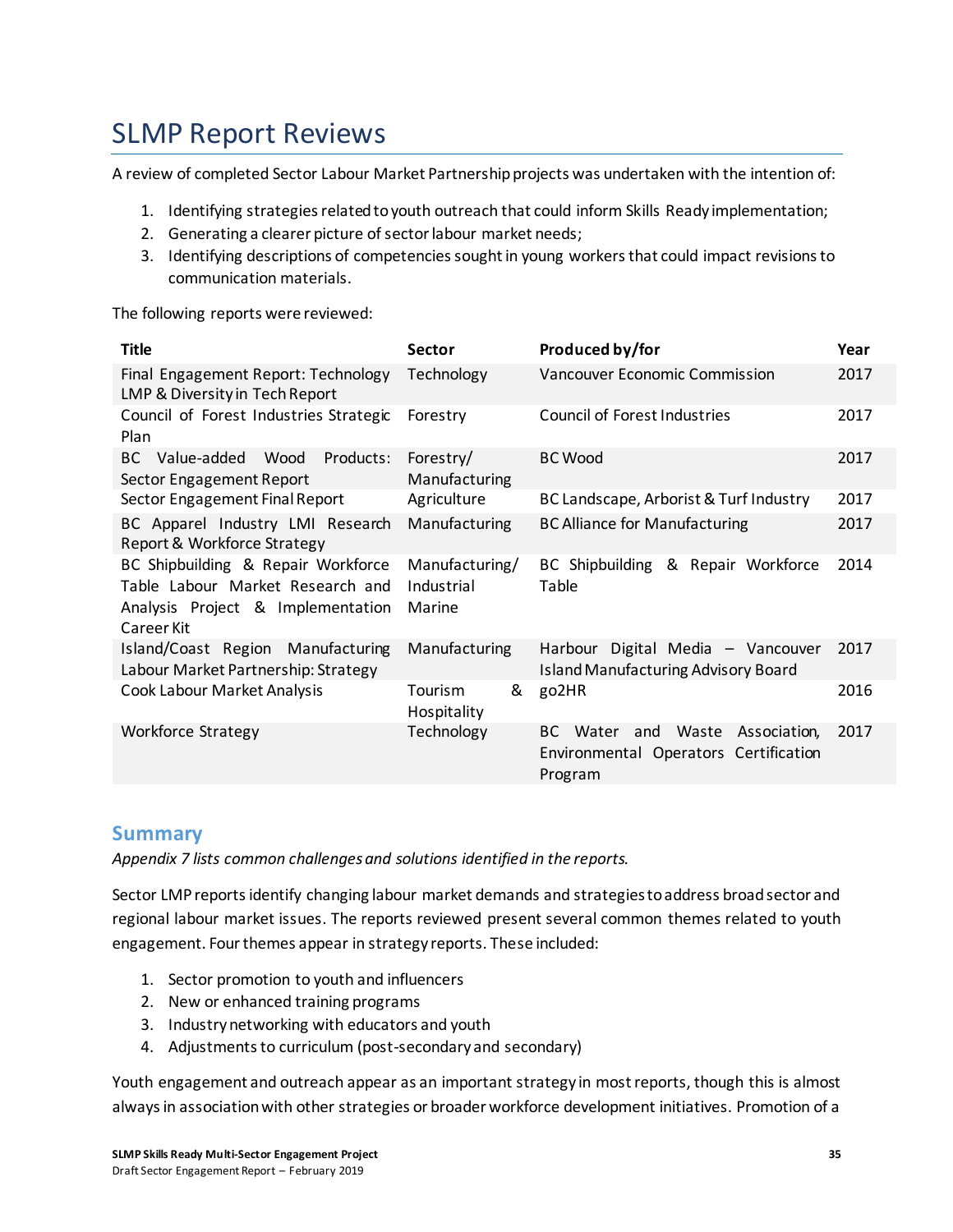# SLMP Report Reviews

A review of completed Sector Labour Market Partnership projects was undertaken with the intention of:

1. Identifying strategies related to youth outreach that could inform Skills Ready implementation;
2. Generating a clearer picture of sector labour market needs;
3. Identifying descriptions of competencies sought in young workers that could impact revisions to communication materials.

The following reports were reviewed:

| Title | Sector | Produced by/for | Year |
|---|---|---|---|
| Final Engagement Report: Technology LMP & Diversity in Tech Report | Technology | Vancouver Economic Commission | 2017 |
| Council of Forest Industries Strategic Plan | Forestry | Council of Forest Industries | 2017 |
| BC Value-added Wood Products: Sector Engagement Report | Forestry/ Manufacturing | BC Wood | 2017 |
| Sector Engagement Final Report | Agriculture | BC Landscape, Arborist & Turf Industry | 2017 |
| BC Apparel Industry LMI Research Report & Workforce Strategy | Manufacturing | BC Alliance for Manufacturing | 2017 |
| BC Shipbuilding & Repair Workforce Table Labour Market Research and Analysis Project & Implementation Career Kit | Manufacturing/ Industrial Marine | BC Shipbuilding & Repair Workforce Table | 2014 |
| Island/Coast Region Manufacturing Labour Market Partnership: Strategy | Manufacturing | Harbour Digital Media – Vancouver Island Manufacturing Advisory Board | 2017 |
| Cook Labour Market Analysis | Tourism & Hospitality | go2HR | 2016 |
| Workforce Strategy | Technology | BC Water and Waste Association, Environmental Operators Certification Program | 2017 |

## Summary

*Appendix 7 lists common challenges and solutions identified in the reports.*

Sector LMP reports identify changing labour market demands and strategies to address broad sector and regional labour market issues. The reports reviewed present several common themes related to youth engagement. Four themes appear in strategy reports. These included:

1. Sector promotion to youth and influencers
2. New or enhanced training programs
3. Industry networking with educators and youth
4. Adjustments to curriculum (post-secondary and secondary)

Youth engagement and outreach appear as an important strategy in most reports, though this is almost always in association with other strategies or broader workforce development initiatives. Promotion of a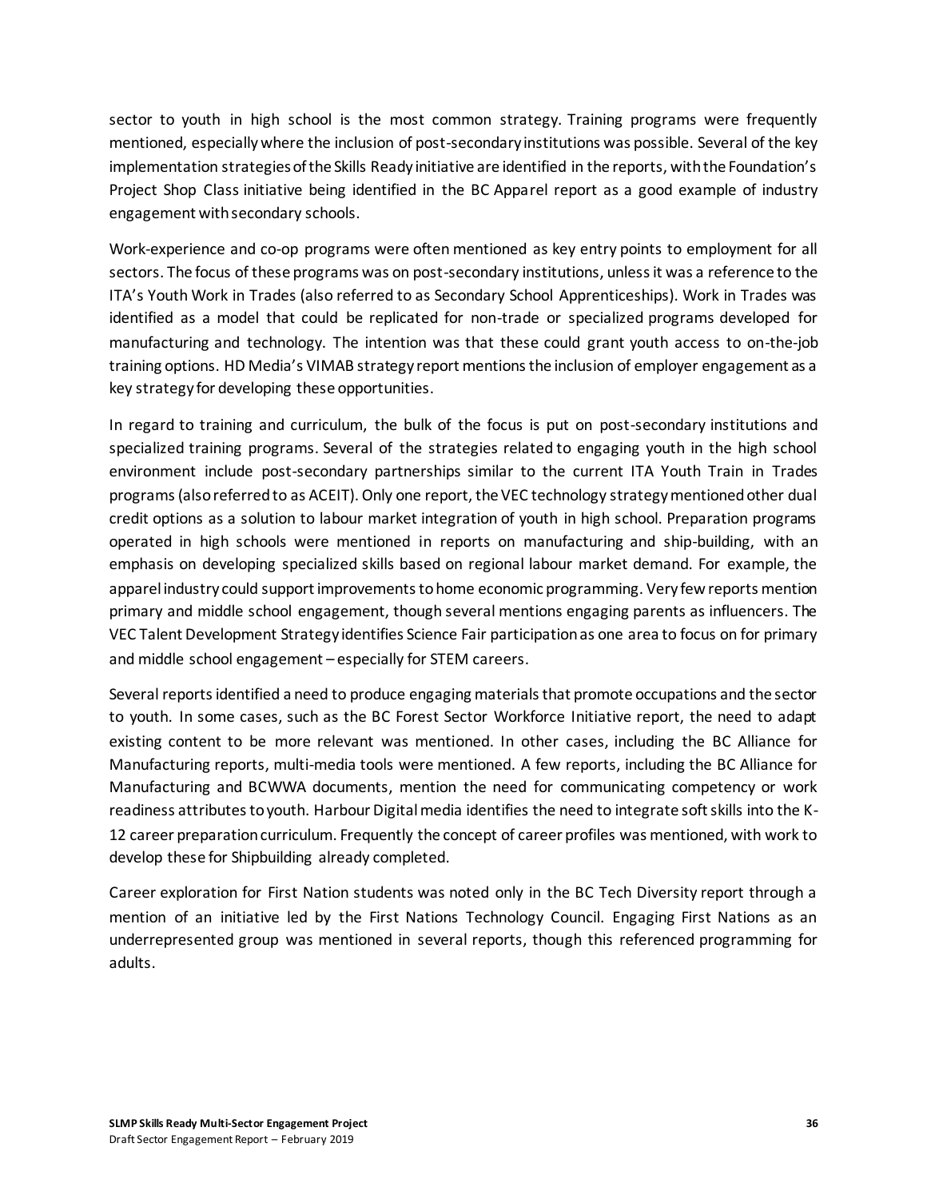sector to youth in high school is the most common strategy. Training programs were frequently mentioned, especially where the inclusion of post-secondary institutions was possible. Several of the key implementation strategies of the Skills Ready initiative are identified in the reports, with the Foundation's Project Shop Class initiative being identified in the BC Apparel report as a good example of industry engagement with secondary schools.

Work-experience and co-op programs were often mentioned as key entry points to employment for all sectors. The focus of these programs was on post-secondary institutions, unless it was a reference to the ITA's Youth Work in Trades (also referred to as Secondary School Apprenticeships). Work in Trades was identified as a model that could be replicated for non-trade or specialized programs developed for manufacturing and technology. The intention was that these could grant youth access to on-the-job training options. HD Media's VIMAB strategy report mentions the inclusion of employer engagement as a key strategy for developing these opportunities.

In regard to training and curriculum, the bulk of the focus is put on post-secondary institutions and specialized training programs. Several of the strategies related to engaging youth in the high school environment include post-secondary partnerships similar to the current ITA Youth Train in Trades programs (also referred to as ACEIT). Only one report, the VEC technology strategy mentioned other dual credit options as a solution to labour market integration of youth in high school. Preparation programs operated in high schools were mentioned in reports on manufacturing and ship-building, with an emphasis on developing specialized skills based on regional labour market demand. For example, the apparel industry could support improvements to home economic programming. Very few reports mention primary and middle school engagement, though several mentions engaging parents as influencers. The VEC Talent Development Strategy identifies Science Fair participation as one area to focus on for primary and middle school engagement – especially for STEM careers.

Several reports identified a need to produce engaging materials that promote occupations and the sector to youth. In some cases, such as the BC Forest Sector Workforce Initiative report, the need to adapt existing content to be more relevant was mentioned. In other cases, including the BC Alliance for Manufacturing reports, multi-media tools were mentioned. A few reports, including the BC Alliance for Manufacturing and BCWWA documents, mention the need for communicating competency or work readiness attributes to youth. Harbour Digital media identifies the need to integrate soft skills into the K-12 career preparation curriculum. Frequently the concept of career profiles was mentioned, with work to develop these for Shipbuilding already completed.

Career exploration for First Nation students was noted only in the BC Tech Diversity report through a mention of an initiative led by the First Nations Technology Council. Engaging First Nations as an underrepresented group was mentioned in several reports, though this referenced programming for adults.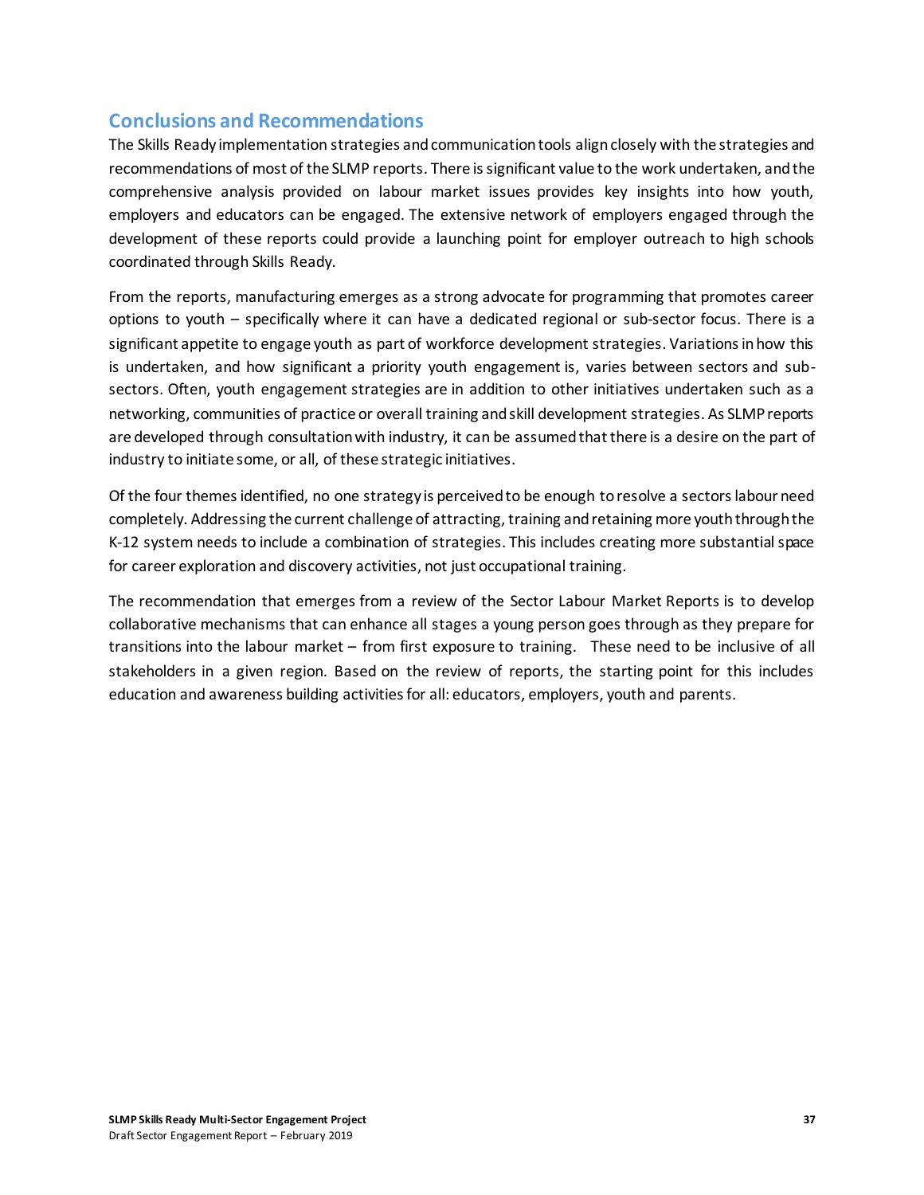## Conclusions and Recommendations

The Skills Ready implementation strategies and communication tools align closely with the strategies and recommendations of most of the SLMP reports. There is significant value to the work undertaken, and the comprehensive analysis provided on labour market issues provides key insights into how youth, employers and educators can be engaged. The extensive network of employers engaged through the development of these reports could provide a launching point for employer outreach to high schools coordinated through Skills Ready.

From the reports, manufacturing emerges as a strong advocate for programming that promotes career options to youth – specifically where it can have a dedicated regional or sub-sector focus. There is a significant appetite to engage youth as part of workforce development strategies. Variations in how this is undertaken, and how significant a priority youth engagement is, varies between sectors and sub-sectors. Often, youth engagement strategies are in addition to other initiatives undertaken such as a networking, communities of practice or overall training and skill development strategies. As SLMP reports are developed through consultation with industry, it can be assumed that there is a desire on the part of industry to initiate some, or all, of these strategic initiatives.

Of the four themes identified, no one strategy is perceived to be enough to resolve a sectors labour need completely. Addressing the current challenge of attracting, training and retaining more youth through the K-12 system needs to include a combination of strategies. This includes creating more substantial space for career exploration and discovery activities, not just occupational training.

The recommendation that emerges from a review of the Sector Labour Market Reports is to develop collaborative mechanisms that can enhance all stages a young person goes through as they prepare for transitions into the labour market – from first exposure to training. These need to be inclusive of all stakeholders in a given region. Based on the review of reports, the starting point for this includes education and awareness building activities for all: educators, employers, youth and parents.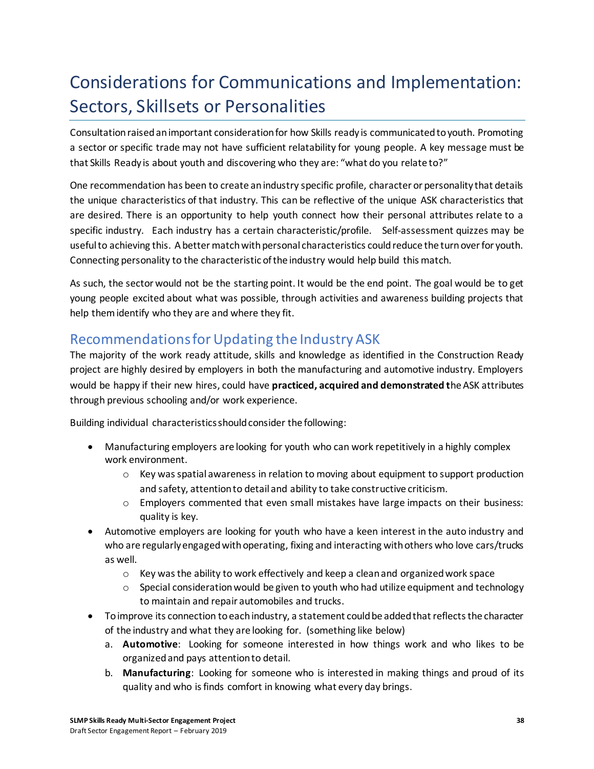# Considerations for Communications and Implementation: Sectors, Skillsets or Personalities

Consultation raised an important consideration for how Skills ready is communicated to youth. Promoting a sector or specific trade may not have sufficient relatability for young people. A key message must be that Skills Ready is about youth and discovering who they are: "what do you relate to?"

One recommendation has been to create an industry specific profile, character or personality that details the unique characteristics of that industry. This can be reflective of the unique ASK characteristics that are desired. There is an opportunity to help youth connect how their personal attributes relate to a specific industry. Each industry has a certain characteristic/profile. Self-assessment quizzes may be useful to achieving this. A better match with personal characteristics could reduce the turn over for youth. Connecting personality to the characteristic of the industry would help build this match.

As such, the sector would not be the starting point. It would be the end point. The goal would be to get young people excited about what was possible, through activities and awareness building projects that help them identify who they are and where they fit.

## Recommendations for Updating the Industry ASK

The majority of the work ready attitude, skills and knowledge as identified in the Construction Ready project are highly desired by employers in both the manufacturing and automotive industry. Employers would be happy if their new hires, could have **practiced, acquired and demonstrated t**he ASK attributes through previous schooling and/or work experience.

Building individual characteristics should consider the following:

- Manufacturing employers are looking for youth who can work repetitively in a highly complex work environment.
  - Key was spatial awareness in relation to moving about equipment to support production and safety, attention to detail and ability to take constructive criticism.
  - Employers commented that even small mistakes have large impacts on their business: quality is key.
- Automotive employers are looking for youth who have a keen interest in the auto industry and who are regularly engaged with operating, fixing and interacting with others who love cars/trucks as well.
  - Key was the ability to work effectively and keep a clean and organized work space
  - Special consideration would be given to youth who had utilize equipment and technology to maintain and repair automobiles and trucks.
- To improve its connection to each industry, a statement could be added that reflects the character of the industry and what they are looking for. (something like below)
  a. **Automotive**: Looking for someone interested in how things work and who likes to be organized and pays attention to detail.
  b. **Manufacturing**: Looking for someone who is interested in making things and proud of its quality and who is finds comfort in knowing what every day brings.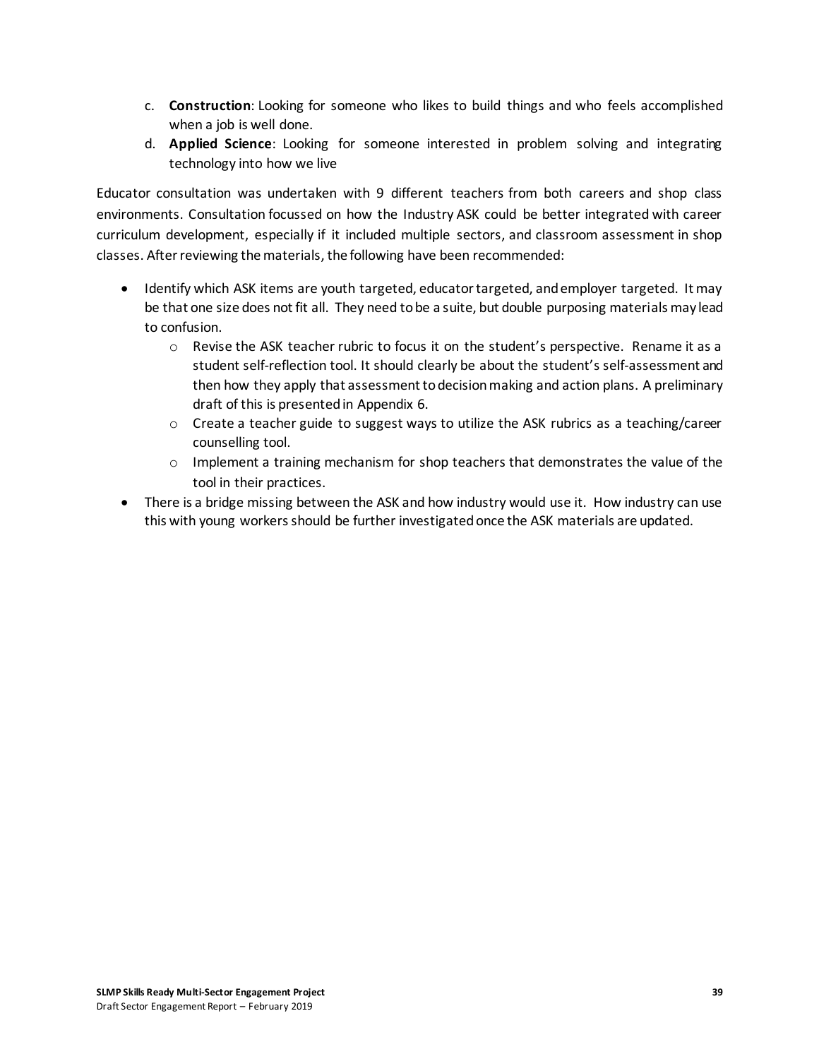c. **Construction**: Looking for someone who likes to build things and who feels accomplished when a job is well done.
d. **Applied Science**: Looking for someone interested in problem solving and integrating technology into how we live

Educator consultation was undertaken with 9 different teachers from both careers and shop class environments. Consultation focussed on how the Industry ASK could be better integrated with career curriculum development, especially if it included multiple sectors, and classroom assessment in shop classes. After reviewing the materials, the following have been recommended:

- Identify which ASK items are youth targeted, educator targeted, and employer targeted. It may be that one size does not fit all. They need to be a suite, but double purposing materials may lead to confusion.
    - Revise the ASK teacher rubric to focus it on the student's perspective. Rename it as a student self-reflection tool. It should clearly be about the student's self-assessment and then how they apply that assessment to decision making and action plans. A preliminary draft of this is presented in Appendix 6.
    - Create a teacher guide to suggest ways to utilize the ASK rubrics as a teaching/career counselling tool.
    - Implement a training mechanism for shop teachers that demonstrates the value of the tool in their practices.
- There is a bridge missing between the ASK and how industry would use it. How industry can use this with young workers should be further investigated once the ASK materials are updated.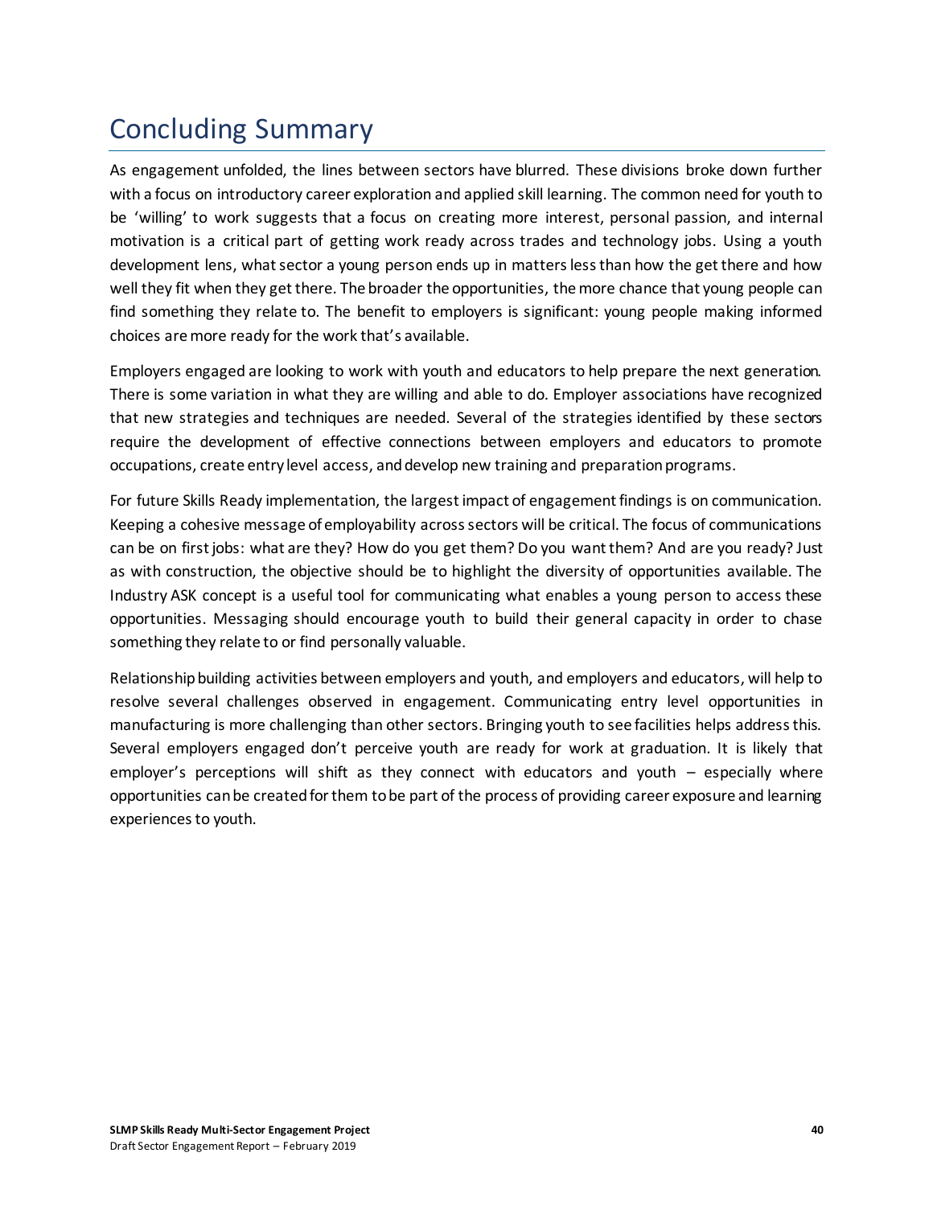# Concluding Summary

As engagement unfolded, the lines between sectors have blurred. These divisions broke down further with a focus on introductory career exploration and applied skill learning. The common need for youth to be 'willing' to work suggests that a focus on creating more interest, personal passion, and internal motivation is a critical part of getting work ready across trades and technology jobs. Using a youth development lens, what sector a young person ends up in matters less than how the get there and how well they fit when they get there. The broader the opportunities, the more chance that young people can find something they relate to. The benefit to employers is significant: young people making informed choices are more ready for the work that's available.

Employers engaged are looking to work with youth and educators to help prepare the next generation. There is some variation in what they are willing and able to do. Employer associations have recognized that new strategies and techniques are needed. Several of the strategies identified by these sectors require the development of effective connections between employers and educators to promote occupations, create entry level access, and develop new training and preparation programs.

For future Skills Ready implementation, the largest impact of engagement findings is on communication. Keeping a cohesive message of employability across sectors will be critical. The focus of communications can be on first jobs: what are they? How do you get them? Do you want them? And are you ready? Just as with construction, the objective should be to highlight the diversity of opportunities available. The Industry ASK concept is a useful tool for communicating what enables a young person to access these opportunities. Messaging should encourage youth to build their general capacity in order to chase something they relate to or find personally valuable.

Relationship building activities between employers and youth, and employers and educators, will help to resolve several challenges observed in engagement. Communicating entry level opportunities in manufacturing is more challenging than other sectors. Bringing youth to see facilities helps address this. Several employers engaged don't perceive youth are ready for work at graduation. It is likely that employer's perceptions will shift as they connect with educators and youth – especially where opportunities can be created for them to be part of the process of providing career exposure and learning experiences to youth.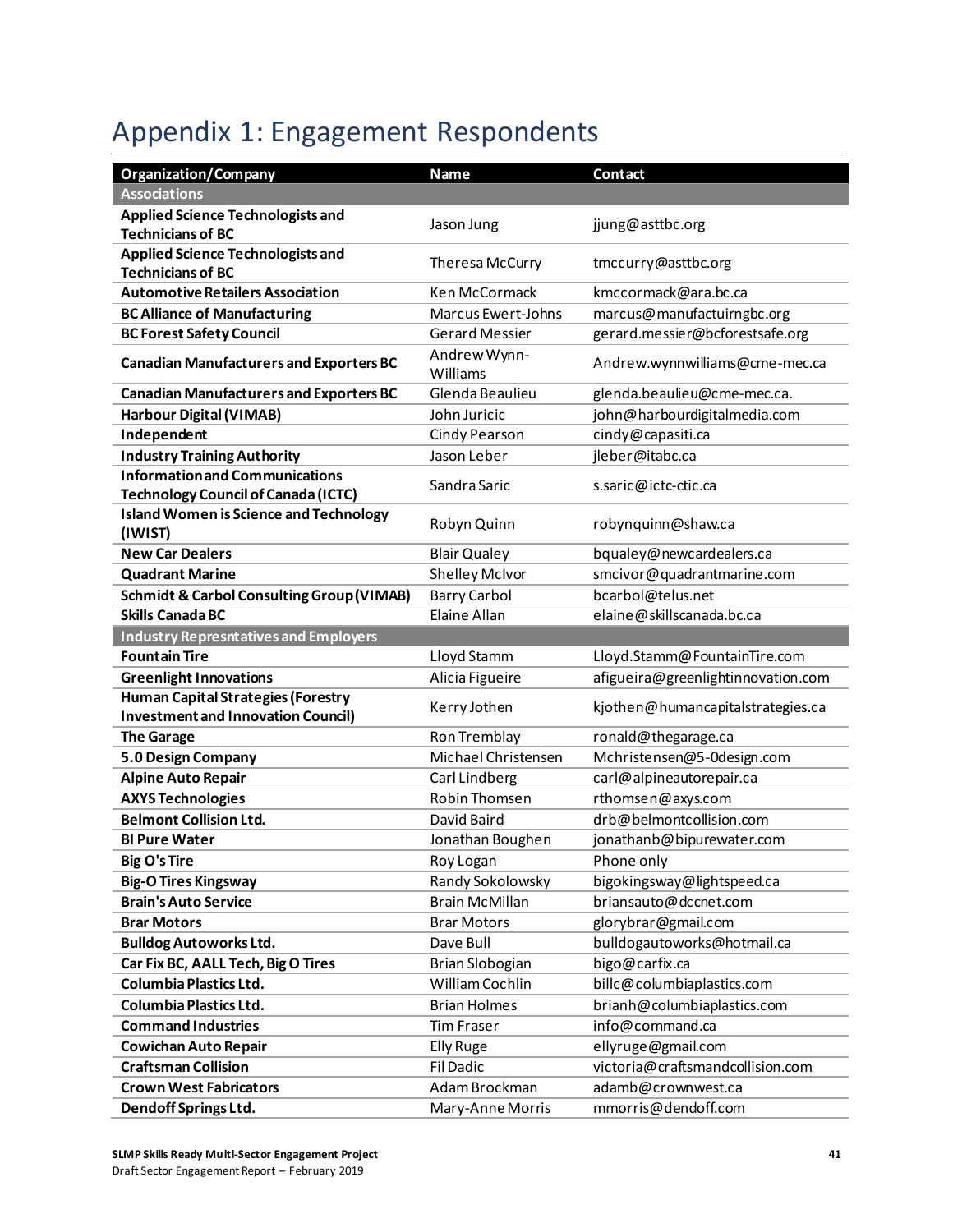# Appendix 1: Engagement Respondents

| Organization/Company | Name | Contact |
|---|---|---|
| **Associations** | | |
| **Applied Science Technologists and Technicians of BC** | Jason Jung | jjung@asttbc.org |
| **Applied Science Technologists and Technicians of BC** | Theresa McCurry | tmccurry@asttbc.org |
| **Automotive Retailers Association** | Ken McCormack | kmccormack@ara.bc.ca |
| **BC Alliance of Manufacturing** | Marcus Ewert-Johns | marcus@manufactuirngbc.org |
| **BC Forest Safety Council** | Gerard Messier | gerard.messier@bcforestsafe.org |
| **Canadian Manufacturers and Exporters BC** | Andrew Wynn-Williams | Andrew.wynnwilliams@cme-mec.ca |
| **Canadian Manufacturers and Exporters BC** | Glenda Beaulieu | glenda.beaulieu@cme-mec.ca. |
| **Harbour Digital (VIMAB)** | John Juricic | john@harbourdigitalmedia.com |
| **Independent** | Cindy Pearson | cindy@capasiti.ca |
| **Industry Training Authority** | Jason Leber | jleber@itabc.ca |
| **Information and Communications Technology Council of Canada (ICTC)** | Sandra Saric | s.saric@ictc-ctic.ca |
| **Island Women is Science and Technology (IWIST)** | Robyn Quinn | robynquinn@shaw.ca |
| **New Car Dealers** | Blair Qualey | bqualey@newcardealers.ca |
| **Quadrant Marine** | Shelley McIvor | smcivor@quadrantmarine.com |
| **Schmidt & Carbol Consulting Group (VIMAB)** | Barry Carbol | bcarbol@telus.net |
| **Skills Canada BC** | Elaine Allan | elaine@skillscanada.bc.ca |
| **Industry Represntatives and Employers** | | |
| **Fountain Tire** | Lloyd Stamm | Lloyd.Stamm@FountainTire.com |
| **Greenlight Innovations** | Alicia Figueire | afigueira@greenlightinnovation.com |
| **Human Capital Strategies (Forestry Investment and Innovation Council)** | Kerry Jothen | kjothen@humancapitalstrategies.ca |
| **The Garage** | Ron Tremblay | ronald@thegarage.ca |
| **5.0 Design Company** | Michael Christensen | Mchristensen@5-0design.com |
| **Alpine Auto Repair** | Carl Lindberg | carl@alpineautorepair.ca |
| **AXYS Technologies** | Robin Thomsen | rthomsen@axys.com |
| **Belmont Collision Ltd.** | David Baird | drb@belmontcollision.com |
| **BI Pure Water** | Jonathan Boughen | jonathanb@bipurewater.com |
| **Big O's Tire** | Roy Logan | Phone only |
| **Big-O Tires Kingsway** | Randy Sokolowsky | bigokingsway@lightspeed.ca |
| **Brain's Auto Service** | Brain McMillan | briansauto@dccnet.com |
| **Brar Motors** | Brar Motors | glorybrar@gmail.com |
| **Bulldog Autoworks Ltd.** | Dave Bull | bulldogautoworks@hotmail.ca |
| **Car Fix BC, AALL Tech, Big O Tires** | Brian Slobogian | bigo@carfix.ca |
| **Columbia Plastics Ltd.** | William Cochlin | billc@columbiaplastics.com |
| **Columbia Plastics Ltd.** | Brian Holmes | brianh@columbiaplastics.com |
| **Command Industries** | Tim Fraser | info@command.ca |
| **Cowichan Auto Repair** | Elly Ruge | ellyruge@gmail.com |
| **Craftsman Collision** | Fil Dadic | victoria@craftsmandcollision.com |
| **Crown West Fabricators** | Adam Brockman | adamb@crownwest.ca |
| **Dendoff Springs Ltd.** | Mary-Anne Morris | mmorris@dendoff.com |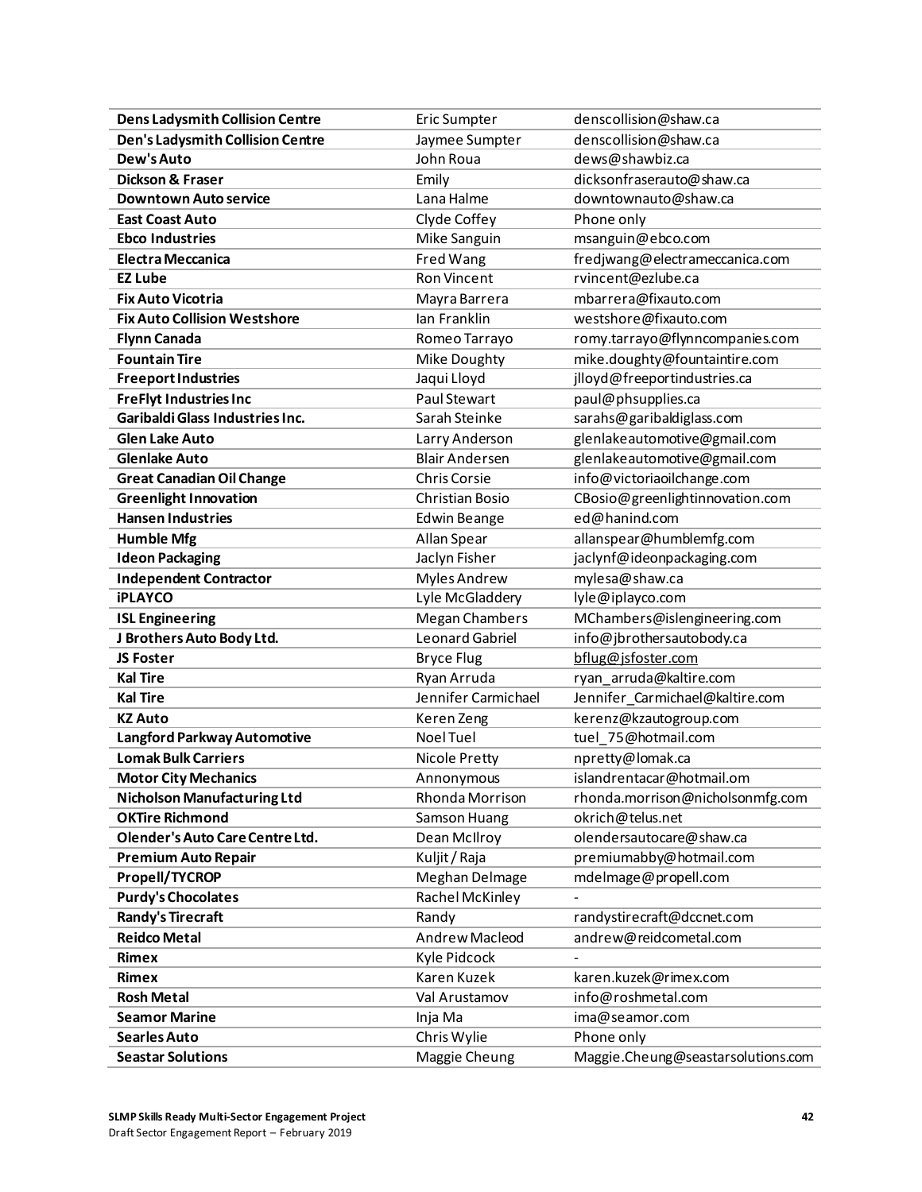| | | |
|---|---|---|
| **Dens Ladysmith Collision Centre** | Eric Sumpter | denscollision@shaw.ca |
| **Den's Ladysmith Collision Centre** | Jaymee Sumpter | denscollision@shaw.ca |
| **Dew's Auto** | John Roua | dews@shawbiz.ca |
| **Dickson & Fraser** | Emily | dicksonfraserauto@shaw.ca |
| **Downtown Auto service** | Lana Halme | downtownauto@shaw.ca |
| **East Coast Auto** | Clyde Coffey | Phone only |
| **Ebco Industries** | Mike Sanguin | msanguin@ebco.com |
| **Electra Meccanica** | Fred Wang | fredjwang@electrameccanica.com |
| **EZ Lube** | Ron Vincent | rvincent@ezlube.ca |
| **Fix Auto Vicotria** | Mayra Barrera | mbarrera@fixauto.com |
| **Fix Auto Collision Westshore** | Ian Franklin | westshore@fixauto.com |
| **Flynn Canada** | Romeo Tarrayo | romy.tarrayo@flynncompanies.com |
| **Fountain Tire** | Mike Doughty | mike.doughty@fountaintire.com |
| **Freeport Industries** | Jaqui Lloyd | jlloyd@freeportindustries.ca |
| **FreFlyt Industries Inc** | Paul Stewart | paul@phsupplies.ca |
| **Garibaldi Glass Industries Inc.** | Sarah Steinke | sarahs@garibaldiglass.com |
| **Glen Lake Auto** | Larry Anderson | glenlakeautomotive@gmail.com |
| **Glenlake Auto** | Blair Andersen | glenlakeautomotive@gmail.com |
| **Great Canadian Oil Change** | Chris Corsie | info@victoriaoilchange.com |
| **Greenlight Innovation** | Christian Bosio | CBosio@greenlightinnovation.com |
| **Hansen Industries** | Edwin Beange | ed@hanind.com |
| **Humble Mfg** | Allan Spear | allanspear@humblemfg.com |
| **Ideon Packaging** | Jaclyn Fisher | jaclynf@ideonpackaging.com |
| **Independent Contractor** | Myles Andrew | mylesa@shaw.ca |
| **iPLAYCO** | Lyle McGladdery | lyle@iplayco.com |
| **ISL Engineering** | Megan Chambers | MChambers@islengineering.com |
| **J Brothers Auto Body Ltd.** | Leonard Gabriel | info@jbrothersautobody.ca |
| **JS Foster** | Bryce Flug | bflug@jsfoster.com |
| **Kal Tire** | Ryan Arruda | ryan_arruda@kaltire.com |
| **Kal Tire** | Jennifer Carmichael | Jennifer_Carmichael@kaltire.com |
| **KZ Auto** | Keren Zeng | kerenz@kzautogroup.com |
| **Langford Parkway Automotive** | Noel Tuel | tuel_75@hotmail.com |
| **Lomak Bulk Carriers** | Nicole Pretty | npretty@lomak.ca |
| **Motor City Mechanics** | Annonymous | islandrentacar@hotmail.om |
| **Nicholson Manufacturing Ltd** | Rhonda Morrison | rhonda.morrison@nicholsonmfg.com |
| **OKTire Richmond** | Samson Huang | okrich@telus.net |
| **Olender's Auto Care Centre Ltd.** | Dean McIlroy | olendersautocare@shaw.ca |
| **Premium Auto Repair** | Kuljit / Raja | premiumabby@hotmail.com |
| **Propell/TYCROP** | Meghan Delmage | mdelmage@propell.com |
| **Purdy's Chocolates** | Rachel McKinley | - |
| **Randy's Tirecraft** | Randy | randystirecraft@dccnet.com |
| **Reidco Metal** | Andrew Macleod | andrew@reidcometal.com |
| **Rimex** | Kyle Pidcock | - |
| **Rimex** | Karen Kuzek | karen.kuzek@rimex.com |
| **Rosh Metal** | Val Arustamov | info@roshmetal.com |
| **Seamor Marine** | Inja Ma | ima@seamor.com |
| **Searles Auto** | Chris Wylie | Phone only |
| **Seastar Solutions** | Maggie Cheung | Maggie.Cheung@seastarsolutions.com |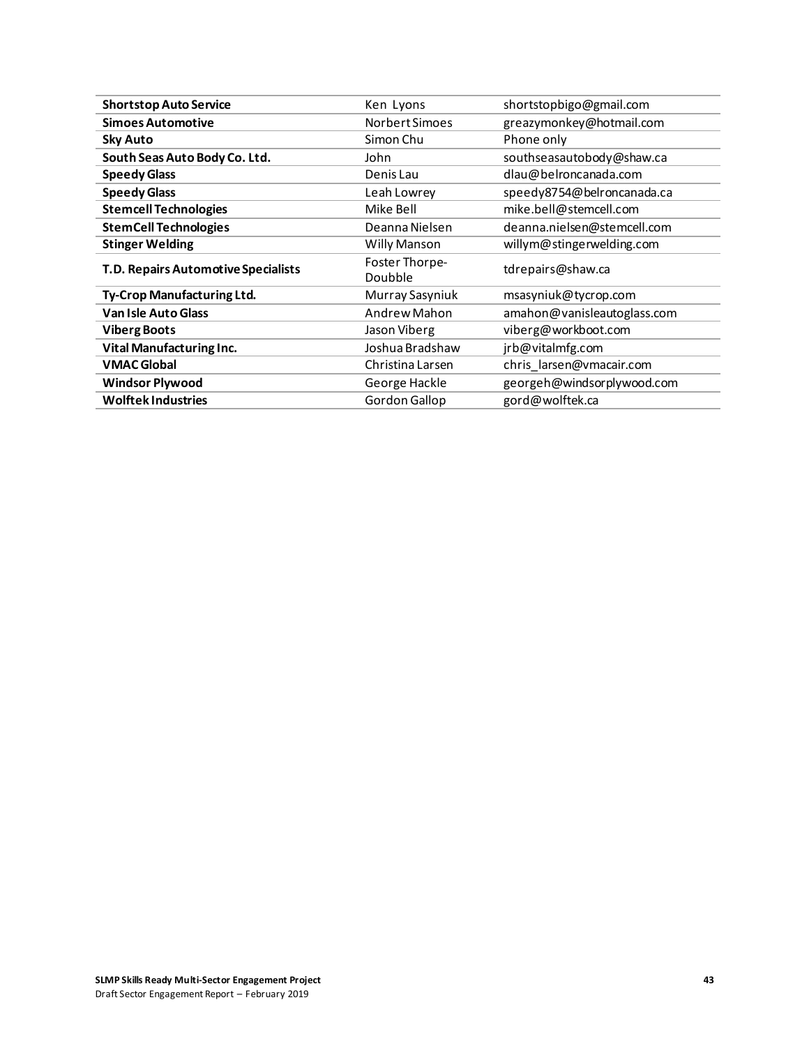| | | |
|---|---|---|
| **Shortstop Auto Service** | Ken Lyons | shortstopbigo@gmail.com |
| **Simoes Automotive** | Norbert Simoes | greazymonkey@hotmail.com |
| **Sky Auto** | Simon Chu | Phone only |
| **South Seas Auto Body Co. Ltd.** | John | southseasautobody@shaw.ca |
| **Speedy Glass** | Denis Lau | dlau@belroncanada.com |
| **Speedy Glass** | Leah Lowrey | speedy8754@belroncanada.ca |
| **Stemcell Technologies** | Mike Bell | mike.bell@stemcell.com |
| **StemCell Technologies** | Deanna Nielsen | deanna.nielsen@stemcell.com |
| **Stinger Welding** | Willy Manson | willym@stingerwelding.com |
| **T.D. Repairs Automotive Specialists** | Foster Thorpe-Doubble | tdrepairs@shaw.ca |
| **Ty-Crop Manufacturing Ltd.** | Murray Sasyniuk | msasyniuk@tycrop.com |
| **Van Isle Auto Glass** | Andrew Mahon | amahon@vanisleautoglass.com |
| **Viberg Boots** | Jason Viberg | viberg@workboot.com |
| **Vital Manufacturing Inc.** | Joshua Bradshaw | jrb@vitalmfg.com |
| **VMAC Global** | Christina Larsen | chris_larsen@vmacair.com |
| **Windsor Plywood** | George Hackle | georgeh@windsorplywood.com |
| **Wolftek Industries** | Gordon Gallop | gord@wolftek.ca |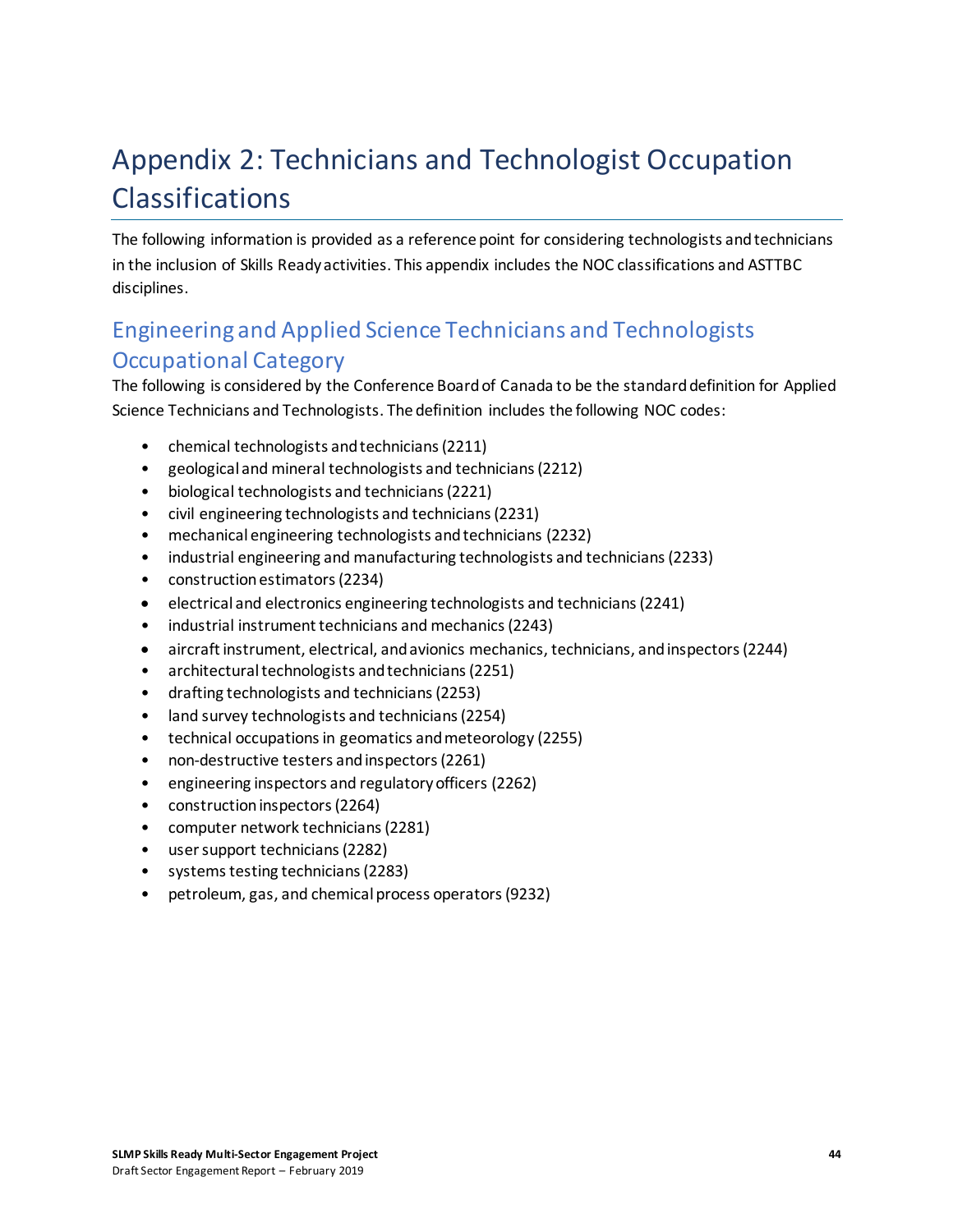# Appendix 2: Technicians and Technologist Occupation Classifications

The following information is provided as a reference point for considering technologists and technicians in the inclusion of Skills Ready activities. This appendix includes the NOC classifications and ASTTBC disciplines.

## Engineering and Applied Science Technicians and Technologists Occupational Category

The following is considered by the Conference Board of Canada to be the standard definition for Applied Science Technicians and Technologists. The definition includes the following NOC codes:

- chemical technologists and technicians (2211)
- geological and mineral technologists and technicians (2212)
- biological technologists and technicians (2221)
- civil engineering technologists and technicians (2231)
- mechanical engineering technologists and technicians (2232)
- industrial engineering and manufacturing technologists and technicians (2233)
- construction estimators (2234)
- electrical and electronics engineering technologists and technicians (2241)
- industrial instrument technicians and mechanics (2243)
- aircraft instrument, electrical, and avionics mechanics, technicians, and inspectors (2244)
- architectural technologists and technicians (2251)
- drafting technologists and technicians (2253)
- land survey technologists and technicians (2254)
- technical occupations in geomatics and meteorology (2255)
- non-destructive testers and inspectors (2261)
- engineering inspectors and regulatory officers (2262)
- construction inspectors (2264)
- computer network technicians (2281)
- user support technicians (2282)
- systems testing technicians (2283)
- petroleum, gas, and chemical process operators (9232)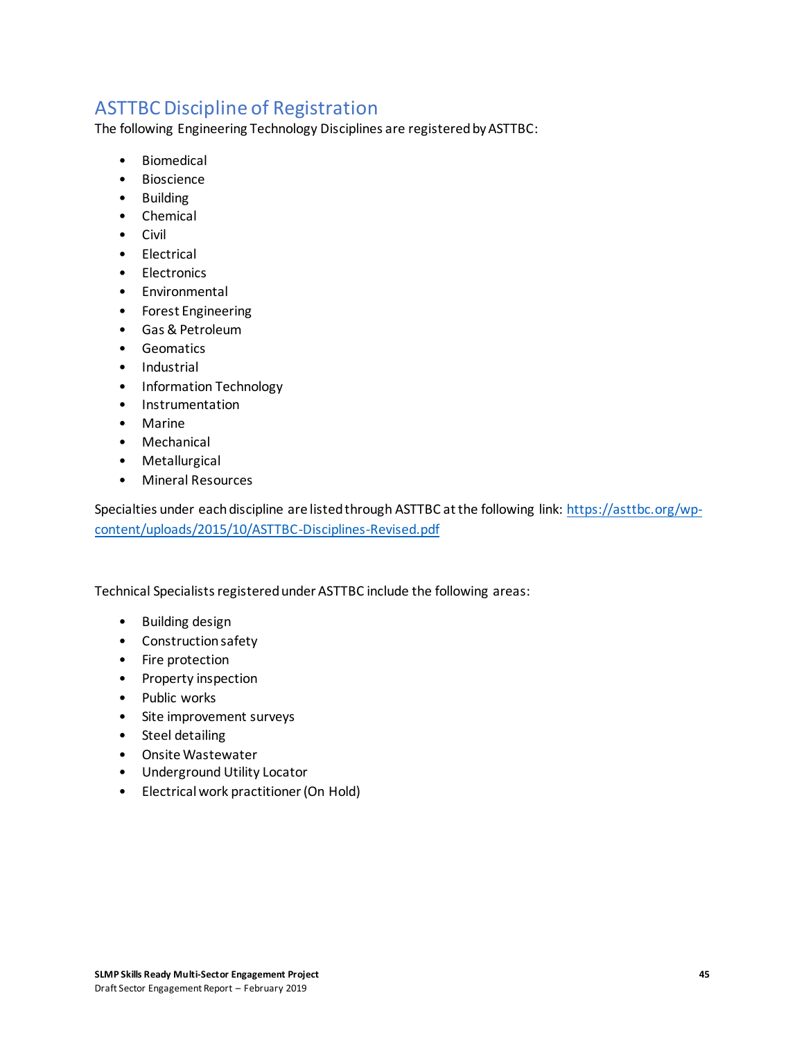## ASTTBC Discipline of Registration

The following Engineering Technology Disciplines are registered by ASTTBC:

- Biomedical
- Bioscience
- Building
- Chemical
- Civil
- Electrical
- Electronics
- Environmental
- Forest Engineering
- Gas & Petroleum
- Geomatics
- Industrial
- Information Technology
- Instrumentation
- Marine
- Mechanical
- Metallurgical
- Mineral Resources

Specialties under each discipline are listed through ASTTBC at the following link: [https://asttbc.org/wp-content/uploads/2015/10/ASTTBC-Disciplines-Revised.pdf](https://asttbc.org/wp-content/uploads/2015/10/ASTTBC-Disciplines-Revised.pdf)

Technical Specialists registered under ASTTBC include the following areas:

- Building design
- Construction safety
- Fire protection
- Property inspection
- Public works
- Site improvement surveys
- Steel detailing
- Onsite Wastewater
- Underground Utility Locator
- Electrical work practitioner (On Hold)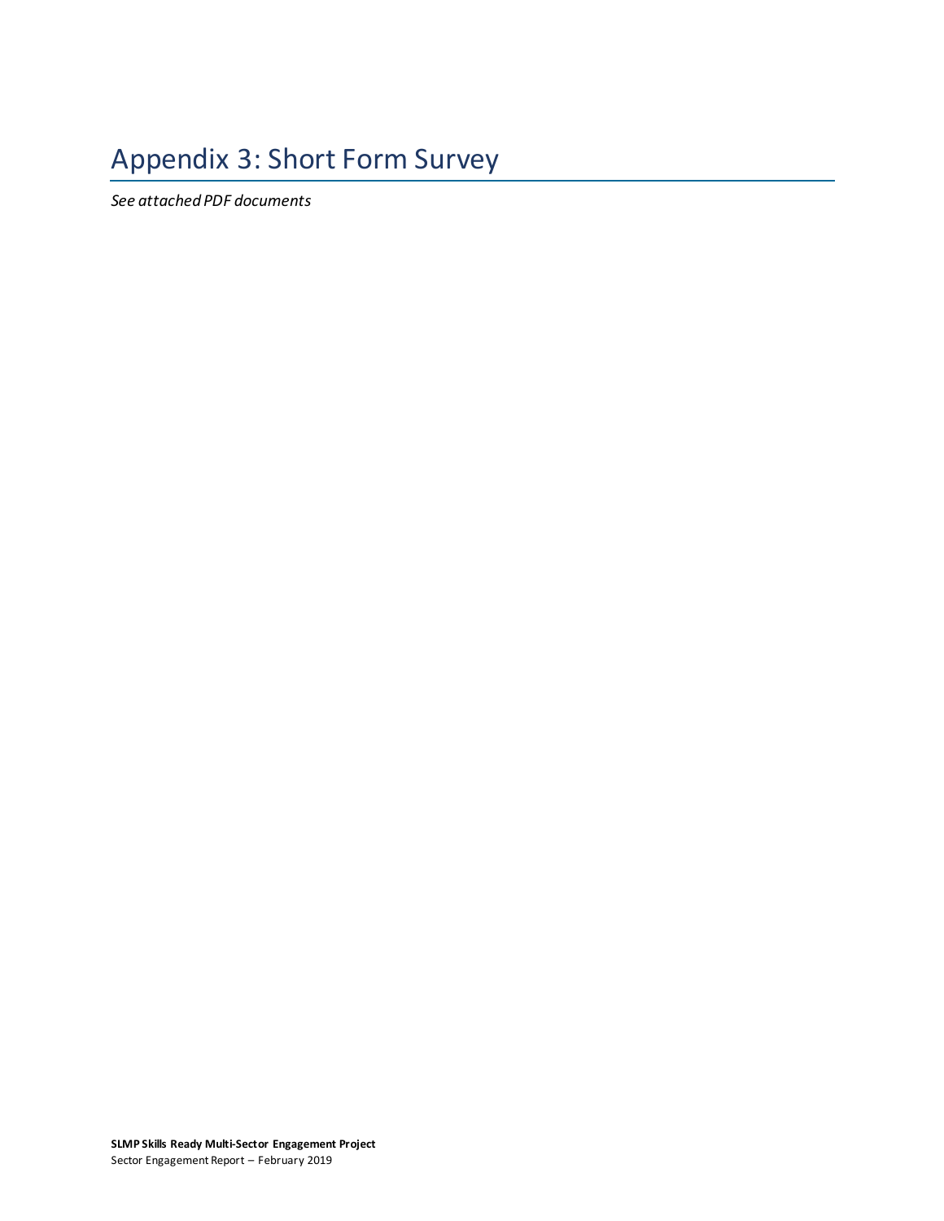# Appendix 3: Short Form Survey

*See attached PDF documents*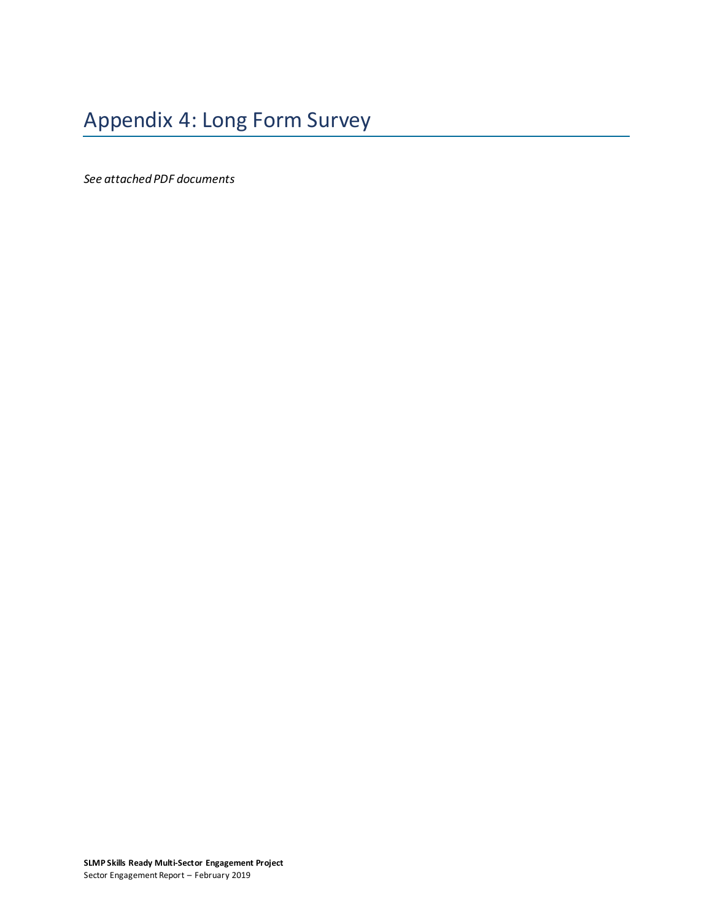# Appendix 4: Long Form Survey

*See attached PDF documents*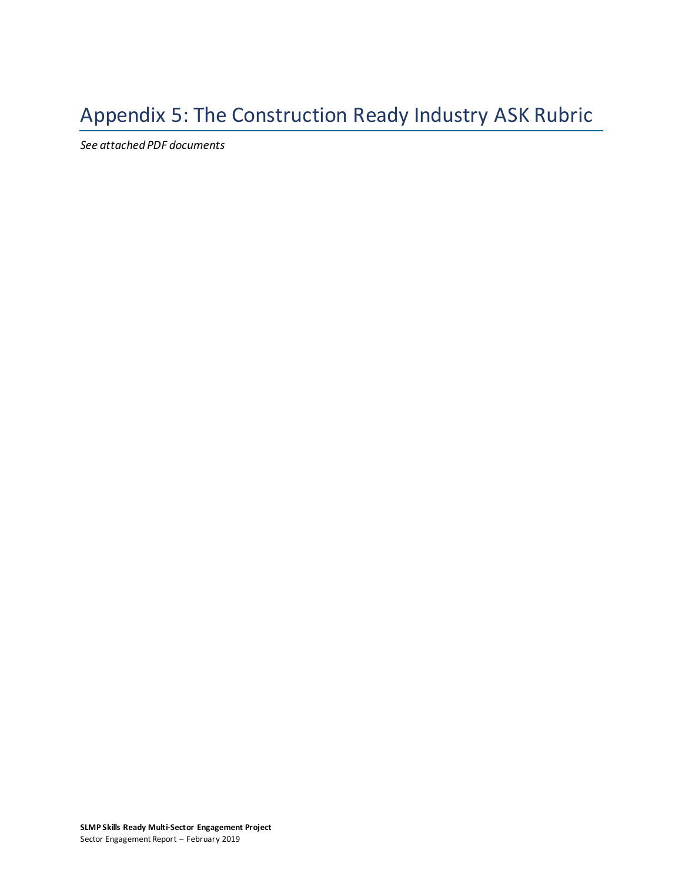# Appendix 5: The Construction Ready Industry ASK Rubric

*See attached PDF documents*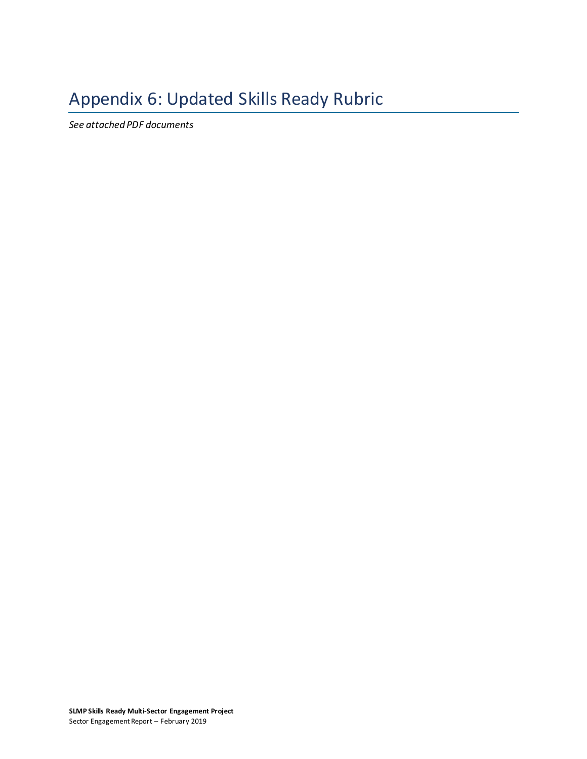# Appendix 6: Updated Skills Ready Rubric

*See attached PDF documents*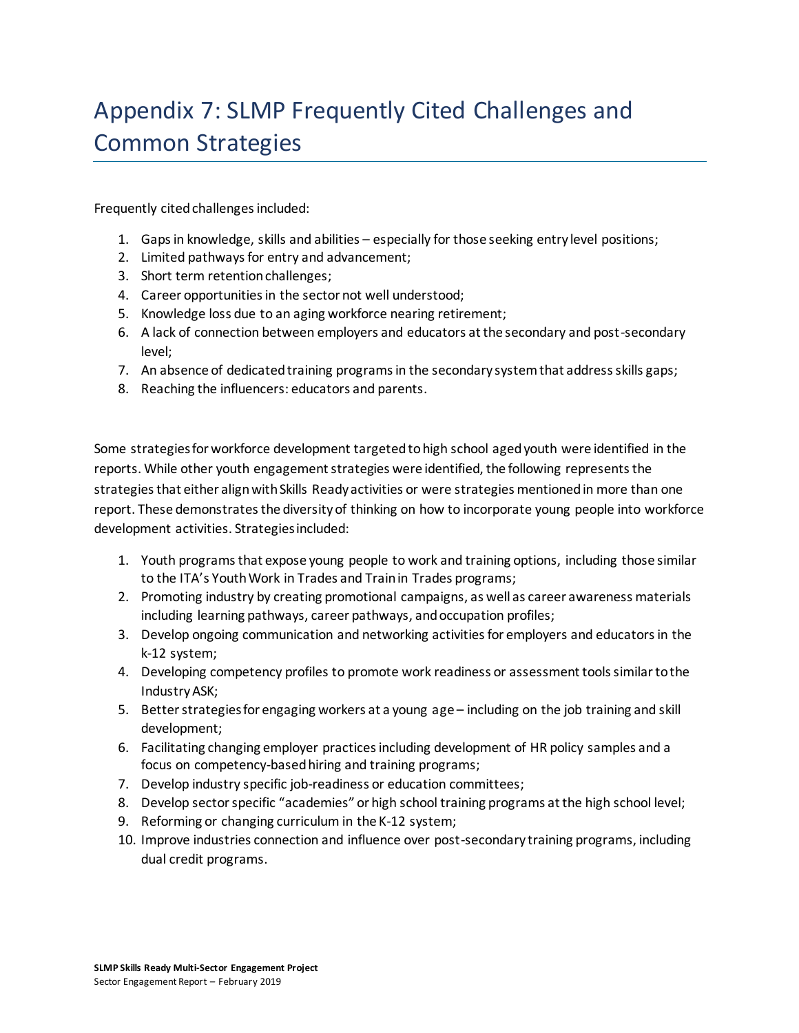# Appendix 7: SLMP Frequently Cited Challenges and Common Strategies

Frequently cited challenges included:

1. Gaps in knowledge, skills and abilities – especially for those seeking entry level positions;
2. Limited pathways for entry and advancement;
3. Short term retention challenges;
4. Career opportunities in the sector not well understood;
5. Knowledge loss due to an aging workforce nearing retirement;
6. A lack of connection between employers and educators at the secondary and post-secondary level;
7. An absence of dedicated training programs in the secondary system that address skills gaps;
8. Reaching the influencers: educators and parents.

Some strategies for workforce development targeted to high school aged youth were identified in the reports. While other youth engagement strategies were identified, the following represents the strategies that either align with Skills Ready activities or were strategies mentioned in more than one report. These demonstrates the diversity of thinking on how to incorporate young people into workforce development activities. Strategies included:

1. Youth programs that expose young people to work and training options, including those similar to the ITA's Youth Work in Trades and Train in Trades programs;
2. Promoting industry by creating promotional campaigns, as well as career awareness materials including learning pathways, career pathways, and occupation profiles;
3. Develop ongoing communication and networking activities for employers and educators in the k-12 system;
4. Developing competency profiles to promote work readiness or assessment tools similar to the Industry ASK;
5. Better strategies for engaging workers at a young age – including on the job training and skill development;
6. Facilitating changing employer practices including development of HR policy samples and a focus on competency-based hiring and training programs;
7. Develop industry specific job-readiness or education committees;
8. Develop sector specific "academies" or high school training programs at the high school level;
9. Reforming or changing curriculum in the K-12 system;
10. Improve industries connection and influence over post-secondary training programs, including dual credit programs.